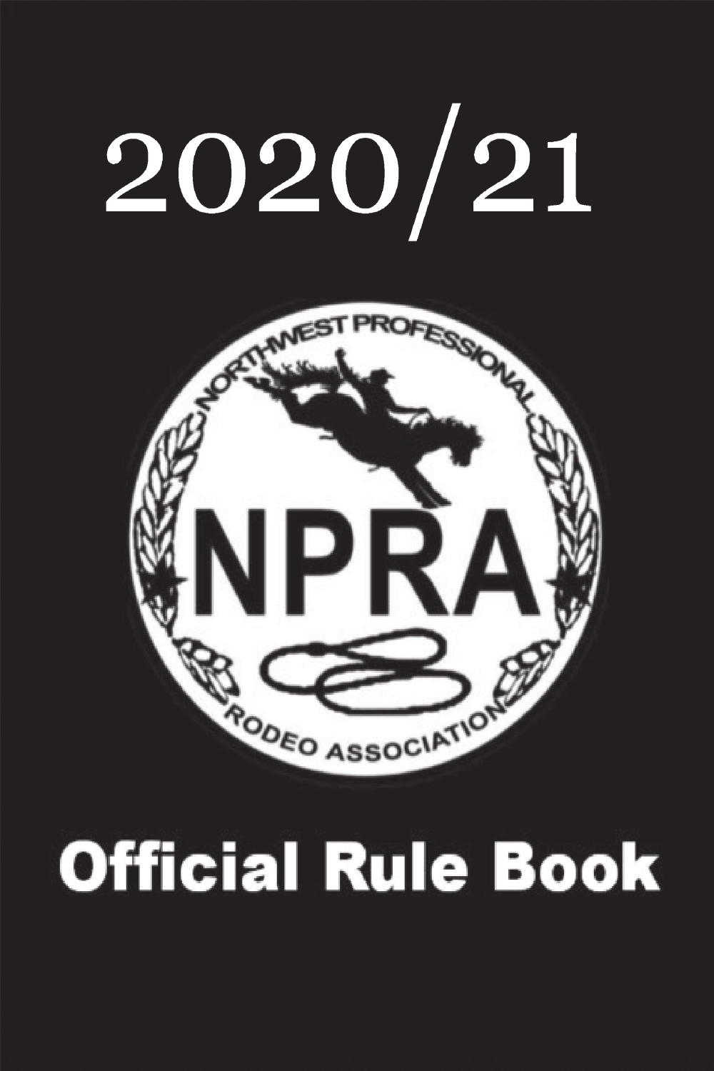# 2020/21

NORTHWEST PROFESSIONAL RODEO ASSOCIATION

NPRA

# Official Rule Book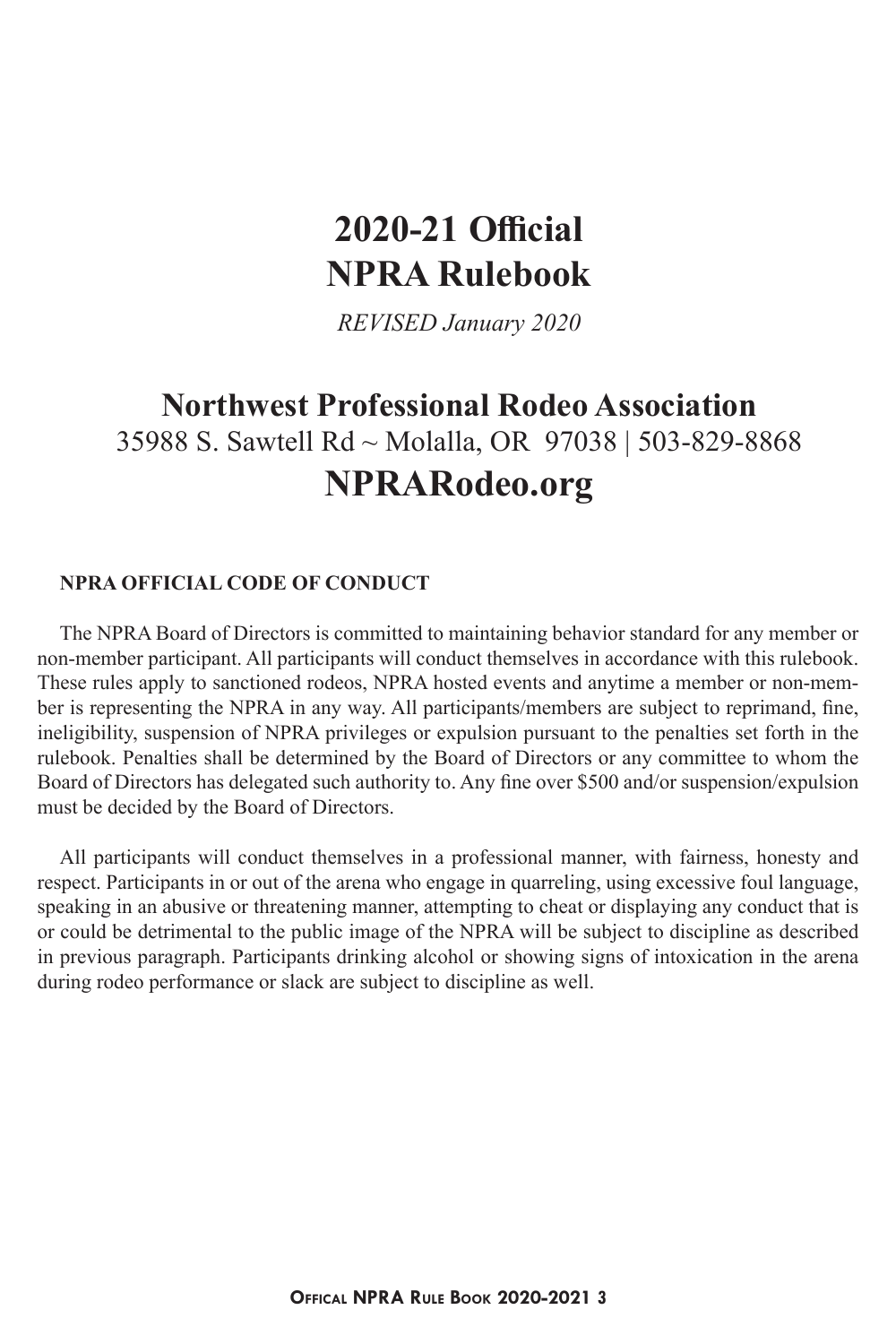# 2020-21 Official NPRA Rulebook

*REVISED January 2020*

## Northwest Professional Rodeo Association

35988 S. Sawtell Rd ~ Molalla, OR 97038 | 503-829-8868

## NPRARodeo.org

**NPRA OFFICIAL CODE OF CONDUCT**

The NPRA Board of Directors is committed to maintaining behavior standard for any member or non-member participant. All participants will conduct themselves in accordance with this rulebook. These rules apply to sanctioned rodeos, NPRA hosted events and anytime a member or non-member is representing the NPRA in any way. All participants/members are subject to reprimand, fine, ineligibility, suspension of NPRA privileges or expulsion pursuant to the penalties set forth in the rulebook. Penalties shall be determined by the Board of Directors or any committee to whom the Board of Directors has delegated such authority to. Any fine over $500 and/or suspension/expulsion must be decided by the Board of Directors.

All participants will conduct themselves in a professional manner, with fairness, honesty and respect. Participants in or out of the arena who engage in quarreling, using excessive foul language, speaking in an abusive or threatening manner, attempting to cheat or displaying any conduct that is or could be detrimental to the public image of the NPRA will be subject to discipline as described in previous paragraph. Participants drinking alcohol or showing signs of intoxication in the arena during rodeo performance or slack are subject to discipline as well.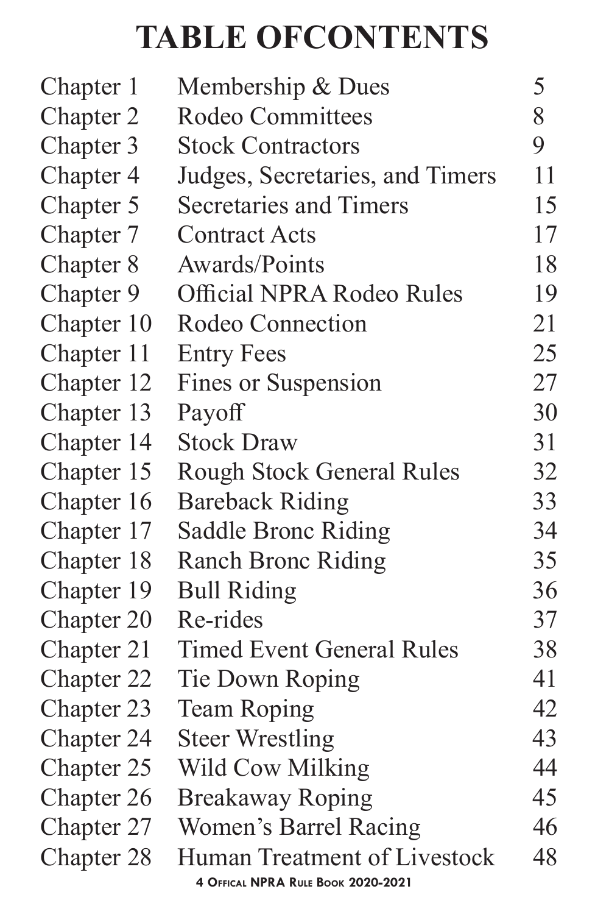# TABLE OFCONTENTS

| | | |
|---|---|---|
| Chapter 1 | Membership & Dues | 5 |
| Chapter 2 | Rodeo Committees | 8 |
| Chapter 3 | Stock Contractors | 9 |
| Chapter 4 | Judges, Secretaries, and Timers | 11 |
| Chapter 5 | Secretaries and Timers | 15 |
| Chapter 7 | Contract Acts | 17 |
| Chapter 8 | Awards/Points | 18 |
| Chapter 9 | Official NPRA Rodeo Rules | 19 |
| Chapter 10 | Rodeo Connection | 21 |
| Chapter 11 | Entry Fees | 25 |
| Chapter 12 | Fines or Suspension | 27 |
| Chapter 13 | Payoff | 30 |
| Chapter 14 | Stock Draw | 31 |
| Chapter 15 | Rough Stock General Rules | 32 |
| Chapter 16 | Bareback Riding | 33 |
| Chapter 17 | Saddle Bronc Riding | 34 |
| Chapter 18 | Ranch Bronc Riding | 35 |
| Chapter 19 | Bull Riding | 36 |
| Chapter 20 | Re-rides | 37 |
| Chapter 21 | Timed Event General Rules | 38 |
| Chapter 22 | Tie Down Roping | 41 |
| Chapter 23 | Team Roping | 42 |
| Chapter 24 | Steer Wrestling | 43 |
| Chapter 25 | Wild Cow Milking | 44 |
| Chapter 26 | Breakaway Roping | 45 |
| Chapter 27 | Women's Barrel Racing | 46 |
| Chapter 28 | Human Treatment of Livestock | 48 |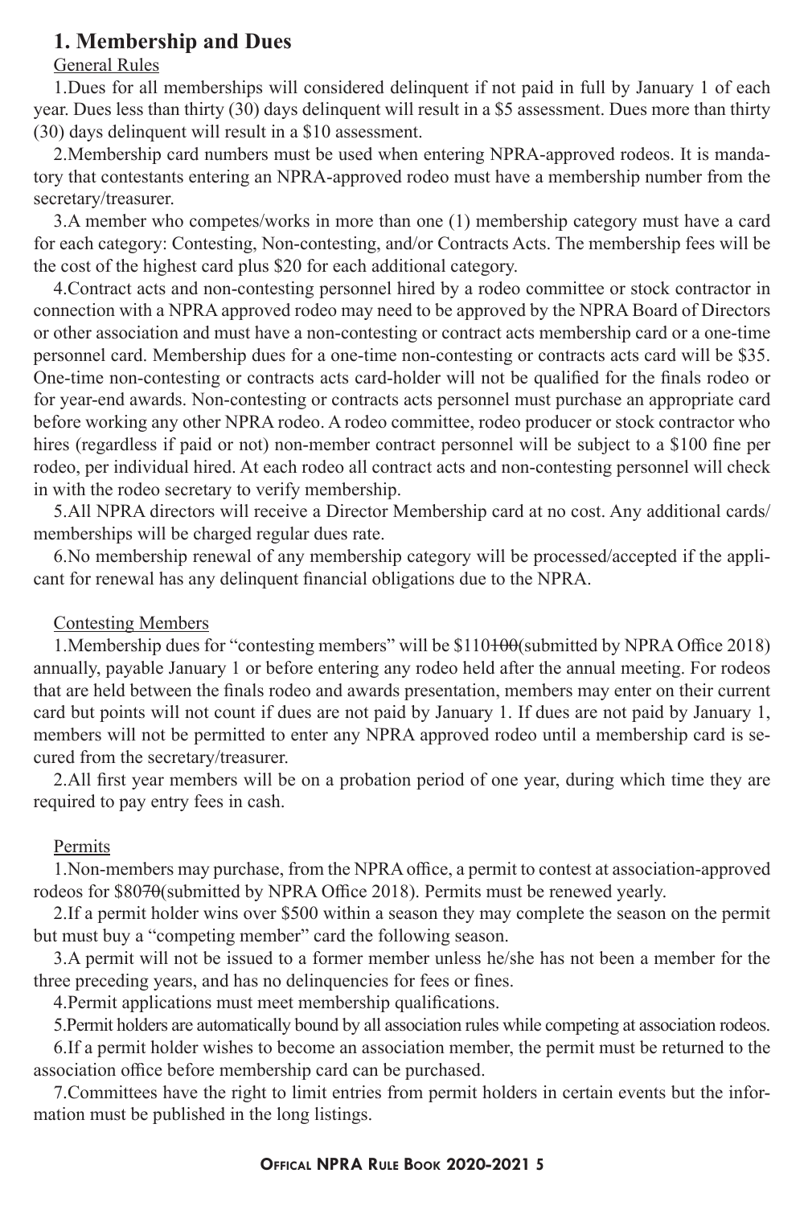## 1. Membership and Dues

General Rules

1.Dues for all memberships will considered delinquent if not paid in full by January 1 of each year. Dues less than thirty (30) days delinquent will result in a $5 assessment. Dues more than thirty (30) days delinquent will result in a $10 assessment.

2.Membership card numbers must be used when entering NPRA-approved rodeos. It is mandatory that contestants entering an NPRA-approved rodeo must have a membership number from the secretary/treasurer.

3.A member who competes/works in more than one (1) membership category must have a card for each category: Contesting, Non-contesting, and/or Contracts Acts. The membership fees will be the cost of the highest card plus $20 for each additional category.

4.Contract acts and non-contesting personnel hired by a rodeo committee or stock contractor in connection with a NPRA approved rodeo may need to be approved by the NPRA Board of Directors or other association and must have a non-contesting or contract acts membership card or a one-time personnel card. Membership dues for a one-time non-contesting or contracts acts card will be $35. One-time non-contesting or contracts acts card-holder will not be qualified for the finals rodeo or for year-end awards. Non-contesting or contracts acts personnel must purchase an appropriate card before working any other NPRA rodeo. A rodeo committee, rodeo producer or stock contractor who hires (regardless if paid or not) non-member contract personnel will be subject to a $100 fine per rodeo, per individual hired. At each rodeo all contract acts and non-contesting personnel will check in with the rodeo secretary to verify membership.

5.All NPRA directors will receive a Director Membership card at no cost. Any additional cards/memberships will be charged regular dues rate.

6.No membership renewal of any membership category will be processed/accepted if the applicant for renewal has any delinquent financial obligations due to the NPRA.

Contesting Members

1.Membership dues for "contesting members" will be $110~~100~~(submitted by NPRA Office 2018) annually, payable January 1 or before entering any rodeo held after the annual meeting. For rodeos that are held between the finals rodeo and awards presentation, members may enter on their current card but points will not count if dues are not paid by January 1. If dues are not paid by January 1, members will not be permitted to enter any NPRA approved rodeo until a membership card is secured from the secretary/treasurer.

2.All first year members will be on a probation period of one year, during which time they are required to pay entry fees in cash.

Permits

1.Non-members may purchase, from the NPRA office, a permit to contest at association-approved rodeos for $80~~70~~(submitted by NPRA Office 2018). Permits must be renewed yearly.

2.If a permit holder wins over $500 within a season they may complete the season on the permit but must buy a "competing member" card the following season.

3.A permit will not be issued to a former member unless he/she has not been a member for the three preceding years, and has no delinquencies for fees or fines.

4.Permit applications must meet membership qualifications.

5.Permit holders are automatically bound by all association rules while competing at association rodeos.

6.If a permit holder wishes to become an association member, the permit must be returned to the association office before membership card can be purchased.

7.Committees have the right to limit entries from permit holders in certain events but the information must be published in the long listings.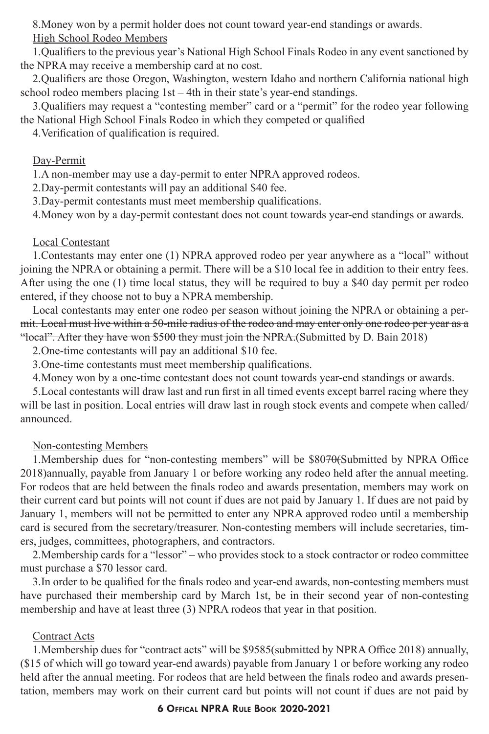8.Money won by a permit holder does not count toward year-end standings or awards.

High School Rodeo Members

1.Qualifiers to the previous year's National High School Finals Rodeo in any event sanctioned by the NPRA may receive a membership card at no cost.

2.Qualifiers are those Oregon, Washington, western Idaho and northern California national high school rodeo members placing 1st – 4th in their state's year-end standings.

3.Qualifiers may request a "contesting member" card or a "permit" for the rodeo year following the National High School Finals Rodeo in which they competed or qualified

4.Verification of qualification is required.

Day-Permit

1.A non-member may use a day-permit to enter NPRA approved rodeos.

2.Day-permit contestants will pay an additional $40 fee.

3.Day-permit contestants must meet membership qualifications.

4.Money won by a day-permit contestant does not count towards year-end standings or awards.

Local Contestant

1.Contestants may enter one (1) NPRA approved rodeo per year anywhere as a "local" without joining the NPRA or obtaining a permit. There will be a $10 local fee in addition to their entry fees. After using the one (1) time local status, they will be required to buy a $40 day permit per rodeo entered, if they choose not to buy a NPRA membership.

~~Local contestants may enter one rodeo per season without joining the NPRA or obtaining a permit. Local must live within a 50-mile radius of the rodeo and may enter only one rodeo per year as a "local". After they have won $500 they must join the NPRA.~~(Submitted by D. Bain 2018)

2.One-time contestants will pay an additional $10 fee.

3.One-time contestants must meet membership qualifications.

4.Money won by a one-time contestant does not count towards year-end standings or awards.

5.Local contestants will draw last and run first in all timed events except barrel racing where they will be last in position. Local entries will draw last in rough stock events and compete when called/announced.

Non-contesting Members

1.Membership dues for "non-contesting members" will be $80~~70~~(Submitted by NPRA Office 2018)annually, payable from January 1 or before working any rodeo held after the annual meeting. For rodeos that are held between the finals rodeo and awards presentation, members may work on their current card but points will not count if dues are not paid by January 1. If dues are not paid by January 1, members will not be permitted to enter any NPRA approved rodeo until a membership card is secured from the secretary/treasurer. Non-contesting members will include secretaries, timers, judges, committees, photographers, and contractors.

2.Membership cards for a "lessor" – who provides stock to a stock contractor or rodeo committee must purchase a $70 lessor card.

3.In order to be qualified for the finals rodeo and year-end awards, non-contesting members must have purchased their membership card by March 1st, be in their second year of non-contesting membership and have at least three (3) NPRA rodeos that year in that position.

Contract Acts

1.Membership dues for "contract acts" will be $95~~85~~(submitted by NPRA Office 2018) annually, ($15 of which will go toward year-end awards) payable from January 1 or before working any rodeo held after the annual meeting. For rodeos that are held between the finals rodeo and awards presentation, members may work on their current card but points will not count if dues are not paid by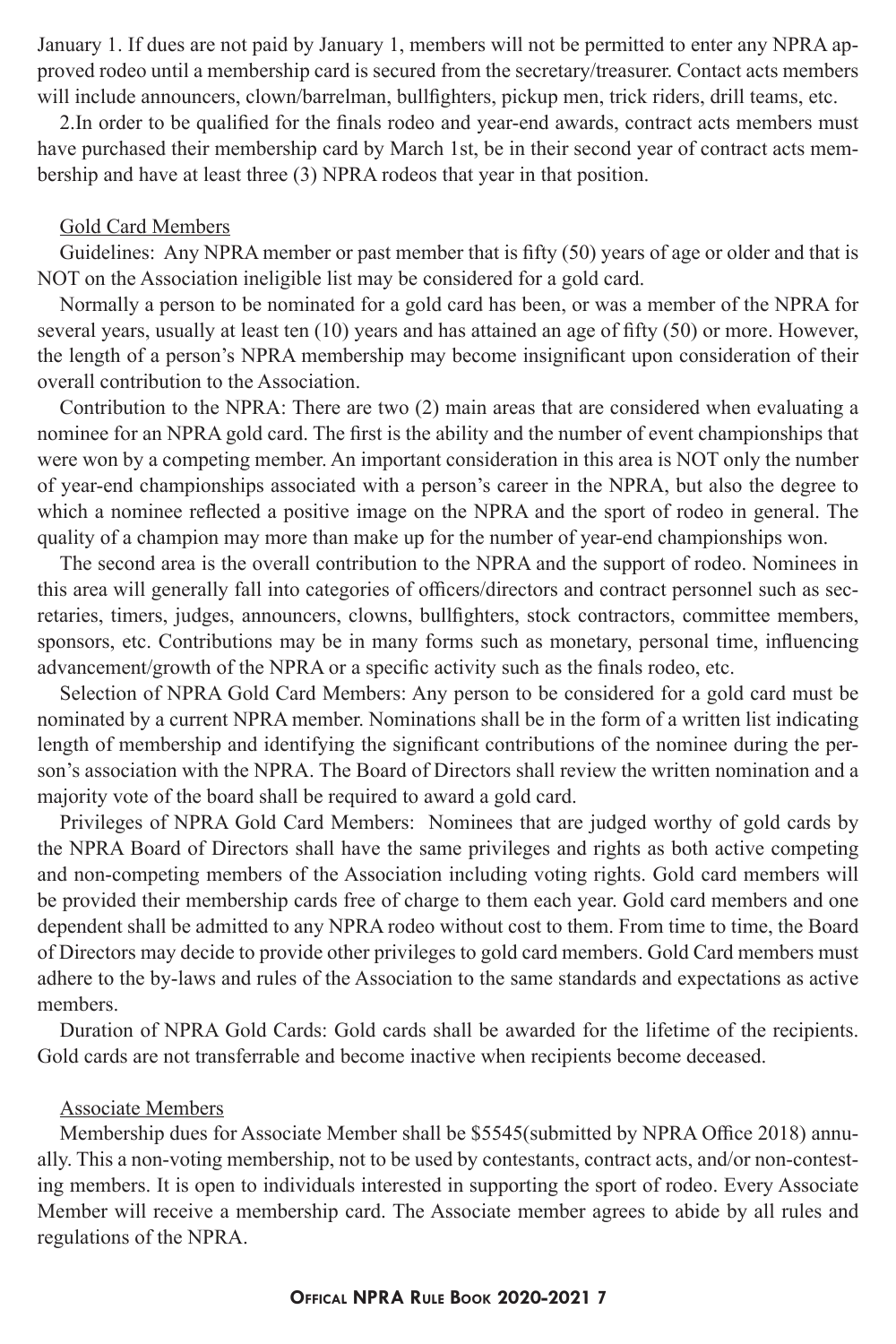January 1. If dues are not paid by January 1, members will not be permitted to enter any NPRA approved rodeo until a membership card is secured from the secretary/treasurer. Contact acts members will include announcers, clown/barrelman, bullfighters, pickup men, trick riders, drill teams, etc.

2.In order to be qualified for the finals rodeo and year-end awards, contract acts members must have purchased their membership card by March 1st, be in their second year of contract acts membership and have at least three (3) NPRA rodeos that year in that position.

### Gold Card Members

Guidelines: Any NPRA member or past member that is fifty (50) years of age or older and that is NOT on the Association ineligible list may be considered for a gold card.

Normally a person to be nominated for a gold card has been, or was a member of the NPRA for several years, usually at least ten (10) years and has attained an age of fifty (50) or more. However, the length of a person's NPRA membership may become insignificant upon consideration of their overall contribution to the Association.

Contribution to the NPRA: There are two (2) main areas that are considered when evaluating a nominee for an NPRA gold card. The first is the ability and the number of event championships that were won by a competing member. An important consideration in this area is NOT only the number of year-end championships associated with a person's career in the NPRA, but also the degree to which a nominee reflected a positive image on the NPRA and the sport of rodeo in general. The quality of a champion may more than make up for the number of year-end championships won.

The second area is the overall contribution to the NPRA and the support of rodeo. Nominees in this area will generally fall into categories of officers/directors and contract personnel such as secretaries, timers, judges, announcers, clowns, bullfighters, stock contractors, committee members, sponsors, etc. Contributions may be in many forms such as monetary, personal time, influencing advancement/growth of the NPRA or a specific activity such as the finals rodeo, etc.

Selection of NPRA Gold Card Members: Any person to be considered for a gold card must be nominated by a current NPRA member. Nominations shall be in the form of a written list indicating length of membership and identifying the significant contributions of the nominee during the person's association with the NPRA. The Board of Directors shall review the written nomination and a majority vote of the board shall be required to award a gold card.

Privileges of NPRA Gold Card Members: Nominees that are judged worthy of gold cards by the NPRA Board of Directors shall have the same privileges and rights as both active competing and non-competing members of the Association including voting rights. Gold card members will be provided their membership cards free of charge to them each year. Gold card members and one dependent shall be admitted to any NPRA rodeo without cost to them. From time to time, the Board of Directors may decide to provide other privileges to gold card members. Gold Card members must adhere to the by-laws and rules of the Association to the same standards and expectations as active members.

Duration of NPRA Gold Cards: Gold cards shall be awarded for the lifetime of the recipients. Gold cards are not transferrable and become inactive when recipients become deceased.

### Associate Members

Membership dues for Associate Member shall be $5545(submitted by NPRA Office 2018) annually. This a non-voting membership, not to be used by contestants, contract acts, and/or non-contesting members. It is open to individuals interested in supporting the sport of rodeo. Every Associate Member will receive a membership card. The Associate member agrees to abide by all rules and regulations of the NPRA.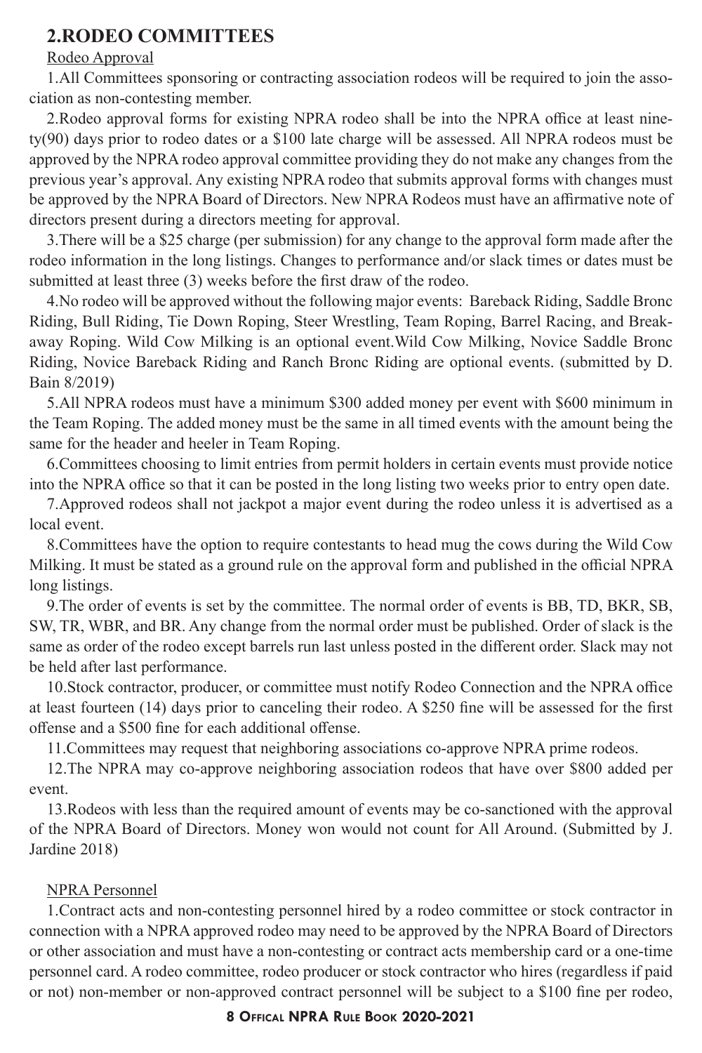## 2.RODEO COMMITTEES

Rodeo Approval

1.All Committees sponsoring or contracting association rodeos will be required to join the association as non-contesting member.

2.Rodeo approval forms for existing NPRA rodeo shall be into the NPRA office at least ninety(90) days prior to rodeo dates or a $100 late charge will be assessed. All NPRA rodeos must be approved by the NPRA rodeo approval committee providing they do not make any changes from the previous year's approval. Any existing NPRA rodeo that submits approval forms with changes must be approved by the NPRA Board of Directors. New NPRA Rodeos must have an affirmative note of directors present during a directors meeting for approval.

3.There will be a $25 charge (per submission) for any change to the approval form made after the rodeo information in the long listings. Changes to performance and/or slack times or dates must be submitted at least three (3) weeks before the first draw of the rodeo.

4.No rodeo will be approved without the following major events: Bareback Riding, Saddle Bronc Riding, Bull Riding, Tie Down Roping, Steer Wrestling, Team Roping, Barrel Racing, and Breakaway Roping. Wild Cow Milking is an optional event.Wild Cow Milking, Novice Saddle Bronc Riding, Novice Bareback Riding and Ranch Bronc Riding are optional events. (submitted by D. Bain 8/2019)

5.All NPRA rodeos must have a minimum $300 added money per event with $600 minimum in the Team Roping. The added money must be the same in all timed events with the amount being the same for the header and heeler in Team Roping.

6.Committees choosing to limit entries from permit holders in certain events must provide notice into the NPRA office so that it can be posted in the long listing two weeks prior to entry open date.

7.Approved rodeos shall not jackpot a major event during the rodeo unless it is advertised as a local event.

8.Committees have the option to require contestants to head mug the cows during the Wild Cow Milking. It must be stated as a ground rule on the approval form and published in the official NPRA long listings.

9.The order of events is set by the committee. The normal order of events is BB, TD, BKR, SB, SW, TR, WBR, and BR. Any change from the normal order must be published. Order of slack is the same as order of the rodeo except barrels run last unless posted in the different order. Slack may not be held after last performance.

10.Stock contractor, producer, or committee must notify Rodeo Connection and the NPRA office at least fourteen (14) days prior to canceling their rodeo. A $250 fine will be assessed for the first offense and a $500 fine for each additional offense.

11.Committees may request that neighboring associations co-approve NPRA prime rodeos.

12.The NPRA may co-approve neighboring association rodeos that have over $800 added per event.

13.Rodeos with less than the required amount of events may be co-sanctioned with the approval of the NPRA Board of Directors. Money won would not count for All Around. (Submitted by J. Jardine 2018)

NPRA Personnel

1.Contract acts and non-contesting personnel hired by a rodeo committee or stock contractor in connection with a NPRA approved rodeo may need to be approved by the NPRA Board of Directors or other association and must have a non-contesting or contract acts membership card or a one-time personnel card. A rodeo committee, rodeo producer or stock contractor who hires (regardless if paid or not) non-member or non-approved contract personnel will be subject to a $100 fine per rodeo,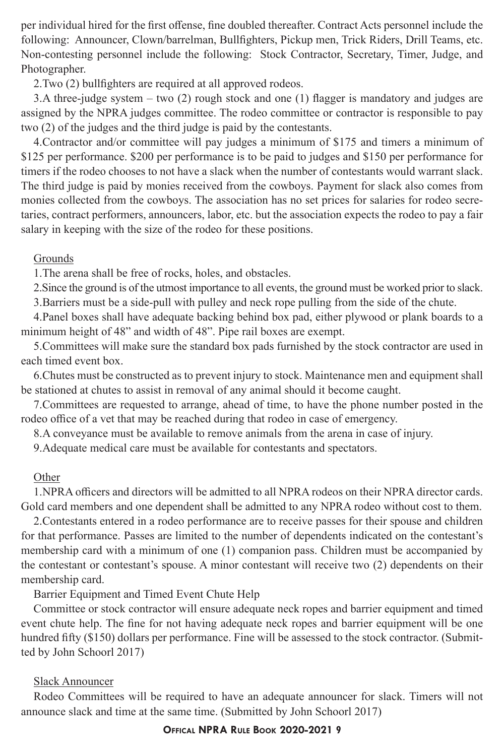per individual hired for the first offense, fine doubled thereafter. Contract Acts personnel include the following: Announcer, Clown/barrelman, Bullfighters, Pickup men, Trick Riders, Drill Teams, etc. Non-contesting personnel include the following: Stock Contractor, Secretary, Timer, Judge, and Photographer.

2.Two (2) bullfighters are required at all approved rodeos.

3.A three-judge system – two (2) rough stock and one (1) flagger is mandatory and judges are assigned by the NPRA judges committee. The rodeo committee or contractor is responsible to pay two (2) of the judges and the third judge is paid by the contestants.

4.Contractor and/or committee will pay judges a minimum of $175 and timers a minimum of $125 per performance. $200 per performance is to be paid to judges and $150 per performance for timers if the rodeo chooses to not have a slack when the number of contestants would warrant slack. The third judge is paid by monies received from the cowboys. Payment for slack also comes from monies collected from the cowboys. The association has no set prices for salaries for rodeo secretaries, contract performers, announcers, labor, etc. but the association expects the rodeo to pay a fair salary in keeping with the size of the rodeo for these positions.

Grounds

1.The arena shall be free of rocks, holes, and obstacles.

2.Since the ground is of the utmost importance to all events, the ground must be worked prior to slack.

3.Barriers must be a side-pull with pulley and neck rope pulling from the side of the chute.

4.Panel boxes shall have adequate backing behind box pad, either plywood or plank boards to a minimum height of 48" and width of 48". Pipe rail boxes are exempt.

5.Committees will make sure the standard box pads furnished by the stock contractor are used in each timed event box.

6.Chutes must be constructed as to prevent injury to stock. Maintenance men and equipment shall be stationed at chutes to assist in removal of any animal should it become caught.

7.Committees are requested to arrange, ahead of time, to have the phone number posted in the rodeo office of a vet that may be reached during that rodeo in case of emergency.

8.A conveyance must be available to remove animals from the arena in case of injury.

9.Adequate medical care must be available for contestants and spectators.

Other

1.NPRA officers and directors will be admitted to all NPRA rodeos on their NPRA director cards. Gold card members and one dependent shall be admitted to any NPRA rodeo without cost to them.

2.Contestants entered in a rodeo performance are to receive passes for their spouse and children for that performance. Passes are limited to the number of dependents indicated on the contestant's membership card with a minimum of one (1) companion pass. Children must be accompanied by the contestant or contestant's spouse. A minor contestant will receive two (2) dependents on their membership card.

Barrier Equipment and Timed Event Chute Help

Committee or stock contractor will ensure adequate neck ropes and barrier equipment and timed event chute help. The fine for not having adequate neck ropes and barrier equipment will be one hundred fifty ($150) dollars per performance. Fine will be assessed to the stock contractor. (Submitted by John Schoorl 2017)

Slack Announcer

Rodeo Committees will be required to have an adequate announcer for slack. Timers will not announce slack and time at the same time. (Submitted by John Schoorl 2017)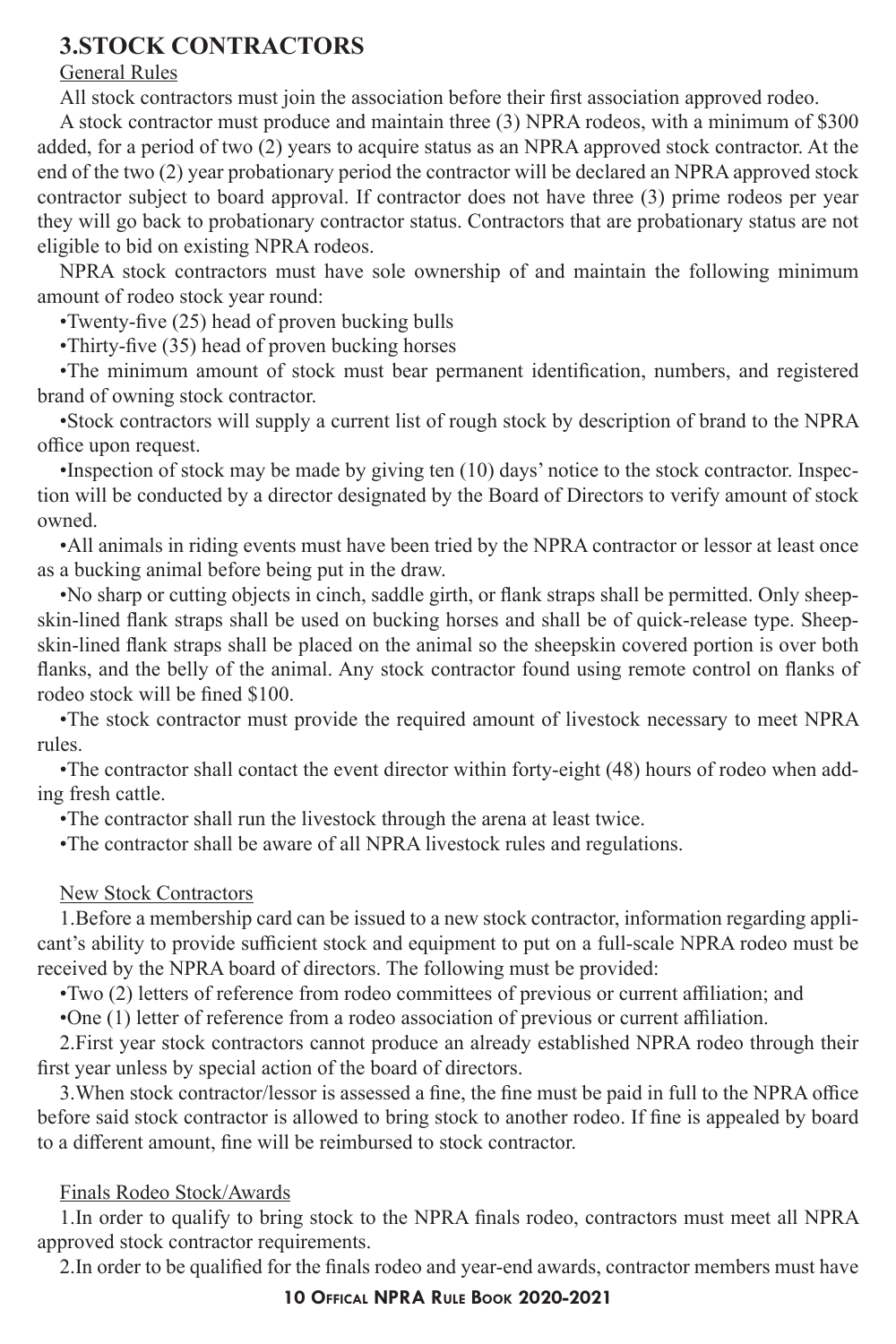## 3.STOCK CONTRACTORS

General Rules

All stock contractors must join the association before their first association approved rodeo.

A stock contractor must produce and maintain three (3) NPRA rodeos, with a minimum of $300 added, for a period of two (2) years to acquire status as an NPRA approved stock contractor. At the end of the two (2) year probationary period the contractor will be declared an NPRA approved stock contractor subject to board approval. If contractor does not have three (3) prime rodeos per year they will go back to probationary contractor status. Contractors that are probationary status are not eligible to bid on existing NPRA rodeos.

NPRA stock contractors must have sole ownership of and maintain the following minimum amount of rodeo stock year round:

- Twenty-five (25) head of proven bucking bulls
- Thirty-five (35) head of proven bucking horses
- The minimum amount of stock must bear permanent identification, numbers, and registered brand of owning stock contractor.
- Stock contractors will supply a current list of rough stock by description of brand to the NPRA office upon request.
- Inspection of stock may be made by giving ten (10) days' notice to the stock contractor. Inspection will be conducted by a director designated by the Board of Directors to verify amount of stock owned.
- All animals in riding events must have been tried by the NPRA contractor or lessor at least once as a bucking animal before being put in the draw.
- No sharp or cutting objects in cinch, saddle girth, or flank straps shall be permitted. Only sheepskin-lined flank straps shall be used on bucking horses and shall be of quick-release type. Sheepskin-lined flank straps shall be placed on the animal so the sheepskin covered portion is over both flanks, and the belly of the animal. Any stock contractor found using remote control on flanks of rodeo stock will be fined $100.
- The stock contractor must provide the required amount of livestock necessary to meet NPRA rules.
- The contractor shall contact the event director within forty-eight (48) hours of rodeo when adding fresh cattle.
- The contractor shall run the livestock through the arena at least twice.
- The contractor shall be aware of all NPRA livestock rules and regulations.

New Stock Contractors

1. Before a membership card can be issued to a new stock contractor, information regarding applicant's ability to provide sufficient stock and equipment to put on a full-scale NPRA rodeo must be received by the NPRA board of directors. The following must be provided:
   - Two (2) letters of reference from rodeo committees of previous or current affiliation; and
   - One (1) letter of reference from a rodeo association of previous or current affiliation.
2. First year stock contractors cannot produce an already established NPRA rodeo through their first year unless by special action of the board of directors.
3. When stock contractor/lessor is assessed a fine, the fine must be paid in full to the NPRA office before said stock contractor is allowed to bring stock to another rodeo. If fine is appealed by board to a different amount, fine will be reimbursed to stock contractor.

Finals Rodeo Stock/Awards

1. In order to qualify to bring stock to the NPRA finals rodeo, contractors must meet all NPRA approved stock contractor requirements.
2. In order to be qualified for the finals rodeo and year-end awards, contractor members must have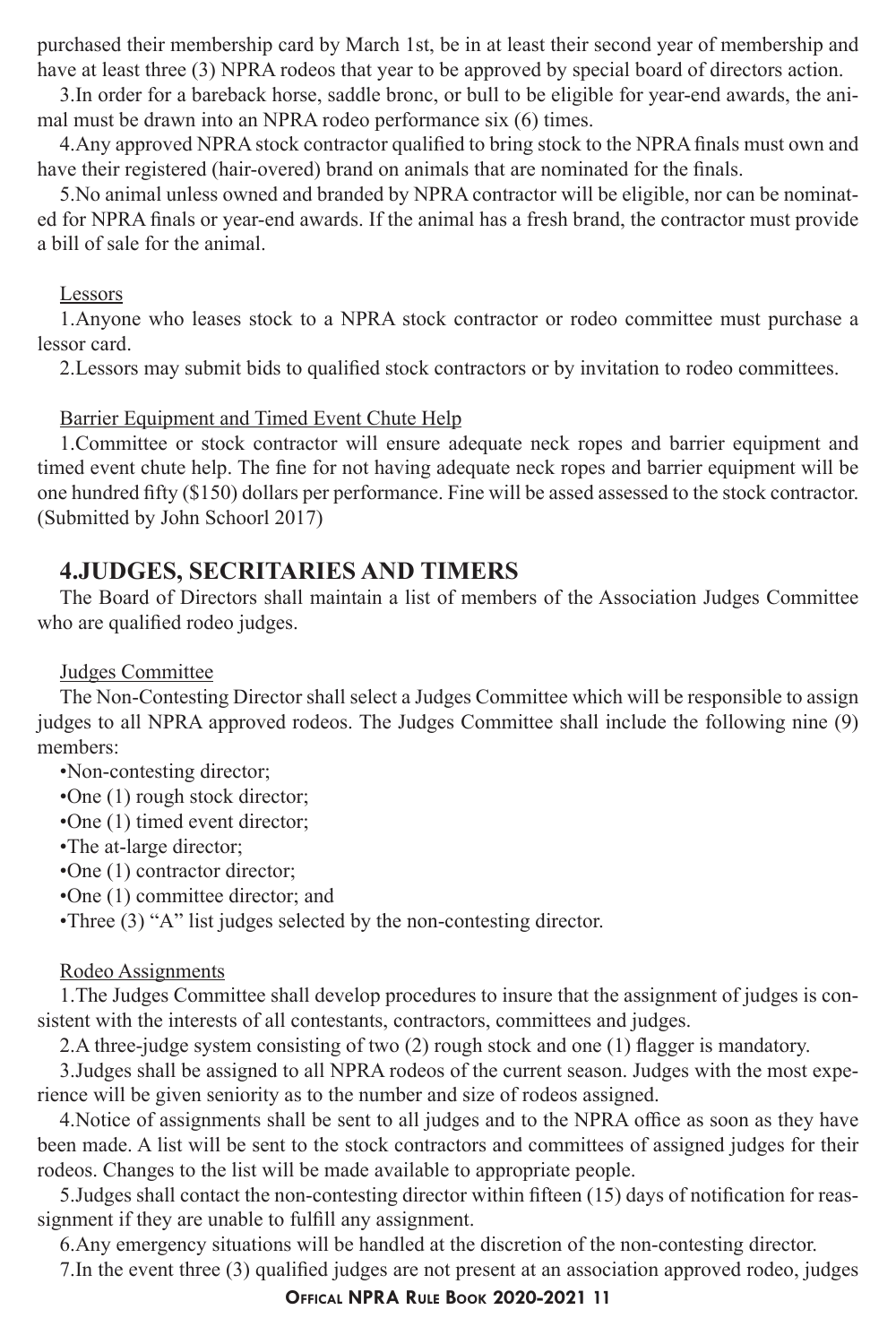purchased their membership card by March 1st, be in at least their second year of membership and have at least three (3) NPRA rodeos that year to be approved by special board of directors action.

3.In order for a bareback horse, saddle bronc, or bull to be eligible for year-end awards, the animal must be drawn into an NPRA rodeo performance six (6) times.

4.Any approved NPRA stock contractor qualified to bring stock to the NPRA finals must own and have their registered (hair-overed) brand on animals that are nominated for the finals.

5.No animal unless owned and branded by NPRA contractor will be eligible, nor can be nominated for NPRA finals or year-end awards. If the animal has a fresh brand, the contractor must provide a bill of sale for the animal.

Lessors

1.Anyone who leases stock to a NPRA stock contractor or rodeo committee must purchase a lessor card.

2.Lessors may submit bids to qualified stock contractors or by invitation to rodeo committees.

Barrier Equipment and Timed Event Chute Help

1.Committee or stock contractor will ensure adequate neck ropes and barrier equipment and timed event chute help. The fine for not having adequate neck ropes and barrier equipment will be one hundred fifty ($150) dollars per performance. Fine will be assed assessed to the stock contractor. (Submitted by John Schoorl 2017)

## 4.JUDGES, SECRITARIES AND TIMERS

The Board of Directors shall maintain a list of members of the Association Judges Committee who are qualified rodeo judges.

Judges Committee

The Non-Contesting Director shall select a Judges Committee which will be responsible to assign judges to all NPRA approved rodeos. The Judges Committee shall include the following nine (9) members:

- Non-contesting director;
- One (1) rough stock director;
- One (1) timed event director;
- The at-large director;
- One (1) contractor director;
- One (1) committee director; and
- Three (3) "A" list judges selected by the non-contesting director.

Rodeo Assignments

1.The Judges Committee shall develop procedures to insure that the assignment of judges is consistent with the interests of all contestants, contractors, committees and judges.

2.A three-judge system consisting of two (2) rough stock and one (1) flagger is mandatory.

3.Judges shall be assigned to all NPRA rodeos of the current season. Judges with the most experience will be given seniority as to the number and size of rodeos assigned.

4.Notice of assignments shall be sent to all judges and to the NPRA office as soon as they have been made. A list will be sent to the stock contractors and committees of assigned judges for their rodeos. Changes to the list will be made available to appropriate people.

5.Judges shall contact the non-contesting director within fifteen (15) days of notification for reassignment if they are unable to fulfill any assignment.

6.Any emergency situations will be handled at the discretion of the non-contesting director.

7.In the event three (3) qualified judges are not present at an association approved rodeo, judges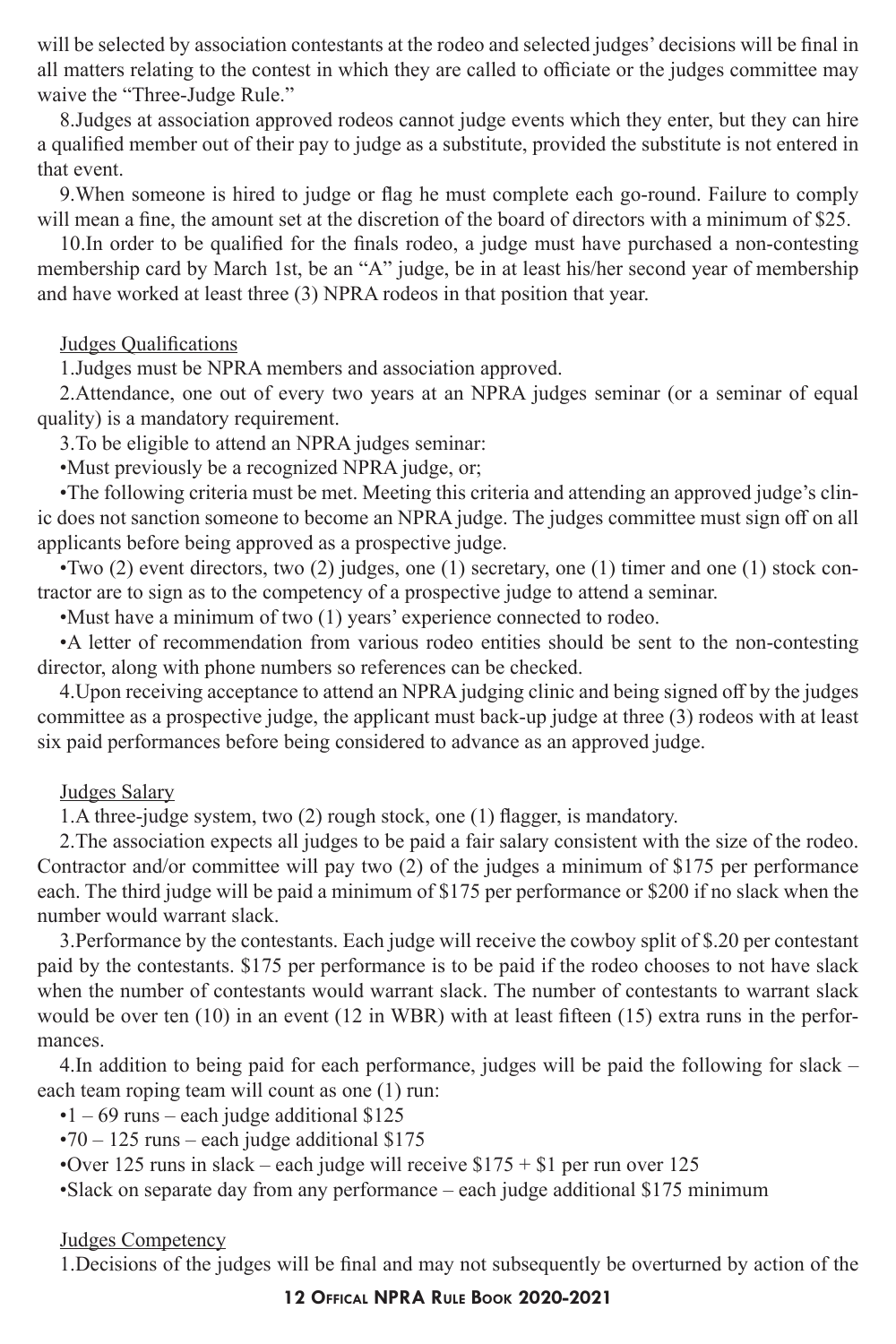will be selected by association contestants at the rodeo and selected judges' decisions will be final in all matters relating to the contest in which they are called to officiate or the judges committee may waive the "Three-Judge Rule."

8.Judges at association approved rodeos cannot judge events which they enter, but they can hire a qualified member out of their pay to judge as a substitute, provided the substitute is not entered in that event.

9.When someone is hired to judge or flag he must complete each go-round. Failure to comply will mean a fine, the amount set at the discretion of the board of directors with a minimum of $25.

10.In order to be qualified for the finals rodeo, a judge must have purchased a non-contesting membership card by March 1st, be an "A" judge, be in at least his/her second year of membership and have worked at least three (3) NPRA rodeos in that position that year.

Judges Qualifications

1.Judges must be NPRA members and association approved.

2.Attendance, one out of every two years at an NPRA judges seminar (or a seminar of equal quality) is a mandatory requirement.

3.To be eligible to attend an NPRA judges seminar:

•Must previously be a recognized NPRA judge, or;

•The following criteria must be met. Meeting this criteria and attending an approved judge's clinic does not sanction someone to become an NPRA judge. The judges committee must sign off on all applicants before being approved as a prospective judge.

•Two (2) event directors, two (2) judges, one (1) secretary, one (1) timer and one (1) stock contractor are to sign as to the competency of a prospective judge to attend a seminar.

•Must have a minimum of two (1) years' experience connected to rodeo.

•A letter of recommendation from various rodeo entities should be sent to the non-contesting director, along with phone numbers so references can be checked.

4.Upon receiving acceptance to attend an NPRA judging clinic and being signed off by the judges committee as a prospective judge, the applicant must back-up judge at three (3) rodeos with at least six paid performances before being considered to advance as an approved judge.

Judges Salary

1.A three-judge system, two (2) rough stock, one (1) flagger, is mandatory.

2.The association expects all judges to be paid a fair salary consistent with the size of the rodeo. Contractor and/or committee will pay two (2) of the judges a minimum of $175 per performance each. The third judge will be paid a minimum of $175 per performance or $200 if no slack when the number would warrant slack.

3.Performance by the contestants. Each judge will receive the cowboy split of $.20 per contestant paid by the contestants. $175 per performance is to be paid if the rodeo chooses to not have slack when the number of contestants would warrant slack. The number of contestants to warrant slack would be over ten (10) in an event (12 in WBR) with at least fifteen (15) extra runs in the performances.

4.In addition to being paid for each performance, judges will be paid the following for slack – each team roping team will count as one (1) run:

•1 – 69 runs – each judge additional $125

•70 – 125 runs – each judge additional $175

•Over 125 runs in slack – each judge will receive $175 + $1 per run over 125

•Slack on separate day from any performance – each judge additional $175 minimum

Judges Competency

1.Decisions of the judges will be final and may not subsequently be overturned by action of the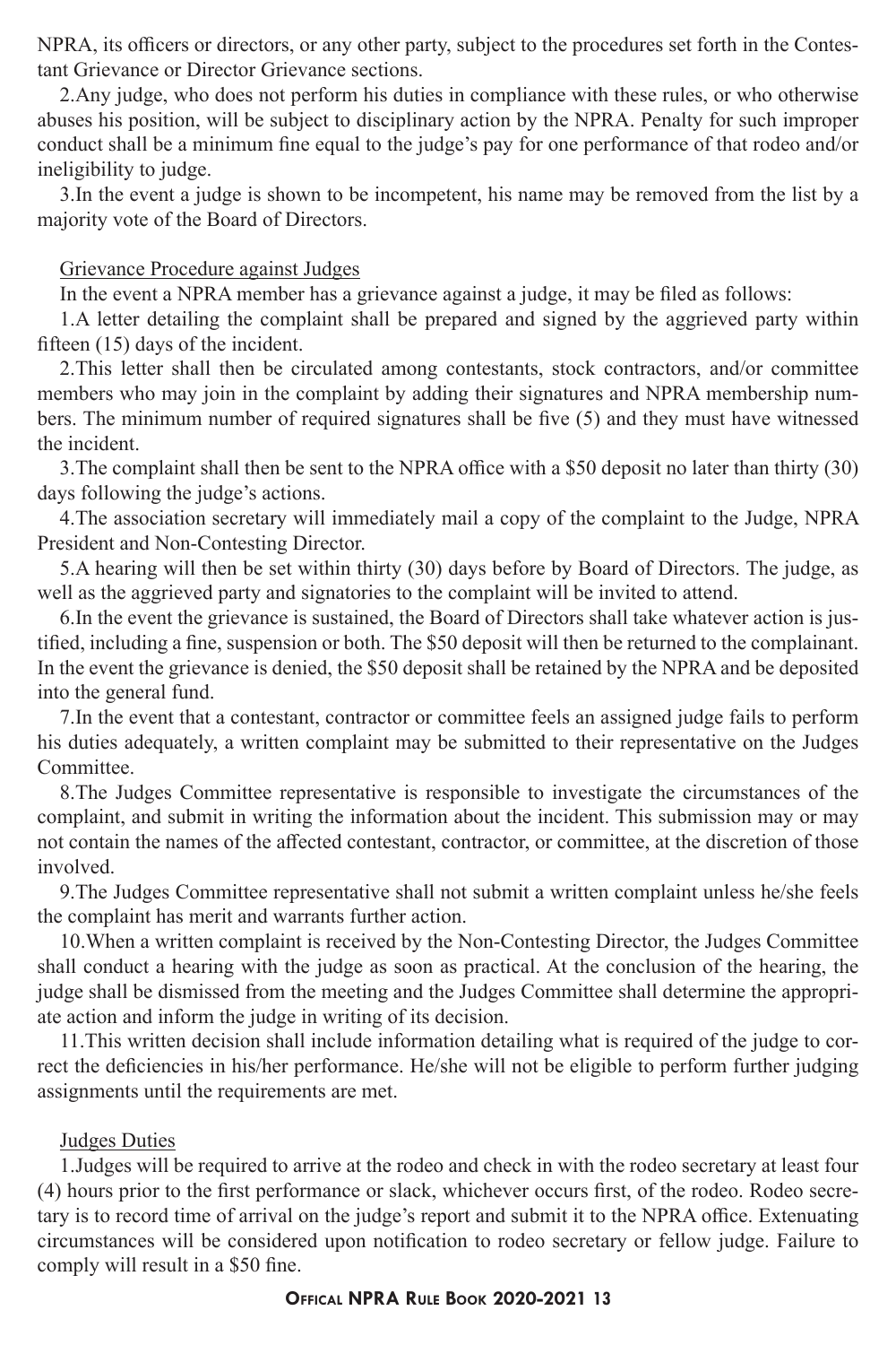NPRA, its officers or directors, or any other party, subject to the procedures set forth in the Contestant Grievance or Director Grievance sections.

2.Any judge, who does not perform his duties in compliance with these rules, or who otherwise abuses his position, will be subject to disciplinary action by the NPRA. Penalty for such improper conduct shall be a minimum fine equal to the judge's pay for one performance of that rodeo and/or ineligibility to judge.

3.In the event a judge is shown to be incompetent, his name may be removed from the list by a majority vote of the Board of Directors.

Grievance Procedure against Judges

In the event a NPRA member has a grievance against a judge, it may be filed as follows:

1.A letter detailing the complaint shall be prepared and signed by the aggrieved party within fifteen (15) days of the incident.

2.This letter shall then be circulated among contestants, stock contractors, and/or committee members who may join in the complaint by adding their signatures and NPRA membership numbers. The minimum number of required signatures shall be five (5) and they must have witnessed the incident.

3.The complaint shall then be sent to the NPRA office with a $50 deposit no later than thirty (30) days following the judge's actions.

4.The association secretary will immediately mail a copy of the complaint to the Judge, NPRA President and Non-Contesting Director.

5.A hearing will then be set within thirty (30) days before by Board of Directors. The judge, as well as the aggrieved party and signatories to the complaint will be invited to attend.

6.In the event the grievance is sustained, the Board of Directors shall take whatever action is justified, including a fine, suspension or both. The $50 deposit will then be returned to the complainant. In the event the grievance is denied, the $50 deposit shall be retained by the NPRA and be deposited into the general fund.

7.In the event that a contestant, contractor or committee feels an assigned judge fails to perform his duties adequately, a written complaint may be submitted to their representative on the Judges Committee.

8.The Judges Committee representative is responsible to investigate the circumstances of the complaint, and submit in writing the information about the incident. This submission may or may not contain the names of the affected contestant, contractor, or committee, at the discretion of those involved.

9.The Judges Committee representative shall not submit a written complaint unless he/she feels the complaint has merit and warrants further action.

10.When a written complaint is received by the Non-Contesting Director, the Judges Committee shall conduct a hearing with the judge as soon as practical. At the conclusion of the hearing, the judge shall be dismissed from the meeting and the Judges Committee shall determine the appropriate action and inform the judge in writing of its decision.

11.This written decision shall include information detailing what is required of the judge to correct the deficiencies in his/her performance. He/she will not be eligible to perform further judging assignments until the requirements are met.

Judges Duties

1.Judges will be required to arrive at the rodeo and check in with the rodeo secretary at least four (4) hours prior to the first performance or slack, whichever occurs first, of the rodeo. Rodeo secretary is to record time of arrival on the judge's report and submit it to the NPRA office. Extenuating circumstances will be considered upon notification to rodeo secretary or fellow judge. Failure to comply will result in a $50 fine.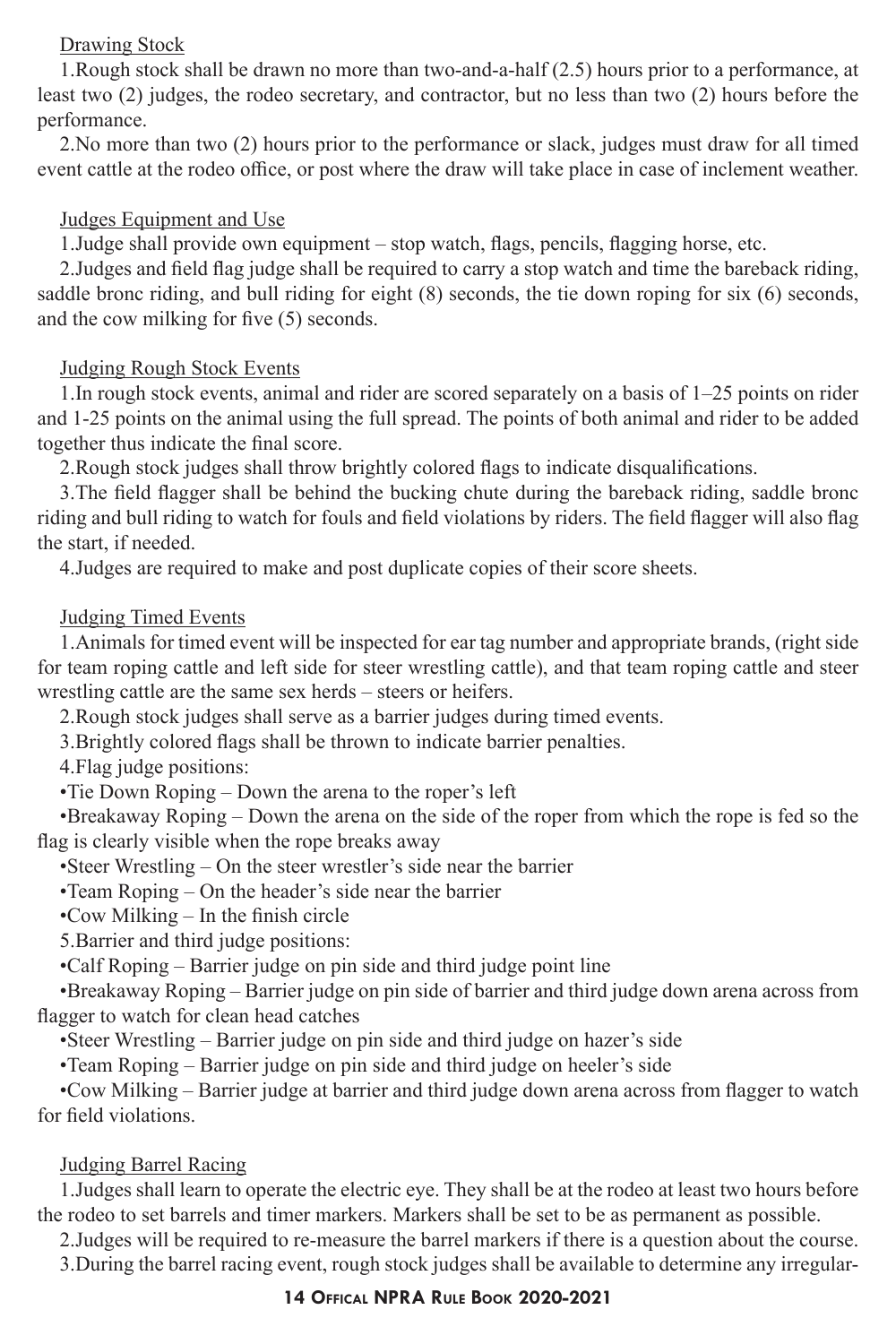Drawing Stock

1.Rough stock shall be drawn no more than two-and-a-half (2.5) hours prior to a performance, at least two (2) judges, the rodeo secretary, and contractor, but no less than two (2) hours before the performance.

2.No more than two (2) hours prior to the performance or slack, judges must draw for all timed event cattle at the rodeo office, or post where the draw will take place in case of inclement weather.

Judges Equipment and Use

1.Judge shall provide own equipment – stop watch, flags, pencils, flagging horse, etc.

2.Judges and field flag judge shall be required to carry a stop watch and time the bareback riding, saddle bronc riding, and bull riding for eight (8) seconds, the tie down roping for six (6) seconds, and the cow milking for five (5) seconds.

Judging Rough Stock Events

1.In rough stock events, animal and rider are scored separately on a basis of 1–25 points on rider and 1-25 points on the animal using the full spread. The points of both animal and rider to be added together thus indicate the final score.

2.Rough stock judges shall throw brightly colored flags to indicate disqualifications.

3.The field flagger shall be behind the bucking chute during the bareback riding, saddle bronc riding and bull riding to watch for fouls and field violations by riders. The field flagger will also flag the start, if needed.

4.Judges are required to make and post duplicate copies of their score sheets.

Judging Timed Events

1.Animals for timed event will be inspected for ear tag number and appropriate brands, (right side for team roping cattle and left side for steer wrestling cattle), and that team roping cattle and steer wrestling cattle are the same sex herds – steers or heifers.

2.Rough stock judges shall serve as a barrier judges during timed events.

3.Brightly colored flags shall be thrown to indicate barrier penalties.

4.Flag judge positions:

•Tie Down Roping – Down the arena to the roper's left

•Breakaway Roping – Down the arena on the side of the roper from which the rope is fed so the flag is clearly visible when the rope breaks away

•Steer Wrestling – On the steer wrestler's side near the barrier

•Team Roping – On the header's side near the barrier

•Cow Milking – In the finish circle

5.Barrier and third judge positions:

•Calf Roping – Barrier judge on pin side and third judge point line

•Breakaway Roping – Barrier judge on pin side of barrier and third judge down arena across from flagger to watch for clean head catches

•Steer Wrestling – Barrier judge on pin side and third judge on hazer's side

•Team Roping – Barrier judge on pin side and third judge on heeler's side

•Cow Milking – Barrier judge at barrier and third judge down arena across from flagger to watch for field violations.

Judging Barrel Racing

1.Judges shall learn to operate the electric eye. They shall be at the rodeo at least two hours before the rodeo to set barrels and timer markers. Markers shall be set to be as permanent as possible.

2.Judges will be required to re-measure the barrel markers if there is a question about the course.

3.During the barrel racing event, rough stock judges shall be available to determine any irregular-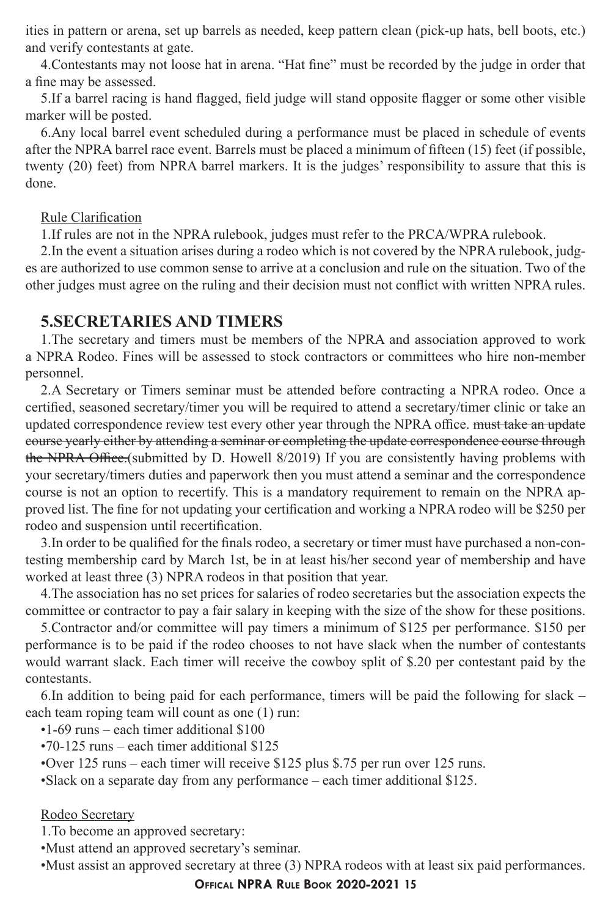ities in pattern or arena, set up barrels as needed, keep pattern clean (pick-up hats, bell boots, etc.) and verify contestants at gate.

4.Contestants may not loose hat in arena. "Hat fine" must be recorded by the judge in order that a fine may be assessed.

5.If a barrel racing is hand flagged, field judge will stand opposite flagger or some other visible marker will be posted.

6.Any local barrel event scheduled during a performance must be placed in schedule of events after the NPRA barrel race event. Barrels must be placed a minimum of fifteen (15) feet (if possible, twenty (20) feet) from NPRA barrel markers. It is the judges' responsibility to assure that this is done.

Rule Clarification

1.If rules are not in the NPRA rulebook, judges must refer to the PRCA/WPRA rulebook.

2.In the event a situation arises during a rodeo which is not covered by the NPRA rulebook, judges are authorized to use common sense to arrive at a conclusion and rule on the situation. Two of the other judges must agree on the ruling and their decision must not conflict with written NPRA rules.

## 5.SECRETARIES AND TIMERS

1.The secretary and timers must be members of the NPRA and association approved to work a NPRA Rodeo. Fines will be assessed to stock contractors or committees who hire non-member personnel.

2.A Secretary or Timers seminar must be attended before contracting a NPRA rodeo. Once a certified, seasoned secretary/timer you will be required to attend a secretary/timer clinic or take an updated correspondence review test every other year through the NPRA office. ~~must take an update course yearly either by attending a seminar or completing the update correspondence course through the NPRA Office.~~(submitted by D. Howell 8/2019) If you are consistently having problems with your secretary/timers duties and paperwork then you must attend a seminar and the correspondence course is not an option to recertify. This is a mandatory requirement to remain on the NPRA approved list. The fine for not updating your certification and working a NPRA rodeo will be $250 per rodeo and suspension until recertification.

3.In order to be qualified for the finals rodeo, a secretary or timer must have purchased a non-contesting membership card by March 1st, be in at least his/her second year of membership and have worked at least three (3) NPRA rodeos in that position that year.

4.The association has no set prices for salaries of rodeo secretaries but the association expects the committee or contractor to pay a fair salary in keeping with the size of the show for these positions.

5.Contractor and/or committee will pay timers a minimum of $125 per performance. $150 per performance is to be paid if the rodeo chooses to not have slack when the number of contestants would warrant slack. Each timer will receive the cowboy split of $.20 per contestant paid by the contestants.

6.In addition to being paid for each performance, timers will be paid the following for slack – each team roping team will count as one (1) run:

- 1-69 runs – each timer additional $100
- 70-125 runs – each timer additional $125
- Over 125 runs – each timer will receive $125 plus $.75 per run over 125 runs.
- Slack on a separate day from any performance – each timer additional $125.

Rodeo Secretary

1.To become an approved secretary:

- Must attend an approved secretary's seminar.
- Must assist an approved secretary at three (3) NPRA rodeos with at least six paid performances.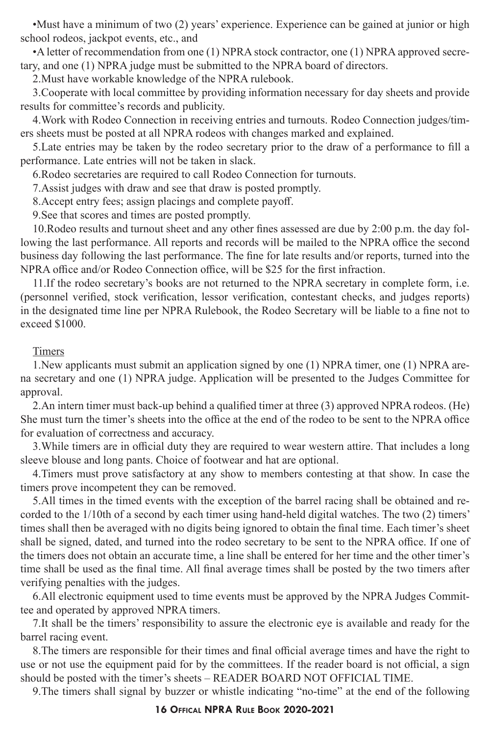•Must have a minimum of two (2) years' experience. Experience can be gained at junior or high school rodeos, jackpot events, etc., and

•A letter of recommendation from one (1) NPRA stock contractor, one (1) NPRA approved secretary, and one (1) NPRA judge must be submitted to the NPRA board of directors.

2.Must have workable knowledge of the NPRA rulebook.

3.Cooperate with local committee by providing information necessary for day sheets and provide results for committee's records and publicity.

4.Work with Rodeo Connection in receiving entries and turnouts. Rodeo Connection judges/timers sheets must be posted at all NPRA rodeos with changes marked and explained.

5.Late entries may be taken by the rodeo secretary prior to the draw of a performance to fill a performance. Late entries will not be taken in slack.

6.Rodeo secretaries are required to call Rodeo Connection for turnouts.

7.Assist judges with draw and see that draw is posted promptly.

8.Accept entry fees; assign placings and complete payoff.

9.See that scores and times are posted promptly.

10.Rodeo results and turnout sheet and any other fines assessed are due by 2:00 p.m. the day following the last performance. All reports and records will be mailed to the NPRA office the second business day following the last performance. The fine for late results and/or reports, turned into the NPRA office and/or Rodeo Connection office, will be $25 for the first infraction.

11.If the rodeo secretary's books are not returned to the NPRA secretary in complete form, i.e. (personnel verified, stock verification, lessor verification, contestant checks, and judges reports) in the designated time line per NPRA Rulebook, the Rodeo Secretary will be liable to a fine not to exceed $1000.

Timers

1.New applicants must submit an application signed by one (1) NPRA timer, one (1) NPRA arena secretary and one (1) NPRA judge. Application will be presented to the Judges Committee for approval.

2.An intern timer must back-up behind a qualified timer at three (3) approved NPRA rodeos. (He) She must turn the timer's sheets into the office at the end of the rodeo to be sent to the NPRA office for evaluation of correctness and accuracy.

3.While timers are in official duty they are required to wear western attire. That includes a long sleeve blouse and long pants. Choice of footwear and hat are optional.

4.Timers must prove satisfactory at any show to members contesting at that show. In case the timers prove incompetent they can be removed.

5.All times in the timed events with the exception of the barrel racing shall be obtained and recorded to the 1/10th of a second by each timer using hand-held digital watches. The two (2) timers' times shall then be averaged with no digits being ignored to obtain the final time. Each timer's sheet shall be signed, dated, and turned into the rodeo secretary to be sent to the NPRA office. If one of the timers does not obtain an accurate time, a line shall be entered for her time and the other timer's time shall be used as the final time. All final average times shall be posted by the two timers after verifying penalties with the judges.

6.All electronic equipment used to time events must be approved by the NPRA Judges Committee and operated by approved NPRA timers.

7.It shall be the timers' responsibility to assure the electronic eye is available and ready for the barrel racing event.

8.The timers are responsible for their times and final official average times and have the right to use or not use the equipment paid for by the committees. If the reader board is not official, a sign should be posted with the timer's sheets – READER BOARD NOT OFFICIAL TIME.

9.The timers shall signal by buzzer or whistle indicating "no-time" at the end of the following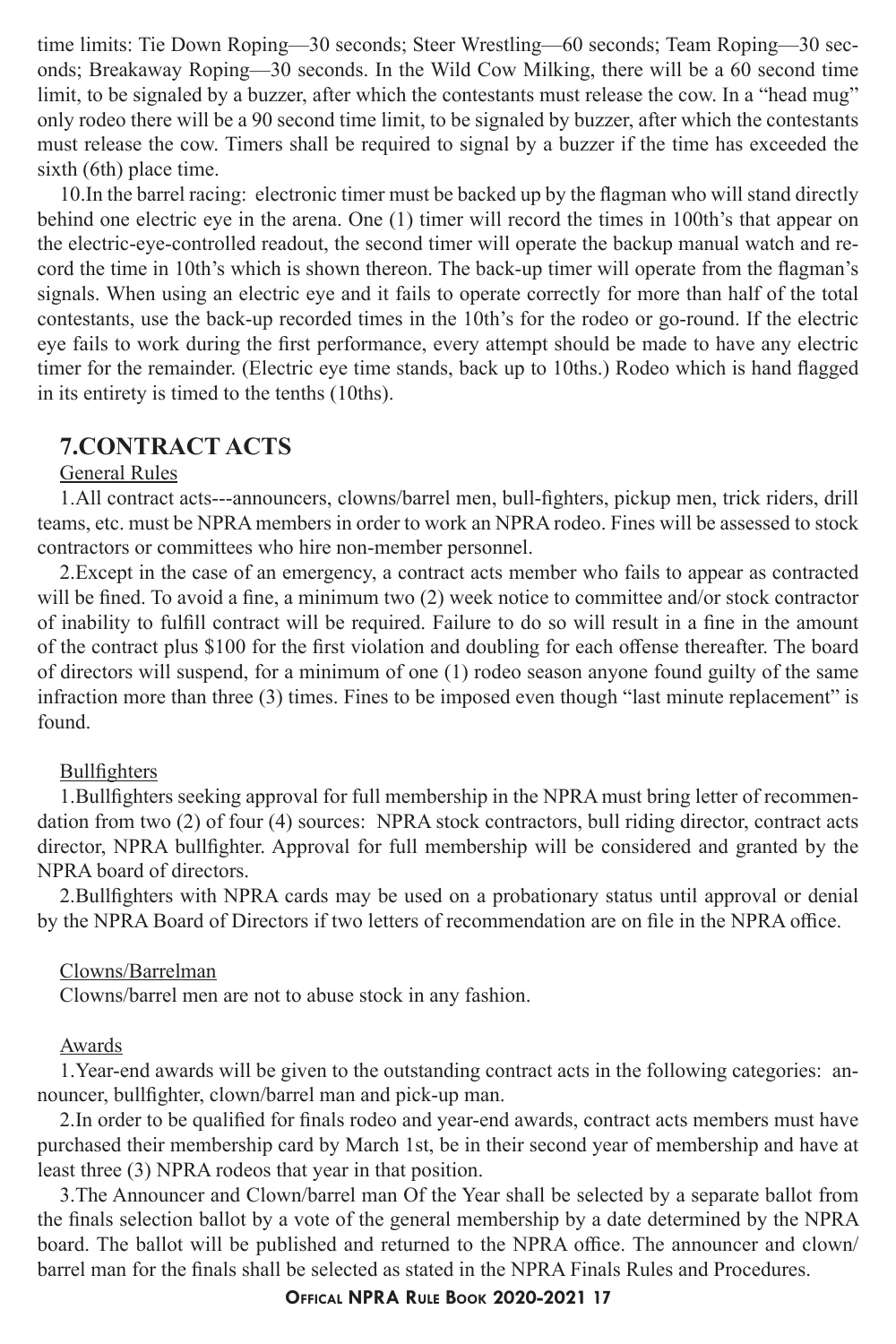time limits: Tie Down Roping—30 seconds; Steer Wrestling—60 seconds; Team Roping—30 seconds; Breakaway Roping—30 seconds. In the Wild Cow Milking, there will be a 60 second time limit, to be signaled by a buzzer, after which the contestants must release the cow. In a "head mug" only rodeo there will be a 90 second time limit, to be signaled by buzzer, after which the contestants must release the cow. Timers shall be required to signal by a buzzer if the time has exceeded the sixth (6th) place time.

10.In the barrel racing: electronic timer must be backed up by the flagman who will stand directly behind one electric eye in the arena. One (1) timer will record the times in 100th's that appear on the electric-eye-controlled readout, the second timer will operate the backup manual watch and record the time in 10th's which is shown thereon. The back-up timer will operate from the flagman's signals. When using an electric eye and it fails to operate correctly for more than half of the total contestants, use the back-up recorded times in the 10th's for the rodeo or go-round. If the electric eye fails to work during the first performance, every attempt should be made to have any electric timer for the remainder. (Electric eye time stands, back up to 10ths.) Rodeo which is hand flagged in its entirety is timed to the tenths (10ths).

## 7.CONTRACT ACTS

General Rules

1.All contract acts---announcers, clowns/barrel men, bull-fighters, pickup men, trick riders, drill teams, etc. must be NPRA members in order to work an NPRA rodeo. Fines will be assessed to stock contractors or committees who hire non-member personnel.

2.Except in the case of an emergency, a contract acts member who fails to appear as contracted will be fined. To avoid a fine, a minimum two (2) week notice to committee and/or stock contractor of inability to fulfill contract will be required. Failure to do so will result in a fine in the amount of the contract plus $100 for the first violation and doubling for each offense thereafter. The board of directors will suspend, for a minimum of one (1) rodeo season anyone found guilty of the same infraction more than three (3) times. Fines to be imposed even though "last minute replacement" is found.

Bullfighters

1.Bullfighters seeking approval for full membership in the NPRA must bring letter of recommendation from two (2) of four (4) sources: NPRA stock contractors, bull riding director, contract acts director, NPRA bullfighter. Approval for full membership will be considered and granted by the NPRA board of directors.

2.Bullfighters with NPRA cards may be used on a probationary status until approval or denial by the NPRA Board of Directors if two letters of recommendation are on file in the NPRA office.

Clowns/Barrelman

Clowns/barrel men are not to abuse stock in any fashion.

Awards

1.Year-end awards will be given to the outstanding contract acts in the following categories: announcer, bullfighter, clown/barrel man and pick-up man.

2.In order to be qualified for finals rodeo and year-end awards, contract acts members must have purchased their membership card by March 1st, be in their second year of membership and have at least three (3) NPRA rodeos that year in that position.

3.The Announcer and Clown/barrel man Of the Year shall be selected by a separate ballot from the finals selection ballot by a vote of the general membership by a date determined by the NPRA board. The ballot will be published and returned to the NPRA office. The announcer and clown/barrel man for the finals shall be selected as stated in the NPRA Finals Rules and Procedures.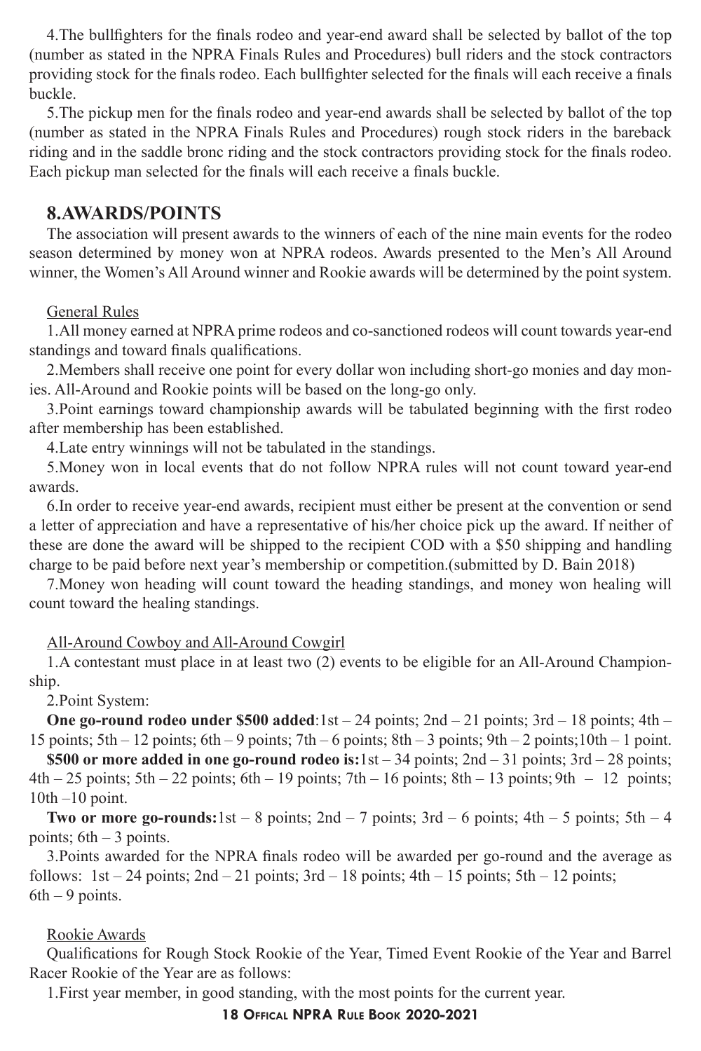4.The bullfighters for the finals rodeo and year-end award shall be selected by ballot of the top (number as stated in the NPRA Finals Rules and Procedures) bull riders and the stock contractors providing stock for the finals rodeo. Each bullfighter selected for the finals will each receive a finals buckle.

5.The pickup men for the finals rodeo and year-end awards shall be selected by ballot of the top (number as stated in the NPRA Finals Rules and Procedures) rough stock riders in the bareback riding and in the saddle bronc riding and the stock contractors providing stock for the finals rodeo. Each pickup man selected for the finals will each receive a finals buckle.

## 8.AWARDS/POINTS

The association will present awards to the winners of each of the nine main events for the rodeo season determined by money won at NPRA rodeos. Awards presented to the Men's All Around winner, the Women's All Around winner and Rookie awards will be determined by the point system.

General Rules

1.All money earned at NPRA prime rodeos and co-sanctioned rodeos will count towards year-end standings and toward finals qualifications.

2.Members shall receive one point for every dollar won including short-go monies and day monies. All-Around and Rookie points will be based on the long-go only.

3.Point earnings toward championship awards will be tabulated beginning with the first rodeo after membership has been established.

4.Late entry winnings will not be tabulated in the standings.

5.Money won in local events that do not follow NPRA rules will not count toward year-end awards.

6.In order to receive year-end awards, recipient must either be present at the convention or send a letter of appreciation and have a representative of his/her choice pick up the award. If neither of these are done the award will be shipped to the recipient COD with a $50 shipping and handling charge to be paid before next year's membership or competition.(submitted by D. Bain 2018)

7.Money won heading will count toward the heading standings, and money won healing will count toward the healing standings.

All-Around Cowboy and All-Around Cowgirl

1.A contestant must place in at least two (2) events to be eligible for an All-Around Championship.

2.Point System:

**One go-round rodeo under $500 added**:1st – 24 points; 2nd – 21 points; 3rd – 18 points; 4th – 15 points; 5th – 12 points; 6th – 9 points; 7th – 6 points; 8th – 3 points; 9th – 2 points;10th – 1 point.

**$500 or more added in one go-round rodeo is:**1st – 34 points; 2nd – 31 points; 3rd – 28 points; 4th – 25 points; 5th – 22 points; 6th – 19 points; 7th – 16 points; 8th – 13 points; 9th – 12 points; 10th –10 point.

**Two or more go-rounds:**1st – 8 points; 2nd – 7 points; 3rd – 6 points; 4th – 5 points; 5th – 4 points; 6th – 3 points.

3.Points awarded for the NPRA finals rodeo will be awarded per go-round and the average as follows: 1st – 24 points; 2nd – 21 points; 3rd – 18 points; 4th – 15 points; 5th – 12 points; 6th – 9 points.

Rookie Awards

Qualifications for Rough Stock Rookie of the Year, Timed Event Rookie of the Year and Barrel Racer Rookie of the Year are as follows:

1.First year member, in good standing, with the most points for the current year.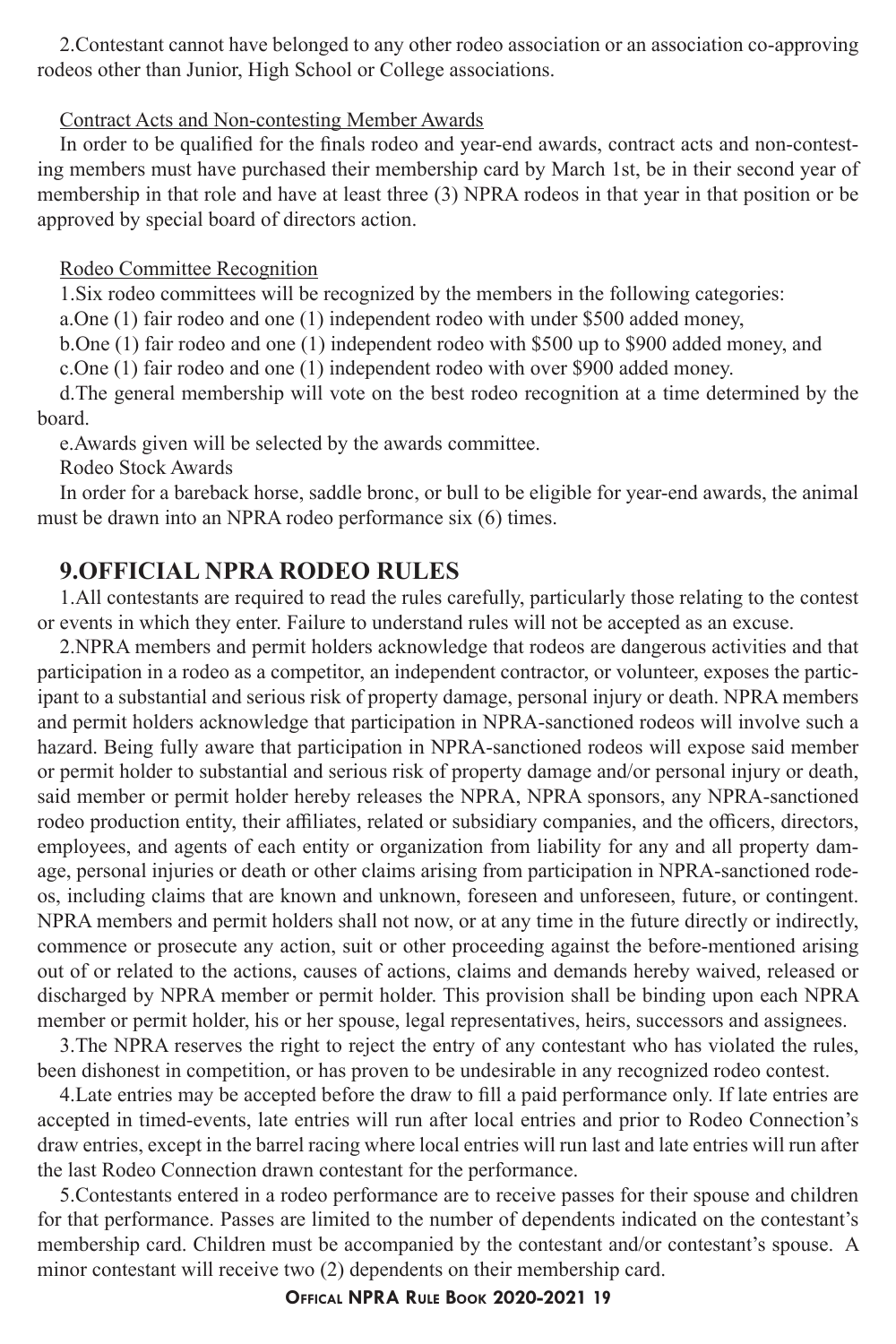2.Contestant cannot have belonged to any other rodeo association or an association co-approving rodeos other than Junior, High School or College associations.

Contract Acts and Non-contesting Member Awards

In order to be qualified for the finals rodeo and year-end awards, contract acts and non-contesting members must have purchased their membership card by March 1st, be in their second year of membership in that role and have at least three (3) NPRA rodeos in that year in that position or be approved by special board of directors action.

Rodeo Committee Recognition

1.Six rodeo committees will be recognized by the members in the following categories:

a.One (1) fair rodeo and one (1) independent rodeo with under $500 added money,

b.One (1) fair rodeo and one (1) independent rodeo with $500 up to $900 added money, and

c.One (1) fair rodeo and one (1) independent rodeo with over $900 added money.

d.The general membership will vote on the best rodeo recognition at a time determined by the board.

e.Awards given will be selected by the awards committee.

Rodeo Stock Awards

In order for a bareback horse, saddle bronc, or bull to be eligible for year-end awards, the animal must be drawn into an NPRA rodeo performance six (6) times.

## 9.OFFICIAL NPRA RODEO RULES

1.All contestants are required to read the rules carefully, particularly those relating to the contest or events in which they enter. Failure to understand rules will not be accepted as an excuse.

2.NPRA members and permit holders acknowledge that rodeos are dangerous activities and that participation in a rodeo as a competitor, an independent contractor, or volunteer, exposes the participant to a substantial and serious risk of property damage, personal injury or death. NPRA members and permit holders acknowledge that participation in NPRA-sanctioned rodeos will involve such a hazard. Being fully aware that participation in NPRA-sanctioned rodeos will expose said member or permit holder to substantial and serious risk of property damage and/or personal injury or death, said member or permit holder hereby releases the NPRA, NPRA sponsors, any NPRA-sanctioned rodeo production entity, their affiliates, related or subsidiary companies, and the officers, directors, employees, and agents of each entity or organization from liability for any and all property damage, personal injuries or death or other claims arising from participation in NPRA-sanctioned rodeos, including claims that are known and unknown, foreseen and unforeseen, future, or contingent. NPRA members and permit holders shall not now, or at any time in the future directly or indirectly, commence or prosecute any action, suit or other proceeding against the before-mentioned arising out of or related to the actions, causes of actions, claims and demands hereby waived, released or discharged by NPRA member or permit holder. This provision shall be binding upon each NPRA member or permit holder, his or her spouse, legal representatives, heirs, successors and assignees.

3.The NPRA reserves the right to reject the entry of any contestant who has violated the rules, been dishonest in competition, or has proven to be undesirable in any recognized rodeo contest.

4.Late entries may be accepted before the draw to fill a paid performance only. If late entries are accepted in timed-events, late entries will run after local entries and prior to Rodeo Connection's draw entries, except in the barrel racing where local entries will run last and late entries will run after the last Rodeo Connection drawn contestant for the performance.

5.Contestants entered in a rodeo performance are to receive passes for their spouse and children for that performance. Passes are limited to the number of dependents indicated on the contestant's membership card. Children must be accompanied by the contestant and/or contestant's spouse. A minor contestant will receive two (2) dependents on their membership card.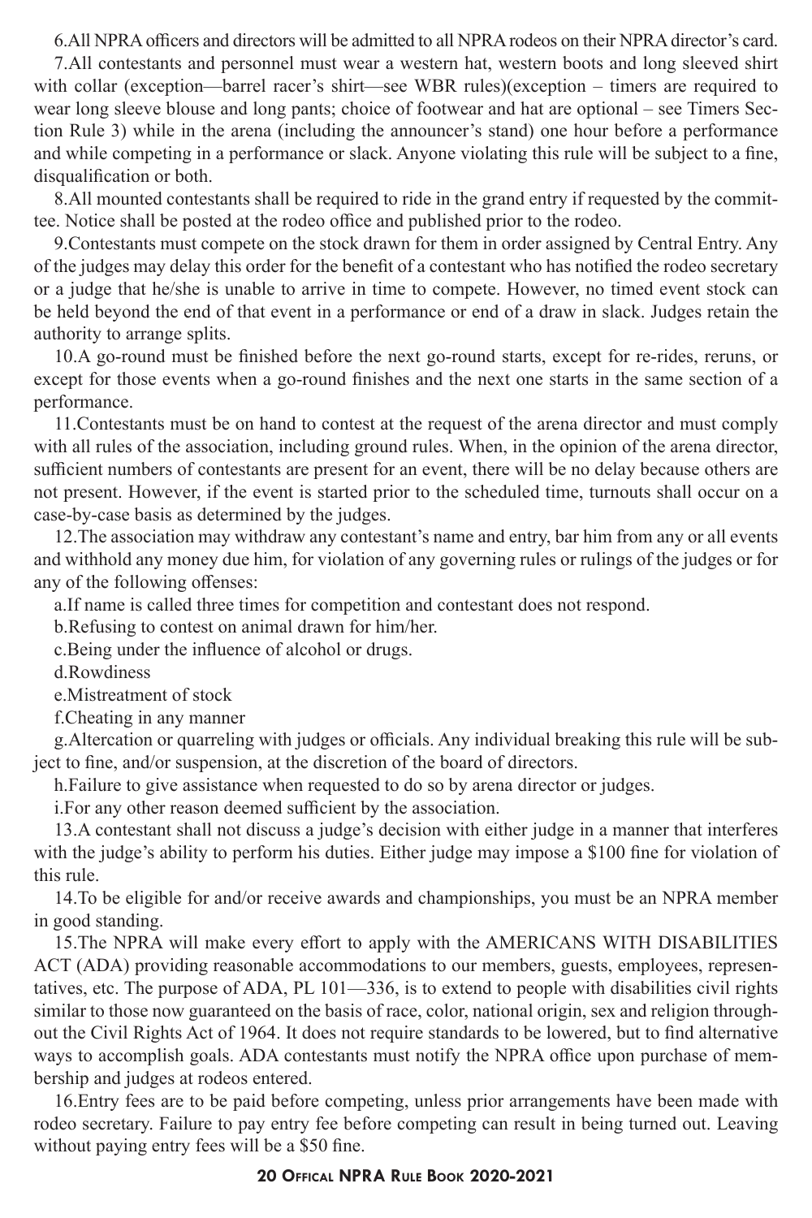6.All NPRA officers and directors will be admitted to all NPRA rodeos on their NPRA director's card.

7.All contestants and personnel must wear a western hat, western boots and long sleeved shirt with collar (exception—barrel racer's shirt—see WBR rules)(exception – timers are required to wear long sleeve blouse and long pants; choice of footwear and hat are optional – see Timers Section Rule 3) while in the arena (including the announcer's stand) one hour before a performance and while competing in a performance or slack. Anyone violating this rule will be subject to a fine, disqualification or both.

8.All mounted contestants shall be required to ride in the grand entry if requested by the committee. Notice shall be posted at the rodeo office and published prior to the rodeo.

9.Contestants must compete on the stock drawn for them in order assigned by Central Entry. Any of the judges may delay this order for the benefit of a contestant who has notified the rodeo secretary or a judge that he/she is unable to arrive in time to compete. However, no timed event stock can be held beyond the end of that event in a performance or end of a draw in slack. Judges retain the authority to arrange splits.

10.A go-round must be finished before the next go-round starts, except for re-rides, reruns, or except for those events when a go-round finishes and the next one starts in the same section of a performance.

11.Contestants must be on hand to contest at the request of the arena director and must comply with all rules of the association, including ground rules. When, in the opinion of the arena director, sufficient numbers of contestants are present for an event, there will be no delay because others are not present. However, if the event is started prior to the scheduled time, turnouts shall occur on a case-by-case basis as determined by the judges.

12.The association may withdraw any contestant's name and entry, bar him from any or all events and withhold any money due him, for violation of any governing rules or rulings of the judges or for any of the following offenses:

a.If name is called three times for competition and contestant does not respond.

b.Refusing to contest on animal drawn for him/her.

c.Being under the influence of alcohol or drugs.

d.Rowdiness

e.Mistreatment of stock

f.Cheating in any manner

g.Altercation or quarreling with judges or officials. Any individual breaking this rule will be subject to fine, and/or suspension, at the discretion of the board of directors.

h.Failure to give assistance when requested to do so by arena director or judges.

i.For any other reason deemed sufficient by the association.

13.A contestant shall not discuss a judge's decision with either judge in a manner that interferes with the judge's ability to perform his duties. Either judge may impose a $100 fine for violation of this rule.

14.To be eligible for and/or receive awards and championships, you must be an NPRA member in good standing.

15.The NPRA will make every effort to apply with the AMERICANS WITH DISABILITIES ACT (ADA) providing reasonable accommodations to our members, guests, employees, representatives, etc. The purpose of ADA, PL 101—336, is to extend to people with disabilities civil rights similar to those now guaranteed on the basis of race, color, national origin, sex and religion throughout the Civil Rights Act of 1964. It does not require standards to be lowered, but to find alternative ways to accomplish goals. ADA contestants must notify the NPRA office upon purchase of membership and judges at rodeos entered.

16.Entry fees are to be paid before competing, unless prior arrangements have been made with rodeo secretary. Failure to pay entry fee before competing can result in being turned out. Leaving without paying entry fees will be a $50 fine.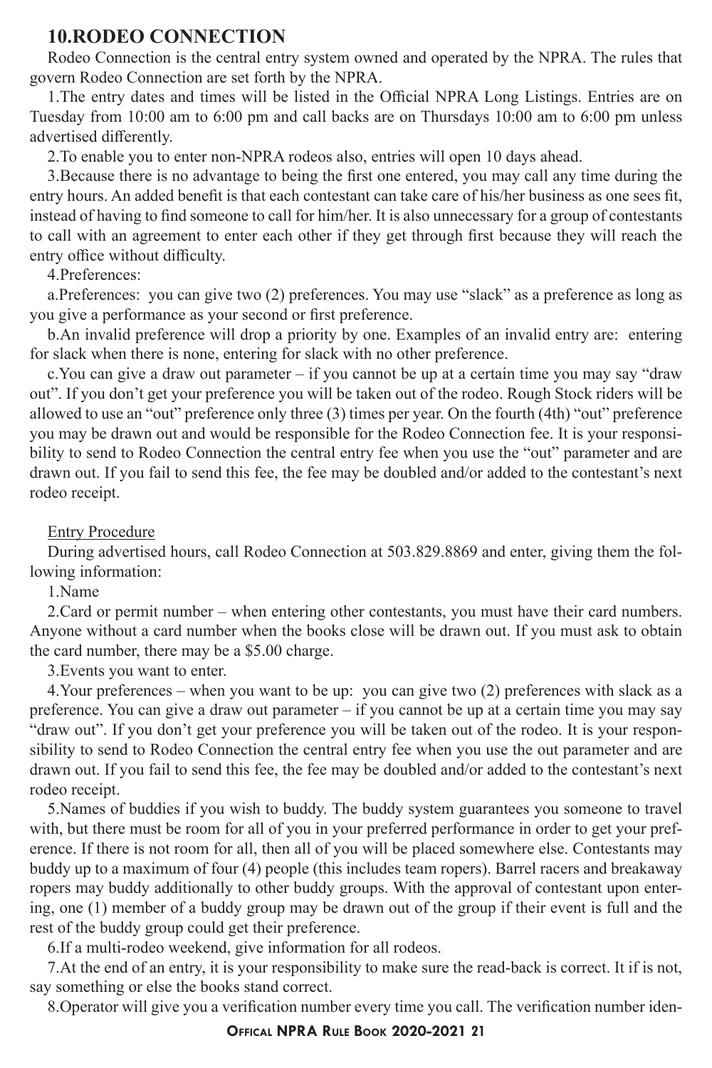## 10.RODEO CONNECTION

Rodeo Connection is the central entry system owned and operated by the NPRA. The rules that govern Rodeo Connection are set forth by the NPRA.

1.The entry dates and times will be listed in the Official NPRA Long Listings. Entries are on Tuesday from 10:00 am to 6:00 pm and call backs are on Thursdays 10:00 am to 6:00 pm unless advertised differently.

2.To enable you to enter non-NPRA rodeos also, entries will open 10 days ahead.

3.Because there is no advantage to being the first one entered, you may call any time during the entry hours. An added benefit is that each contestant can take care of his/her business as one sees fit, instead of having to find someone to call for him/her. It is also unnecessary for a group of contestants to call with an agreement to enter each other if they get through first because they will reach the entry office without difficulty.

4.Preferences:

a.Preferences: you can give two (2) preferences. You may use "slack" as a preference as long as you give a performance as your second or first preference.

b.An invalid preference will drop a priority by one. Examples of an invalid entry are: entering for slack when there is none, entering for slack with no other preference.

c.You can give a draw out parameter – if you cannot be up at a certain time you may say "draw out". If you don't get your preference you will be taken out of the rodeo. Rough Stock riders will be allowed to use an "out" preference only three (3) times per year. On the fourth (4th) "out" preference you may be drawn out and would be responsible for the Rodeo Connection fee. It is your responsibility to send to Rodeo Connection the central entry fee when you use the "out" parameter and are drawn out. If you fail to send this fee, the fee may be doubled and/or added to the contestant's next rodeo receipt.

<u>Entry Procedure</u>

During advertised hours, call Rodeo Connection at 503.829.8869 and enter, giving them the following information:

1.Name

2.Card or permit number – when entering other contestants, you must have their card numbers. Anyone without a card number when the books close will be drawn out. If you must ask to obtain the card number, there may be a $5.00 charge.

3.Events you want to enter.

4.Your preferences – when you want to be up: you can give two (2) preferences with slack as a preference. You can give a draw out parameter – if you cannot be up at a certain time you may say "draw out". If you don't get your preference you will be taken out of the rodeo. It is your responsibility to send to Rodeo Connection the central entry fee when you use the out parameter and are drawn out. If you fail to send this fee, the fee may be doubled and/or added to the contestant's next rodeo receipt.

5.Names of buddies if you wish to buddy. The buddy system guarantees you someone to travel with, but there must be room for all of you in your preferred performance in order to get your preference. If there is not room for all, then all of you will be placed somewhere else. Contestants may buddy up to a maximum of four (4) people (this includes team ropers). Barrel racers and breakaway ropers may buddy additionally to other buddy groups. With the approval of contestant upon entering, one (1) member of a buddy group may be drawn out of the group if their event is full and the rest of the buddy group could get their preference.

6.If a multi-rodeo weekend, give information for all rodeos.

7.At the end of an entry, it is your responsibility to make sure the read-back is correct. It if is not, say something or else the books stand correct.

8.Operator will give you a verification number every time you call. The verification number iden-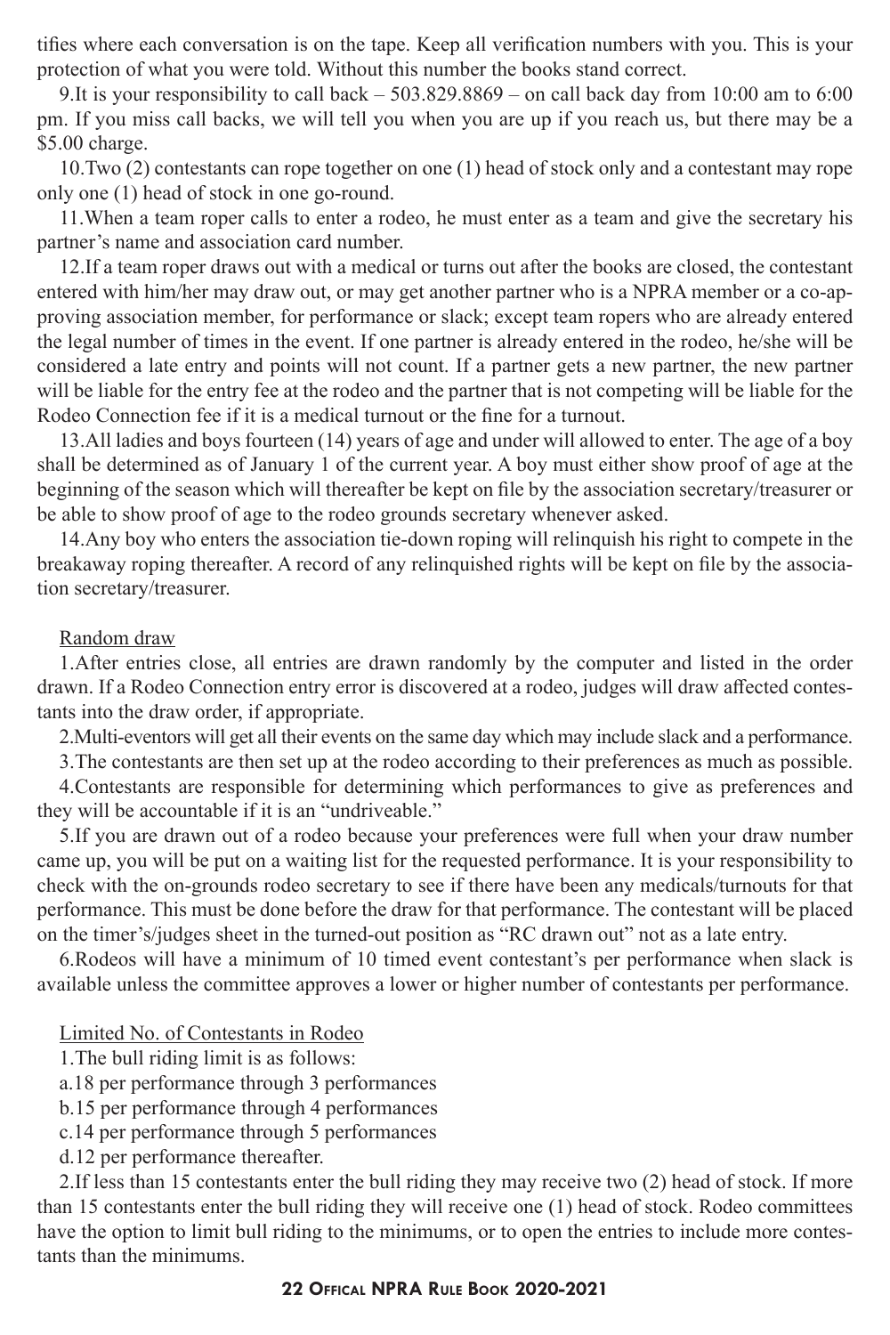tifies where each conversation is on the tape. Keep all verification numbers with you. This is your protection of what you were told. Without this number the books stand correct.

9.It is your responsibility to call back – 503.829.8869 – on call back day from 10:00 am to 6:00 pm. If you miss call backs, we will tell you when you are up if you reach us, but there may be a $5.00 charge.

10.Two (2) contestants can rope together on one (1) head of stock only and a contestant may rope only one (1) head of stock in one go-round.

11.When a team roper calls to enter a rodeo, he must enter as a team and give the secretary his partner's name and association card number.

12.If a team roper draws out with a medical or turns out after the books are closed, the contestant entered with him/her may draw out, or may get another partner who is a NPRA member or a co-approving association member, for performance or slack; except team ropers who are already entered the legal number of times in the event. If one partner is already entered in the rodeo, he/she will be considered a late entry and points will not count. If a partner gets a new partner, the new partner will be liable for the entry fee at the rodeo and the partner that is not competing will be liable for the Rodeo Connection fee if it is a medical turnout or the fine for a turnout.

13.All ladies and boys fourteen (14) years of age and under will allowed to enter. The age of a boy shall be determined as of January 1 of the current year. A boy must either show proof of age at the beginning of the season which will thereafter be kept on file by the association secretary/treasurer or be able to show proof of age to the rodeo grounds secretary whenever asked.

14.Any boy who enters the association tie-down roping will relinquish his right to compete in the breakaway roping thereafter. A record of any relinquished rights will be kept on file by the association secretary/treasurer.

Random draw

1.After entries close, all entries are drawn randomly by the computer and listed in the order drawn. If a Rodeo Connection entry error is discovered at a rodeo, judges will draw affected contestants into the draw order, if appropriate.

2.Multi-eventors will get all their events on the same day which may include slack and a performance.

3.The contestants are then set up at the rodeo according to their preferences as much as possible.

4.Contestants are responsible for determining which performances to give as preferences and they will be accountable if it is an "undriveable."

5.If you are drawn out of a rodeo because your preferences were full when your draw number came up, you will be put on a waiting list for the requested performance. It is your responsibility to check with the on-grounds rodeo secretary to see if there have been any medicals/turnouts for that performance. This must be done before the draw for that performance. The contestant will be placed on the timer's/judges sheet in the turned-out position as "RC drawn out" not as a late entry.

6.Rodeos will have a minimum of 10 timed event contestant's per performance when slack is available unless the committee approves a lower or higher number of contestants per performance.

Limited No. of Contestants in Rodeo

1.The bull riding limit is as follows:

a.18 per performance through 3 performances

b.15 per performance through 4 performances

c.14 per performance through 5 performances

d.12 per performance thereafter.

2.If less than 15 contestants enter the bull riding they may receive two (2) head of stock. If more than 15 contestants enter the bull riding they will receive one (1) head of stock. Rodeo committees have the option to limit bull riding to the minimums, or to open the entries to include more contestants than the minimums.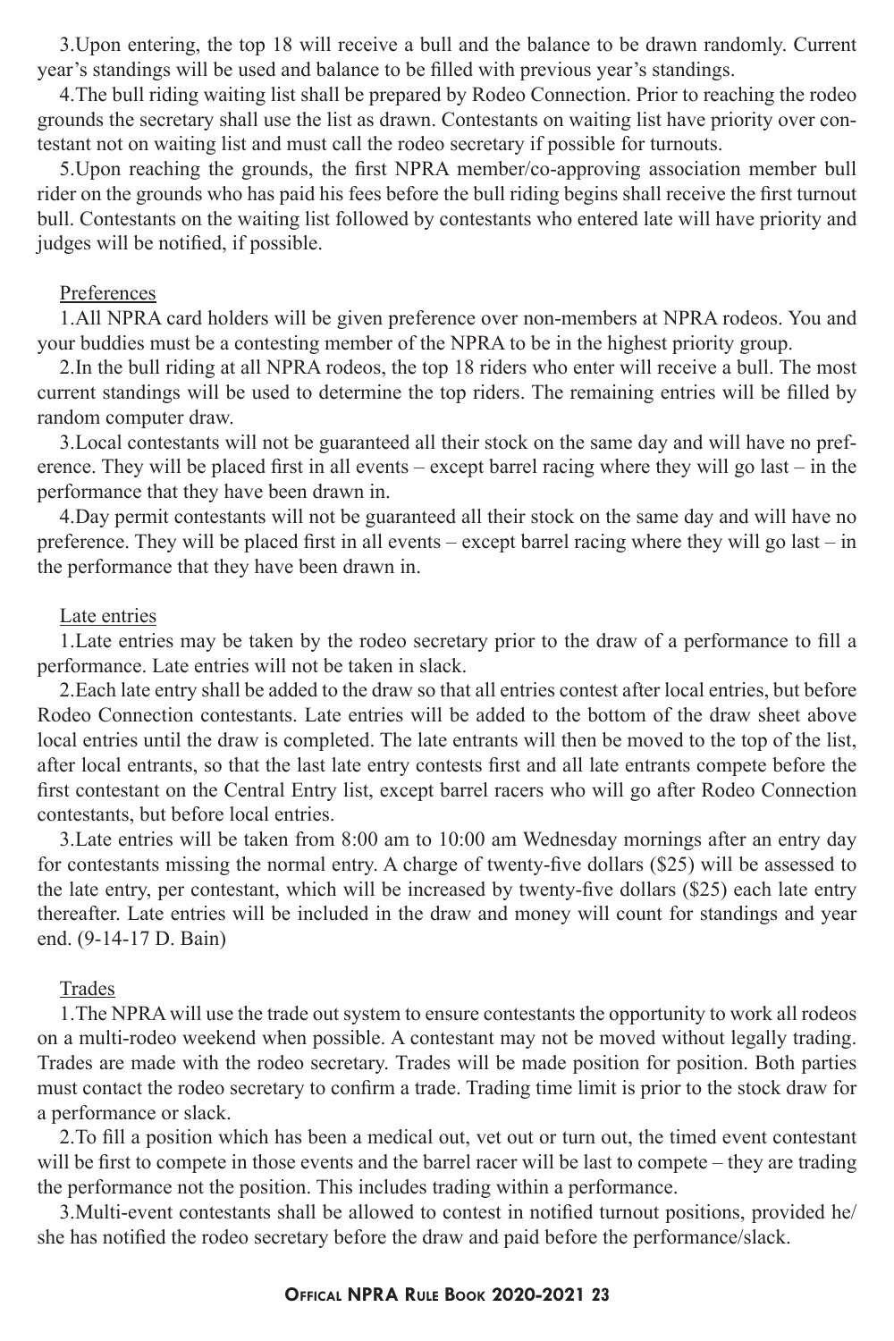3.Upon entering, the top 18 will receive a bull and the balance to be drawn randomly. Current year's standings will be used and balance to be filled with previous year's standings.

4.The bull riding waiting list shall be prepared by Rodeo Connection. Prior to reaching the rodeo grounds the secretary shall use the list as drawn. Contestants on waiting list have priority over contestant not on waiting list and must call the rodeo secretary if possible for turnouts.

5.Upon reaching the grounds, the first NPRA member/co-approving association member bull rider on the grounds who has paid his fees before the bull riding begins shall receive the first turnout bull. Contestants on the waiting list followed by contestants who entered late will have priority and judges will be notified, if possible.

Preferences

1.All NPRA card holders will be given preference over non-members at NPRA rodeos. You and your buddies must be a contesting member of the NPRA to be in the highest priority group.

2.In the bull riding at all NPRA rodeos, the top 18 riders who enter will receive a bull. The most current standings will be used to determine the top riders. The remaining entries will be filled by random computer draw.

3.Local contestants will not be guaranteed all their stock on the same day and will have no preference. They will be placed first in all events – except barrel racing where they will go last – in the performance that they have been drawn in.

4.Day permit contestants will not be guaranteed all their stock on the same day and will have no preference. They will be placed first in all events – except barrel racing where they will go last – in the performance that they have been drawn in.

Late entries

1.Late entries may be taken by the rodeo secretary prior to the draw of a performance to fill a performance. Late entries will not be taken in slack.

2.Each late entry shall be added to the draw so that all entries contest after local entries, but before Rodeo Connection contestants. Late entries will be added to the bottom of the draw sheet above local entries until the draw is completed. The late entrants will then be moved to the top of the list, after local entrants, so that the last late entry contests first and all late entrants compete before the first contestant on the Central Entry list, except barrel racers who will go after Rodeo Connection contestants, but before local entries.

3.Late entries will be taken from 8:00 am to 10:00 am Wednesday mornings after an entry day for contestants missing the normal entry. A charge of twenty-five dollars ($25) will be assessed to the late entry, per contestant, which will be increased by twenty-five dollars ($25) each late entry thereafter. Late entries will be included in the draw and money will count for standings and year end. (9-14-17 D. Bain)

Trades

1.The NPRA will use the trade out system to ensure contestants the opportunity to work all rodeos on a multi-rodeo weekend when possible. A contestant may not be moved without legally trading. Trades are made with the rodeo secretary. Trades will be made position for position. Both parties must contact the rodeo secretary to confirm a trade. Trading time limit is prior to the stock draw for a performance or slack.

2.To fill a position which has been a medical out, vet out or turn out, the timed event contestant will be first to compete in those events and the barrel racer will be last to compete – they are trading the performance not the position. This includes trading within a performance.

3.Multi-event contestants shall be allowed to contest in notified turnout positions, provided he/she has notified the rodeo secretary before the draw and paid before the performance/slack.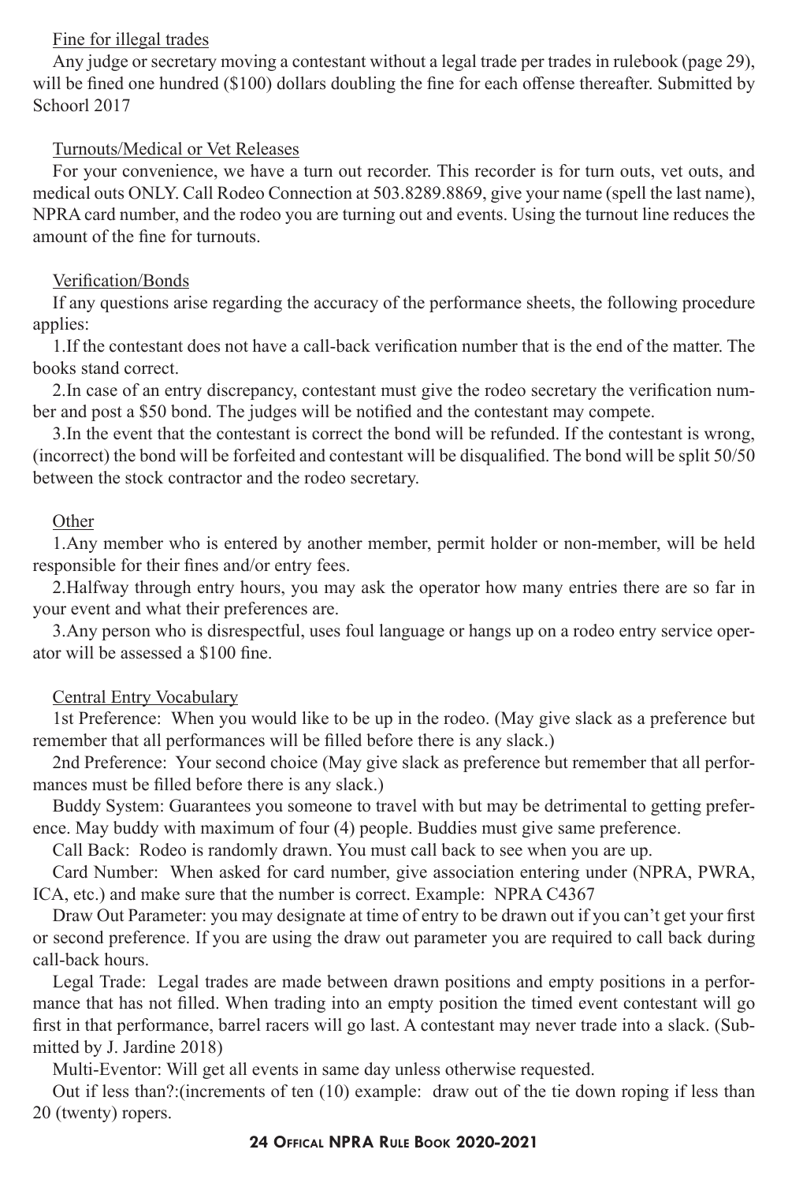Fine for illegal trades

Any judge or secretary moving a contestant without a legal trade per trades in rulebook (page 29), will be fined one hundred ($100) dollars doubling the fine for each offense thereafter. Submitted by Schoorl 2017

Turnouts/Medical or Vet Releases

For your convenience, we have a turn out recorder. This recorder is for turn outs, vet outs, and medical outs ONLY. Call Rodeo Connection at 503.8289.8869, give your name (spell the last name), NPRA card number, and the rodeo you are turning out and events. Using the turnout line reduces the amount of the fine for turnouts.

Verification/Bonds

If any questions arise regarding the accuracy of the performance sheets, the following procedure applies:

1. If the contestant does not have a call-back verification number that is the end of the matter. The books stand correct.

2. In case of an entry discrepancy, contestant must give the rodeo secretary the verification number and post a $50 bond. The judges will be notified and the contestant may compete.

3. In the event that the contestant is correct the bond will be refunded. If the contestant is wrong, (incorrect) the bond will be forfeited and contestant will be disqualified. The bond will be split 50/50 between the stock contractor and the rodeo secretary.

Other

1. Any member who is entered by another member, permit holder or non-member, will be held responsible for their fines and/or entry fees.

2. Halfway through entry hours, you may ask the operator how many entries there are so far in your event and what their preferences are.

3. Any person who is disrespectful, uses foul language or hangs up on a rodeo entry service operator will be assessed a $100 fine.

Central Entry Vocabulary

1st Preference: When you would like to be up in the rodeo. (May give slack as a preference but remember that all performances will be filled before there is any slack.)

2nd Preference: Your second choice (May give slack as preference but remember that all performances must be filled before there is any slack.)

Buddy System: Guarantees you someone to travel with but may be detrimental to getting preference. May buddy with maximum of four (4) people. Buddies must give same preference.

Call Back: Rodeo is randomly drawn. You must call back to see when you are up.

Card Number: When asked for card number, give association entering under (NPRA, PWRA, ICA, etc.) and make sure that the number is correct. Example: NPRA C4367

Draw Out Parameter: you may designate at time of entry to be drawn out if you can't get your first or second preference. If you are using the draw out parameter you are required to call back during call-back hours.

Legal Trade: Legal trades are made between drawn positions and empty positions in a performance that has not filled. When trading into an empty position the timed event contestant will go first in that performance, barrel racers will go last. A contestant may never trade into a slack. (Submitted by J. Jardine 2018)

Multi-Eventor: Will get all events in same day unless otherwise requested.

Out if less than?:(increments of ten (10) example: draw out of the tie down roping if less than 20 (twenty) ropers.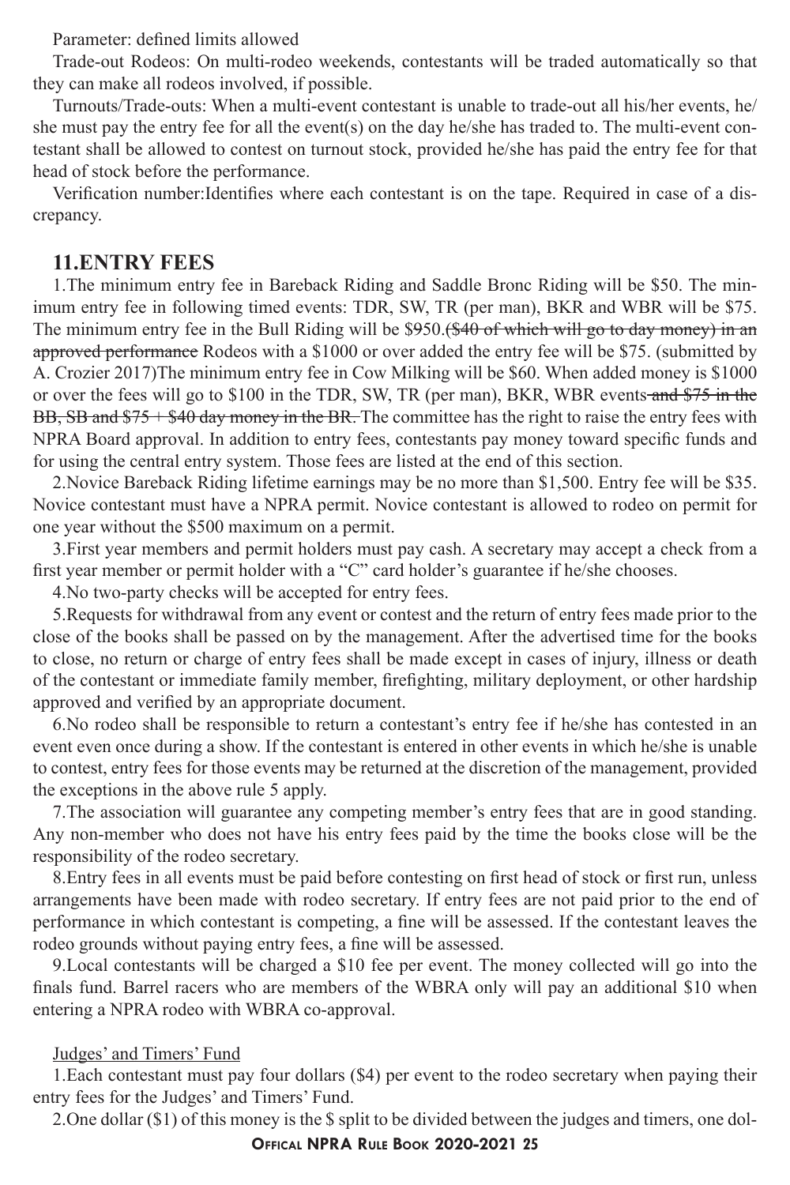Parameter: defined limits allowed

Trade-out Rodeos: On multi-rodeo weekends, contestants will be traded automatically so that they can make all rodeos involved, if possible.

Turnouts/Trade-outs: When a multi-event contestant is unable to trade-out all his/her events, he/she must pay the entry fee for all the event(s) on the day he/she has traded to. The multi-event contestant shall be allowed to contest on turnout stock, provided he/she has paid the entry fee for that head of stock before the performance.

Verification number:Identifies where each contestant is on the tape. Required in case of a discrepancy.

## 11.ENTRY FEES

1.The minimum entry fee in Bareback Riding and Saddle Bronc Riding will be $50. The minimum entry fee in following timed events: TDR, SW, TR (per man), BKR and WBR will be $75. The minimum entry fee in the Bull Riding will be ~~$9~~50.~~($40 of which will go to day money) in an approved performance~~ Rodeos with a $1000 or over added the entry fee will be $75. (submitted by A. Crozier 2017)The minimum entry fee in Cow Milking will be $60. When added money is $1000 or over the fees will go to $100 in the TDR, SW, TR (per man), BKR, WBR events~~ and $75 in the BB, SB and $75 + $40 day money in the BR.~~ The committee has the right to raise the entry fees with NPRA Board approval. In addition to entry fees, contestants pay money toward specific funds and for using the central entry system. Those fees are listed at the end of this section.

2.Novice Bareback Riding lifetime earnings may be no more than $1,500. Entry fee will be $35. Novice contestant must have a NPRA permit. Novice contestant is allowed to rodeo on permit for one year without the $500 maximum on a permit.

3.First year members and permit holders must pay cash. A secretary may accept a check from a first year member or permit holder with a "C" card holder's guarantee if he/she chooses.

4.No two-party checks will be accepted for entry fees.

5.Requests for withdrawal from any event or contest and the return of entry fees made prior to the close of the books shall be passed on by the management. After the advertised time for the books to close, no return or charge of entry fees shall be made except in cases of injury, illness or death of the contestant or immediate family member, firefighting, military deployment, or other hardship approved and verified by an appropriate document.

6.No rodeo shall be responsible to return a contestant's entry fee if he/she has contested in an event even once during a show. If the contestant is entered in other events in which he/she is unable to contest, entry fees for those events may be returned at the discretion of the management, provided the exceptions in the above rule 5 apply.

7.The association will guarantee any competing member's entry fees that are in good standing. Any non-member who does not have his entry fees paid by the time the books close will be the responsibility of the rodeo secretary.

8.Entry fees in all events must be paid before contesting on first head of stock or first run, unless arrangements have been made with rodeo secretary. If entry fees are not paid prior to the end of performance in which contestant is competing, a fine will be assessed. If the contestant leaves the rodeo grounds without paying entry fees, a fine will be assessed.

9.Local contestants will be charged a $10 fee per event. The money collected will go into the finals fund. Barrel racers who are members of the WBRA only will pay an additional $10 when entering a NPRA rodeo with WBRA co-approval.

<u>Judges' and Timers' Fund</u>

1.Each contestant must pay four dollars ($4) per event to the rodeo secretary when paying their entry fees for the Judges' and Timers' Fund.

2.One dollar ($1) of this money is the $ split to be divided between the judges and timers, one dol-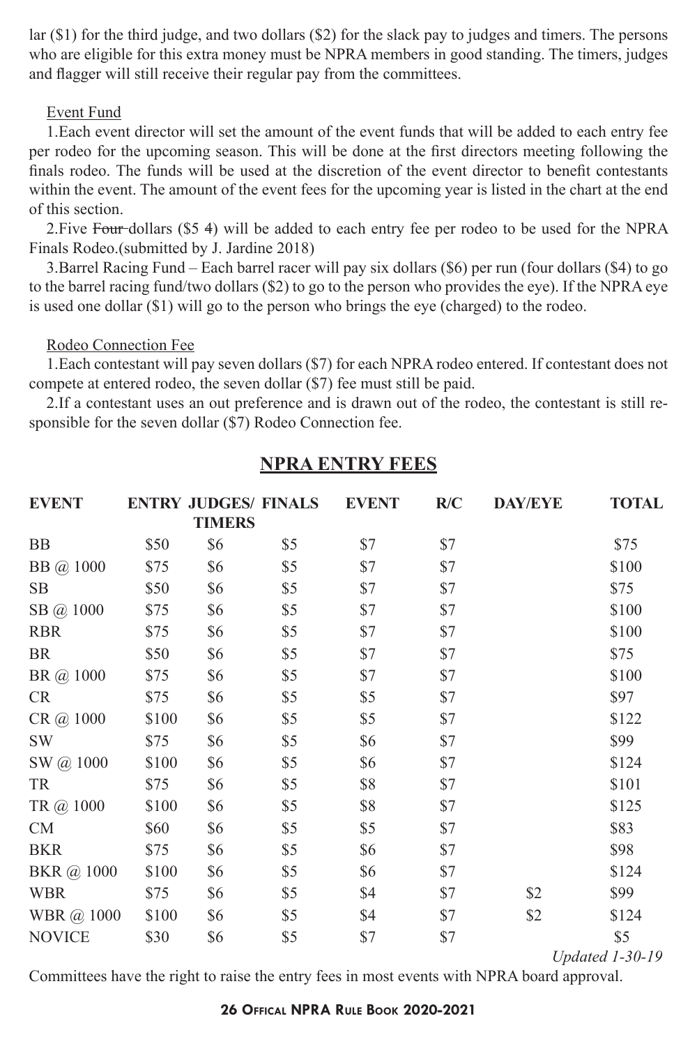lar ($1) for the third judge, and two dollars ($2) for the slack pay to judges and timers. The persons who are eligible for this extra money must be NPRA members in good standing. The timers, judges and flagger will still receive their regular pay from the committees.

Event Fund

1.Each event director will set the amount of the event funds that will be added to each entry fee per rodeo for the upcoming season. This will be done at the first directors meeting following the finals rodeo. The funds will be used at the discretion of the event director to benefit contestants within the event. The amount of the event fees for the upcoming year is listed in the chart at the end of this section.

2.Five ~~Four~~ dollars ($5 ~~4~~) will be added to each entry fee per rodeo to be used for the NPRA Finals Rodeo.(submitted by J. Jardine 2018)

3.Barrel Racing Fund – Each barrel racer will pay six dollars ($6) per run (four dollars ($4) to go to the barrel racing fund/two dollars ($2) to go to the person who provides the eye). If the NPRA eye is used one dollar ($1) will go to the person who brings the eye (charged) to the rodeo.

Rodeo Connection Fee

1.Each contestant will pay seven dollars ($7) for each NPRA rodeo entered. If contestant does not compete at entered rodeo, the seven dollar ($7) fee must still be paid.

2.If a contestant uses an out preference and is drawn out of the rodeo, the contestant is still responsible for the seven dollar ($7) Rodeo Connection fee.

## NPRA ENTRY FEES

| EVENT | ENTRY | JUDGES/ TIMERS | FINALS | EVENT | R/C | DAY/EYE | TOTAL |
|---|---|---|---|---|---|---|---|
| BB | $50 | $6 | $5 | $7 | $7 | | $75 |
| BB @ 1000 | $75 | $6 | $5 | $7 | $7 | | $100 |
| SB | $50 | $6 | $5 | $7 | $7 | | $75 |
| SB @ 1000 | $75 | $6 | $5 | $7 | $7 | | $100 |
| RBR | $75 | $6 | $5 | $7 | $7 | | $100 |
| BR | $50 | $6 | $5 | $7 | $7 | | $75 |
| BR @ 1000 | $75 | $6 | $5 | $7 | $7 | | $100 |
| CR | $75 | $6 | $5 | $5 | $7 | | $97 |
| CR @ 1000 | $100 | $6 | $5 | $5 | $7 | | $122 |
| SW | $75 | $6 | $5 | $6 | $7 | | $99 |
| SW @ 1000 | $100 | $6 | $5 | $6 | $7 | | $124 |
| TR | $75 | $6 | $5 | $8 | $7 | | $101 |
| TR @ 1000 | $100 | $6 | $5 | $8 | $7 | | $125 |
| CM | $60 | $6 | $5 | $5 | $7 | | $83 |
| BKR | $75 | $6 | $5 | $6 | $7 | | $98 |
| BKR @ 1000 | $100 | $6 | $5 | $6 | $7 | | $124 |
| WBR | $75 | $6 | $5 | $4 | $7 | $2 | $99 |
| WBR @ 1000 | $100 | $6 | $5 | $4 | $7 | $2 | $124 |
| NOVICE | $30 | $6 | $5 | $7 | $7 | | $5 |

*Updated 1-30-19*

Committees have the right to raise the entry fees in most events with NPRA board approval.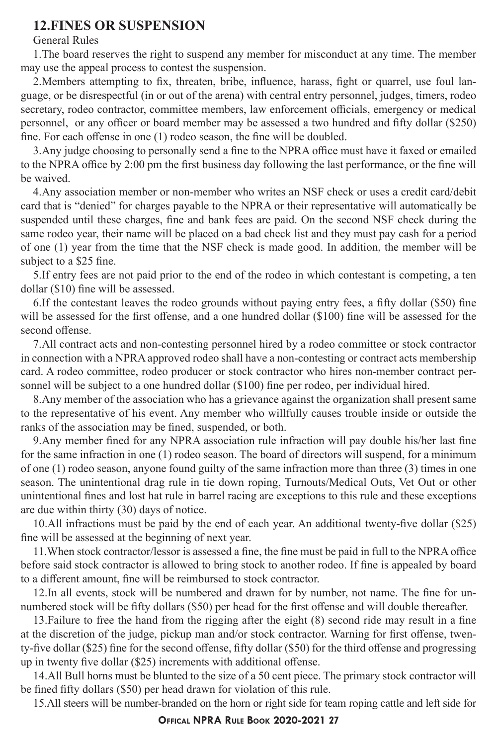## 12.FINES OR SUSPENSION

General Rules

1.The board reserves the right to suspend any member for misconduct at any time. The member may use the appeal process to contest the suspension.

2.Members attempting to fix, threaten, bribe, influence, harass, fight or quarrel, use foul language, or be disrespectful (in or out of the arena) with central entry personnel, judges, timers, rodeo secretary, rodeo contractor, committee members, law enforcement officials, emergency or medical personnel, or any officer or board member may be assessed a two hundred and fifty dollar ($250) fine. For each offense in one (1) rodeo season, the fine will be doubled.

3.Any judge choosing to personally send a fine to the NPRA office must have it faxed or emailed to the NPRA office by 2:00 pm the first business day following the last performance, or the fine will be waived.

4.Any association member or non-member who writes an NSF check or uses a credit card/debit card that is "denied" for charges payable to the NPRA or their representative will automatically be suspended until these charges, fine and bank fees are paid. On the second NSF check during the same rodeo year, their name will be placed on a bad check list and they must pay cash for a period of one (1) year from the time that the NSF check is made good. In addition, the member will be subject to a $25 fine.

5.If entry fees are not paid prior to the end of the rodeo in which contestant is competing, a ten dollar ($10) fine will be assessed.

6.If the contestant leaves the rodeo grounds without paying entry fees, a fifty dollar ($50) fine will be assessed for the first offense, and a one hundred dollar ($100) fine will be assessed for the second offense.

7.All contract acts and non-contesting personnel hired by a rodeo committee or stock contractor in connection with a NPRA approved rodeo shall have a non-contesting or contract acts membership card. A rodeo committee, rodeo producer or stock contractor who hires non-member contract personnel will be subject to a one hundred dollar ($100) fine per rodeo, per individual hired.

8.Any member of the association who has a grievance against the organization shall present same to the representative of his event. Any member who willfully causes trouble inside or outside the ranks of the association may be fined, suspended, or both.

9.Any member fined for any NPRA association rule infraction will pay double his/her last fine for the same infraction in one (1) rodeo season. The board of directors will suspend, for a minimum of one (1) rodeo season, anyone found guilty of the same infraction more than three (3) times in one season. The unintentional drag rule in tie down roping, Turnouts/Medical Outs, Vet Out or other unintentional fines and lost hat rule in barrel racing are exceptions to this rule and these exceptions are due within thirty (30) days of notice.

10.All infractions must be paid by the end of each year. An additional twenty-five dollar ($25) fine will be assessed at the beginning of next year.

11.When stock contractor/lessor is assessed a fine, the fine must be paid in full to the NPRA office before said stock contractor is allowed to bring stock to another rodeo. If fine is appealed by board to a different amount, fine will be reimbursed to stock contractor.

12.In all events, stock will be numbered and drawn for by number, not name. The fine for unnumbered stock will be fifty dollars ($50) per head for the first offense and will double thereafter.

13.Failure to free the hand from the rigging after the eight (8) second ride may result in a fine at the discretion of the judge, pickup man and/or stock contractor. Warning for first offense, twenty-five dollar ($25) fine for the second offense, fifty dollar ($50) for the third offense and progressing up in twenty five dollar ($25) increments with additional offense.

14.All Bull horns must be blunted to the size of a 50 cent piece. The primary stock contractor will be fined fifty dollars ($50) per head drawn for violation of this rule.

15.All steers will be number-branded on the horn or right side for team roping cattle and left side for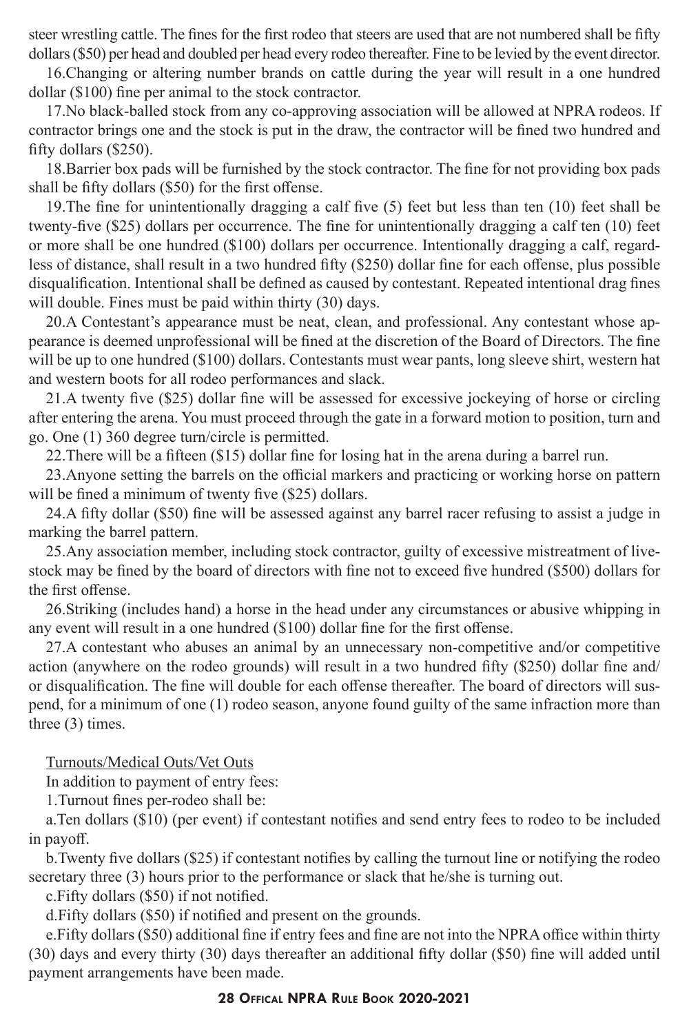steer wrestling cattle. The fines for the first rodeo that steers are used that are not numbered shall be fifty dollars ($50) per head and doubled per head every rodeo thereafter. Fine to be levied by the event director.

16.Changing or altering number brands on cattle during the year will result in a one hundred dollar ($100) fine per animal to the stock contractor.

17.No black-balled stock from any co-approving association will be allowed at NPRA rodeos. If contractor brings one and the stock is put in the draw, the contractor will be fined two hundred and fifty dollars ($250).

18.Barrier box pads will be furnished by the stock contractor. The fine for not providing box pads shall be fifty dollars ($50) for the first offense.

19.The fine for unintentionally dragging a calf five (5) feet but less than ten (10) feet shall be twenty-five ($25) dollars per occurrence. The fine for unintentionally dragging a calf ten (10) feet or more shall be one hundred ($100) dollars per occurrence. Intentionally dragging a calf, regardless of distance, shall result in a two hundred fifty ($250) dollar fine for each offense, plus possible disqualification. Intentional shall be defined as caused by contestant. Repeated intentional drag fines will double. Fines must be paid within thirty (30) days.

20.A Contestant's appearance must be neat, clean, and professional. Any contestant whose appearance is deemed unprofessional will be fined at the discretion of the Board of Directors. The fine will be up to one hundred ($100) dollars. Contestants must wear pants, long sleeve shirt, western hat and western boots for all rodeo performances and slack.

21.A twenty five ($25) dollar fine will be assessed for excessive jockeying of horse or circling after entering the arena. You must proceed through the gate in a forward motion to position, turn and go. One (1) 360 degree turn/circle is permitted.

22.There will be a fifteen ($15) dollar fine for losing hat in the arena during a barrel run.

23.Anyone setting the barrels on the official markers and practicing or working horse on pattern will be fined a minimum of twenty five ($25) dollars.

24.A fifty dollar ($50) fine will be assessed against any barrel racer refusing to assist a judge in marking the barrel pattern.

25.Any association member, including stock contractor, guilty of excessive mistreatment of livestock may be fined by the board of directors with fine not to exceed five hundred ($500) dollars for the first offense.

26.Striking (includes hand) a horse in the head under any circumstances or abusive whipping in any event will result in a one hundred ($100) dollar fine for the first offense.

27.A contestant who abuses an animal by an unnecessary non-competitive and/or competitive action (anywhere on the rodeo grounds) will result in a two hundred fifty ($250) dollar fine and/or disqualification. The fine will double for each offense thereafter. The board of directors will suspend, for a minimum of one (1) rodeo season, anyone found guilty of the same infraction more than three (3) times.

Turnouts/Medical Outs/Vet Outs

In addition to payment of entry fees:

1.Turnout fines per-rodeo shall be:

a.Ten dollars ($10) (per event) if contestant notifies and send entry fees to rodeo to be included in payoff.

b.Twenty five dollars ($25) if contestant notifies by calling the turnout line or notifying the rodeo secretary three (3) hours prior to the performance or slack that he/she is turning out.

c.Fifty dollars ($50) if not notified.

d.Fifty dollars ($50) if notified and present on the grounds.

e.Fifty dollars ($50) additional fine if entry fees and fine are not into the NPRA office within thirty (30) days and every thirty (30) days thereafter an additional fifty dollar ($50) fine will added until payment arrangements have been made.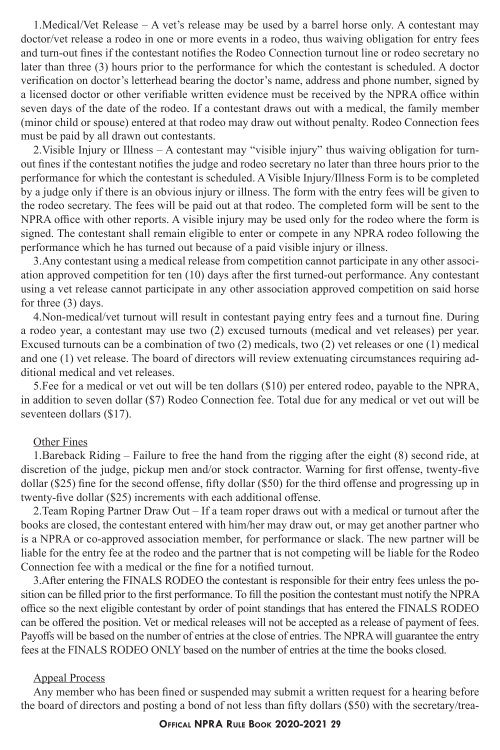1.Medical/Vet Release – A vet's release may be used by a barrel horse only. A contestant may doctor/vet release a rodeo in one or more events in a rodeo, thus waiving obligation for entry fees and turn-out fines if the contestant notifies the Rodeo Connection turnout line or rodeo secretary no later than three (3) hours prior to the performance for which the contestant is scheduled. A doctor verification on doctor's letterhead bearing the doctor's name, address and phone number, signed by a licensed doctor or other verifiable written evidence must be received by the NPRA office within seven days of the date of the rodeo. If a contestant draws out with a medical, the family member (minor child or spouse) entered at that rodeo may draw out without penalty. Rodeo Connection fees must be paid by all drawn out contestants.

2.Visible Injury or Illness – A contestant may "visible injury" thus waiving obligation for turn-out fines if the contestant notifies the judge and rodeo secretary no later than three hours prior to the performance for which the contestant is scheduled. A Visible Injury/Illness Form is to be completed by a judge only if there is an obvious injury or illness. The form with the entry fees will be given to the rodeo secretary. The fees will be paid out at that rodeo. The completed form will be sent to the NPRA office with other reports. A visible injury may be used only for the rodeo where the form is signed. The contestant shall remain eligible to enter or compete in any NPRA rodeo following the performance which he has turned out because of a paid visible injury or illness.

3.Any contestant using a medical release from competition cannot participate in any other association approved competition for ten (10) days after the first turned-out performance. Any contestant using a vet release cannot participate in any other association approved competition on said horse for three (3) days.

4.Non-medical/vet turnout will result in contestant paying entry fees and a turnout fine. During a rodeo year, a contestant may use two (2) excused turnouts (medical and vet releases) per year. Excused turnouts can be a combination of two (2) medicals, two (2) vet releases or one (1) medical and one (1) vet release. The board of directors will review extenuating circumstances requiring additional medical and vet releases.

5.Fee for a medical or vet out will be ten dollars ($10) per entered rodeo, payable to the NPRA, in addition to seven dollar ($7) Rodeo Connection fee. Total due for any medical or vet out will be seventeen dollars ($17).

Other Fines

1.Bareback Riding – Failure to free the hand from the rigging after the eight (8) second ride, at discretion of the judge, pickup men and/or stock contractor. Warning for first offense, twenty-five dollar ($25) fine for the second offense, fifty dollar ($50) for the third offense and progressing up in twenty-five dollar ($25) increments with each additional offense.

2.Team Roping Partner Draw Out – If a team roper draws out with a medical or turnout after the books are closed, the contestant entered with him/her may draw out, or may get another partner who is a NPRA or co-approved association member, for performance or slack. The new partner will be liable for the entry fee at the rodeo and the partner that is not competing will be liable for the Rodeo Connection fee with a medical or the fine for a notified turnout.

3.After entering the FINALS RODEO the contestant is responsible for their entry fees unless the position can be filled prior to the first performance. To fill the position the contestant must notify the NPRA office so the next eligible contestant by order of point standings that has entered the FINALS RODEO can be offered the position. Vet or medical releases will not be accepted as a release of payment of fees. Payoffs will be based on the number of entries at the close of entries. The NPRA will guarantee the entry fees at the FINALS RODEO ONLY based on the number of entries at the time the books closed.

Appeal Process

Any member who has been fined or suspended may submit a written request for a hearing before the board of directors and posting a bond of not less than fifty dollars ($50) with the secretary/trea-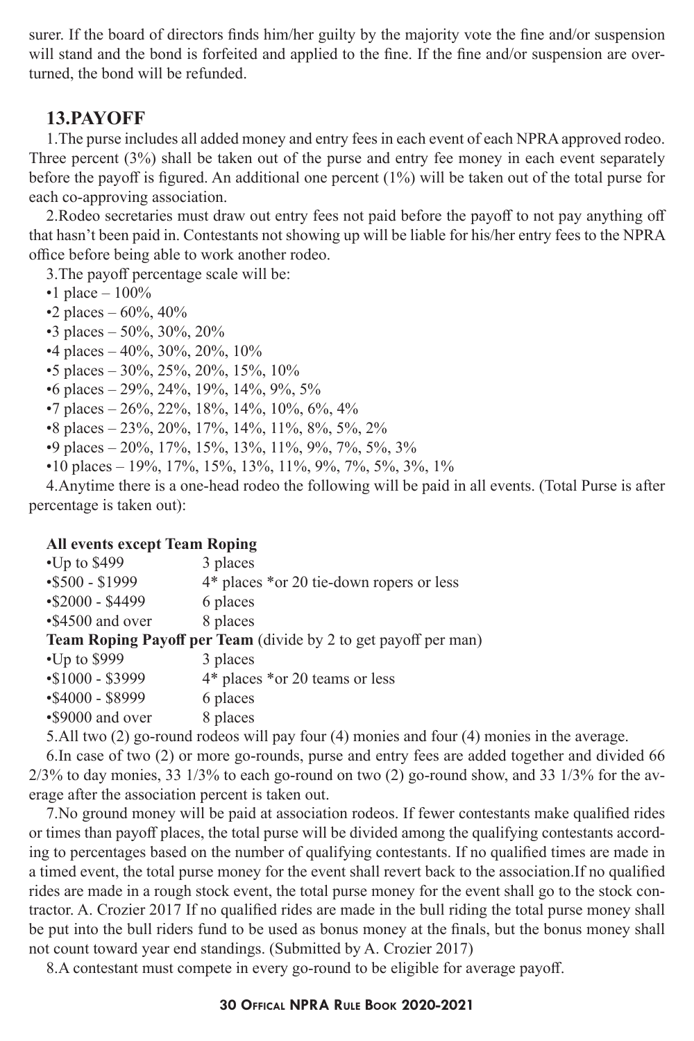surer. If the board of directors finds him/her guilty by the majority vote the fine and/or suspension will stand and the bond is forfeited and applied to the fine. If the fine and/or suspension are overturned, the bond will be refunded.

## 13.PAYOFF

1.The purse includes all added money and entry fees in each event of each NPRA approved rodeo. Three percent (3%) shall be taken out of the purse and entry fee money in each event separately before the payoff is figured. An additional one percent (1%) will be taken out of the total purse for each co-approving association.

2.Rodeo secretaries must draw out entry fees not paid before the payoff to not pay anything off that hasn't been paid in. Contestants not showing up will be liable for his/her entry fees to the NPRA office before being able to work another rodeo.

3.The payoff percentage scale will be:

- •1 place – 100%
- •2 places – 60%, 40%
- •3 places – 50%, 30%, 20%
- •4 places – 40%, 30%, 20%, 10%
- •5 places – 30%, 25%, 20%, 15%, 10%
- •6 places – 29%, 24%, 19%, 14%, 9%, 5%
- •7 places – 26%, 22%, 18%, 14%, 10%, 6%, 4%
- •8 places – 23%, 20%, 17%, 14%, 11%, 8%, 5%, 2%
- •9 places – 20%, 17%, 15%, 13%, 11%, 9%, 7%, 5%, 3%
- •10 places – 19%, 17%, 15%, 13%, 11%, 9%, 7%, 5%, 3%, 1%

4.Anytime there is a one-head rodeo the following will be paid in all events. (Total Purse is after percentage is taken out):

**All events except Team Roping**

| | |
|---|---|
| •Up to $499 | 3 places |
| •$500 - $1999 | 4* places *or 20 tie-down ropers or less |
| •$2000 - $4499 | 6 places |
| •$4500 and over | 8 places |

**Team Roping Payoff per Team** (divide by 2 to get payoff per man)

| | |
|---|---|
| •Up to $999 | 3 places |
| •$1000 - $3999 | 4* places *or 20 teams or less |
| •$4000 - $8999 | 6 places |
| •$9000 and over | 8 places |

5.All two (2) go-round rodeos will pay four (4) monies and four (4) monies in the average.

6.In case of two (2) or more go-rounds, purse and entry fees are added together and divided 66 2/3% to day monies, 33 1/3% to each go-round on two (2) go-round show, and 33 1/3% for the average after the association percent is taken out.

7.No ground money will be paid at association rodeos. If fewer contestants make qualified rides or times than payoff places, the total purse will be divided among the qualifying contestants according to percentages based on the number of qualifying contestants. If no qualified times are made in a timed event, the total purse money for the event shall revert back to the association.If no qualified rides are made in a rough stock event, the total purse money for the event shall go to the stock contractor. A. Crozier 2017 If no qualified rides are made in the bull riding the total purse money shall be put into the bull riders fund to be used as bonus money at the finals, but the bonus money shall not count toward year end standings. (Submitted by A. Crozier 2017)

8.A contestant must compete in every go-round to be eligible for average payoff.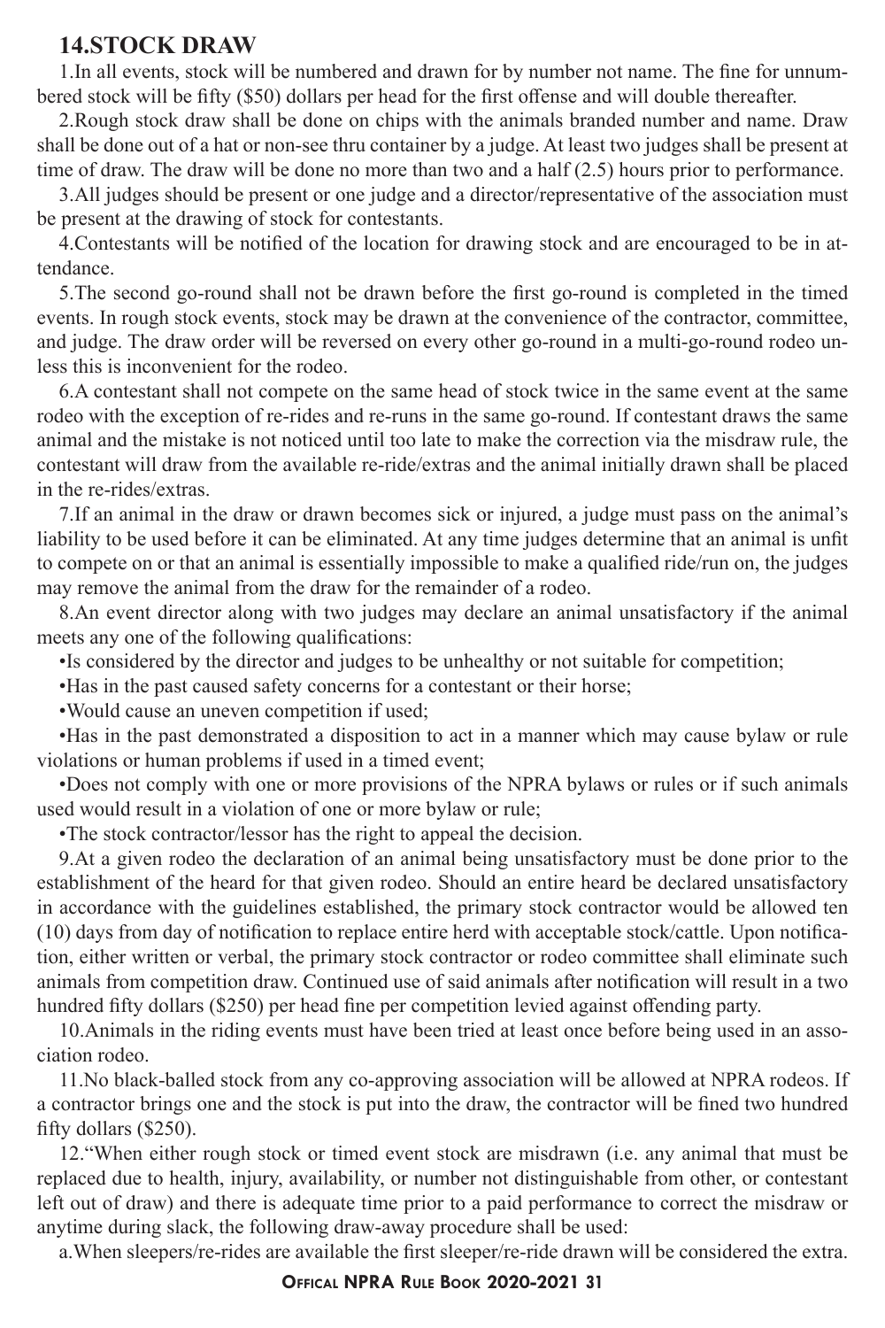## 14.STOCK DRAW

1.In all events, stock will be numbered and drawn for by number not name. The fine for unnumbered stock will be fifty ($50) dollars per head for the first offense and will double thereafter.

2.Rough stock draw shall be done on chips with the animals branded number and name. Draw shall be done out of a hat or non-see thru container by a judge. At least two judges shall be present at time of draw. The draw will be done no more than two and a half (2.5) hours prior to performance.

3.All judges should be present or one judge and a director/representative of the association must be present at the drawing of stock for contestants.

4.Contestants will be notified of the location for drawing stock and are encouraged to be in attendance.

5.The second go-round shall not be drawn before the first go-round is completed in the timed events. In rough stock events, stock may be drawn at the convenience of the contractor, committee, and judge. The draw order will be reversed on every other go-round in a multi-go-round rodeo unless this is inconvenient for the rodeo.

6.A contestant shall not compete on the same head of stock twice in the same event at the same rodeo with the exception of re-rides and re-runs in the same go-round. If contestant draws the same animal and the mistake is not noticed until too late to make the correction via the misdraw rule, the contestant will draw from the available re-ride/extras and the animal initially drawn shall be placed in the re-rides/extras.

7.If an animal in the draw or drawn becomes sick or injured, a judge must pass on the animal's liability to be used before it can be eliminated. At any time judges determine that an animal is unfit to compete on or that an animal is essentially impossible to make a qualified ride/run on, the judges may remove the animal from the draw for the remainder of a rodeo.

8.An event director along with two judges may declare an animal unsatisfactory if the animal meets any one of the following qualifications:

•Is considered by the director and judges to be unhealthy or not suitable for competition;

•Has in the past caused safety concerns for a contestant or their horse;

•Would cause an uneven competition if used;

•Has in the past demonstrated a disposition to act in a manner which may cause bylaw or rule violations or human problems if used in a timed event;

•Does not comply with one or more provisions of the NPRA bylaws or rules or if such animals used would result in a violation of one or more bylaw or rule;

•The stock contractor/lessor has the right to appeal the decision.

9.At a given rodeo the declaration of an animal being unsatisfactory must be done prior to the establishment of the heard for that given rodeo. Should an entire heard be declared unsatisfactory in accordance with the guidelines established, the primary stock contractor would be allowed ten (10) days from day of notification to replace entire herd with acceptable stock/cattle. Upon notification, either written or verbal, the primary stock contractor or rodeo committee shall eliminate such animals from competition draw. Continued use of said animals after notification will result in a two hundred fifty dollars ($250) per head fine per competition levied against offending party.

10.Animals in the riding events must have been tried at least once before being used in an association rodeo.

11.No black-balled stock from any co-approving association will be allowed at NPRA rodeos. If a contractor brings one and the stock is put into the draw, the contractor will be fined two hundred fifty dollars ($250).

12."When either rough stock or timed event stock are misdrawn (i.e. any animal that must be replaced due to health, injury, availability, or number not distinguishable from other, or contestant left out of draw) and there is adequate time prior to a paid performance to correct the misdraw or anytime during slack, the following draw-away procedure shall be used:

a.When sleepers/re-rides are available the first sleeper/re-ride drawn will be considered the extra.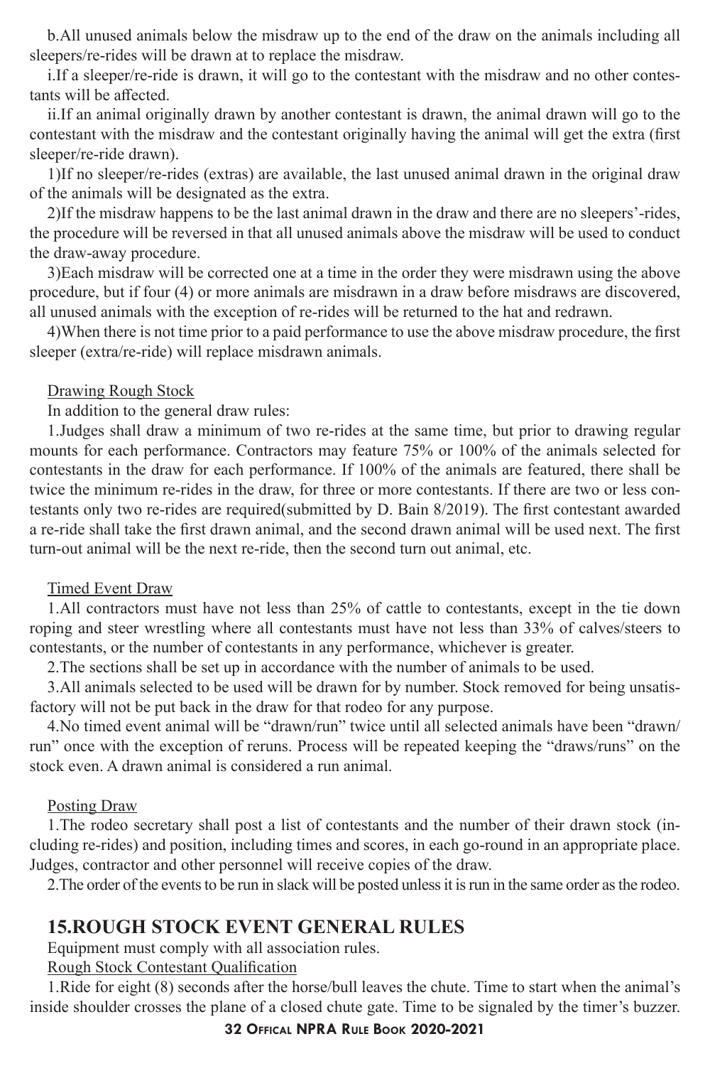b.All unused animals below the misdraw up to the end of the draw on the animals including all sleepers/re-rides will be drawn at to replace the misdraw.

i.If a sleeper/re-ride is drawn, it will go to the contestant with the misdraw and no other contestants will be affected.

ii.If an animal originally drawn by another contestant is drawn, the animal drawn will go to the contestant with the misdraw and the contestant originally having the animal will get the extra (first sleeper/re-ride drawn).

1)If no sleeper/re-rides (extras) are available, the last unused animal drawn in the original draw of the animals will be designated as the extra.

2)If the misdraw happens to be the last animal drawn in the draw and there are no sleepers'-rides, the procedure will be reversed in that all unused animals above the misdraw will be used to conduct the draw-away procedure.

3)Each misdraw will be corrected one at a time in the order they were misdrawn using the above procedure, but if four (4) or more animals are misdrawn in a draw before misdraws are discovered, all unused animals with the exception of re-rides will be returned to the hat and redrawn.

4)When there is not time prior to a paid performance to use the above misdraw procedure, the first sleeper (extra/re-ride) will replace misdrawn animals.

Drawing Rough Stock

In addition to the general draw rules:

1.Judges shall draw a minimum of two re-rides at the same time, but prior to drawing regular mounts for each performance. Contractors may feature 75% or 100% of the animals selected for contestants in the draw for each performance. If 100% of the animals are featured, there shall be twice the minimum re-rides in the draw, for three or more contestants. If there are two or less contestants only two re-rides are required(submitted by D. Bain 8/2019). The first contestant awarded a re-ride shall take the first drawn animal, and the second drawn animal will be used next. The first turn-out animal will be the next re-ride, then the second turn out animal, etc.

Timed Event Draw

1.All contractors must have not less than 25% of cattle to contestants, except in the tie down roping and steer wrestling where all contestants must have not less than 33% of calves/steers to contestants, or the number of contestants in any performance, whichever is greater.

2.The sections shall be set up in accordance with the number of animals to be used.

3.All animals selected to be used will be drawn for by number. Stock removed for being unsatisfactory will not be put back in the draw for that rodeo for any purpose.

4.No timed event animal will be "drawn/run" twice until all selected animals have been "drawn/run" once with the exception of reruns. Process will be repeated keeping the "draws/runs" on the stock even. A drawn animal is considered a run animal.

Posting Draw

1.The rodeo secretary shall post a list of contestants and the number of their drawn stock (including re-rides) and position, including times and scores, in each go-round in an appropriate place. Judges, contractor and other personnel will receive copies of the draw.

2.The order of the events to be run in slack will be posted unless it is run in the same order as the rodeo.

## 15.ROUGH STOCK EVENT GENERAL RULES

Equipment must comply with all association rules.

Rough Stock Contestant Qualification

1.Ride for eight (8) seconds after the horse/bull leaves the chute. Time to start when the animal's inside shoulder crosses the plane of a closed chute gate. Time to be signaled by the timer's buzzer.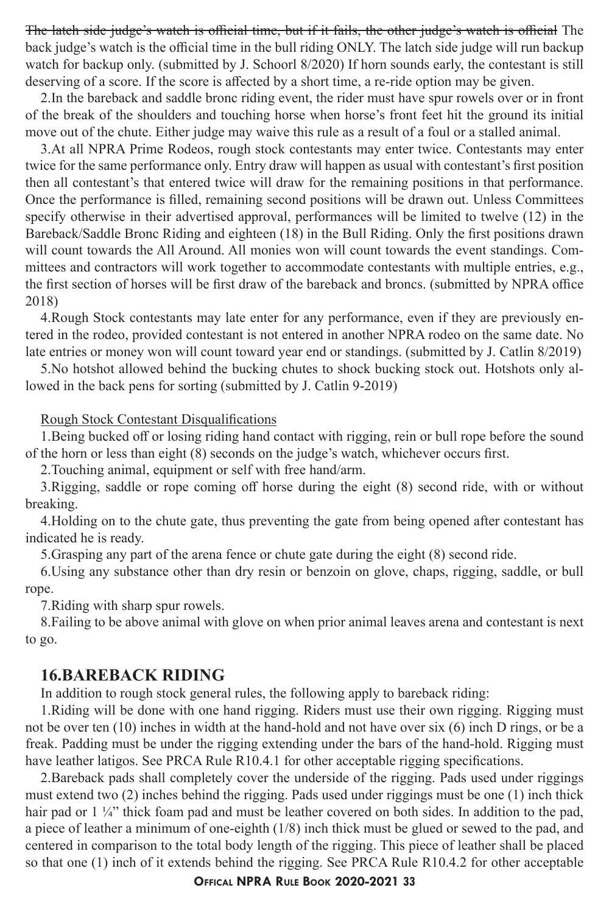~~The latch side judge's watch is official time, but if it fails, the other judge's watch is official~~ The back judge's watch is the official time in the bull riding ONLY. The latch side judge will run backup watch for backup only. (submitted by J. Schoorl 8/2020) If horn sounds early, the contestant is still deserving of a score. If the score is affected by a short time, a re-ride option may be given.

2.In the bareback and saddle bronc riding event, the rider must have spur rowels over or in front of the break of the shoulders and touching horse when horse's front feet hit the ground its initial move out of the chute. Either judge may waive this rule as a result of a foul or a stalled animal.

3.At all NPRA Prime Rodeos, rough stock contestants may enter twice. Contestants may enter twice for the same performance only. Entry draw will happen as usual with contestant's first position then all contestant's that entered twice will draw for the remaining positions in that performance. Once the performance is filled, remaining second positions will be drawn out. Unless Committees specify otherwise in their advertised approval, performances will be limited to twelve (12) in the Bareback/Saddle Bronc Riding and eighteen (18) in the Bull Riding. Only the first positions drawn will count towards the All Around. All monies won will count towards the event standings. Committees and contractors will work together to accommodate contestants with multiple entries, e.g., the first section of horses will be first draw of the bareback and broncs. (submitted by NPRA office 2018)

4.Rough Stock contestants may late enter for any performance, even if they are previously entered in the rodeo, provided contestant is not entered in another NPRA rodeo on the same date. No late entries or money won will count toward year end or standings. (submitted by J. Catlin 8/2019)

5.No hotshot allowed behind the bucking chutes to shock bucking stock out. Hotshots only allowed in the back pens for sorting (submitted by J. Catlin 9-2019)

Rough Stock Contestant Disqualifications

1.Being bucked off or losing riding hand contact with rigging, rein or bull rope before the sound of the horn or less than eight (8) seconds on the judge's watch, whichever occurs first.

2.Touching animal, equipment or self with free hand/arm.

3.Rigging, saddle or rope coming off horse during the eight (8) second ride, with or without breaking.

4.Holding on to the chute gate, thus preventing the gate from being opened after contestant has indicated he is ready.

5.Grasping any part of the arena fence or chute gate during the eight (8) second ride.

6.Using any substance other than dry resin or benzoin on glove, chaps, rigging, saddle, or bull rope.

7.Riding with sharp spur rowels.

8.Failing to be above animal with glove on when prior animal leaves arena and contestant is next to go.

## 16.BAREBACK RIDING

In addition to rough stock general rules, the following apply to bareback riding:

1.Riding will be done with one hand rigging. Riders must use their own rigging. Rigging must not be over ten (10) inches in width at the hand-hold and not have over six (6) inch D rings, or be a freak. Padding must be under the rigging extending under the bars of the hand-hold. Rigging must have leather latigos. See PRCA Rule R10.4.1 for other acceptable rigging specifications.

2.Bareback pads shall completely cover the underside of the rigging. Pads used under riggings must extend two (2) inches behind the rigging. Pads used under riggings must be one (1) inch thick hair pad or 1 ¼" thick foam pad and must be leather covered on both sides. In addition to the pad, a piece of leather a minimum of one-eighth (1/8) inch thick must be glued or sewed to the pad, and centered in comparison to the total body length of the rigging. This piece of leather shall be placed so that one (1) inch of it extends behind the rigging. See PRCA Rule R10.4.2 for other acceptable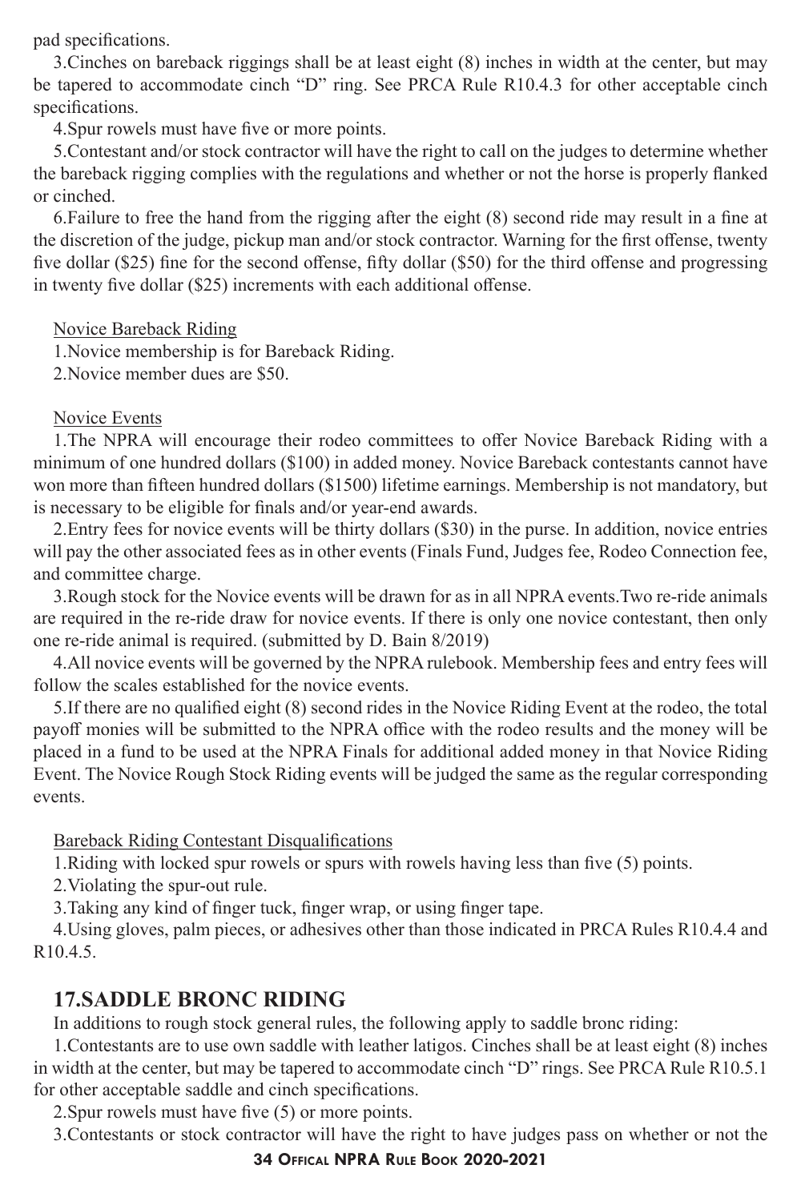pad specifications.

3.Cinches on bareback riggings shall be at least eight (8) inches in width at the center, but may be tapered to accommodate cinch "D" ring. See PRCA Rule R10.4.3 for other acceptable cinch specifications.

4.Spur rowels must have five or more points.

5.Contestant and/or stock contractor will have the right to call on the judges to determine whether the bareback rigging complies with the regulations and whether or not the horse is properly flanked or cinched.

6.Failure to free the hand from the rigging after the eight (8) second ride may result in a fine at the discretion of the judge, pickup man and/or stock contractor. Warning for the first offense, twenty five dollar ($25) fine for the second offense, fifty dollar ($50) for the third offense and progressing in twenty five dollar ($25) increments with each additional offense.

Novice Bareback Riding

1.Novice membership is for Bareback Riding.

2.Novice member dues are $50.

Novice Events

1.The NPRA will encourage their rodeo committees to offer Novice Bareback Riding with a minimum of one hundred dollars ($100) in added money. Novice Bareback contestants cannot have won more than fifteen hundred dollars ($1500) lifetime earnings. Membership is not mandatory, but is necessary to be eligible for finals and/or year-end awards.

2.Entry fees for novice events will be thirty dollars ($30) in the purse. In addition, novice entries will pay the other associated fees as in other events (Finals Fund, Judges fee, Rodeo Connection fee, and committee charge.

3.Rough stock for the Novice events will be drawn for as in all NPRA events.Two re-ride animals are required in the re-ride draw for novice events. If there is only one novice contestant, then only one re-ride animal is required. (submitted by D. Bain 8/2019)

4.All novice events will be governed by the NPRA rulebook. Membership fees and entry fees will follow the scales established for the novice events.

5.If there are no qualified eight (8) second rides in the Novice Riding Event at the rodeo, the total payoff monies will be submitted to the NPRA office with the rodeo results and the money will be placed in a fund to be used at the NPRA Finals for additional added money in that Novice Riding Event. The Novice Rough Stock Riding events will be judged the same as the regular corresponding events.

Bareback Riding Contestant Disqualifications

1.Riding with locked spur rowels or spurs with rowels having less than five (5) points.

2.Violating the spur-out rule.

3.Taking any kind of finger tuck, finger wrap, or using finger tape.

4.Using gloves, palm pieces, or adhesives other than those indicated in PRCA Rules R10.4.4 and R10.4.5.

## 17.SADDLE BRONC RIDING

In additions to rough stock general rules, the following apply to saddle bronc riding:

1.Contestants are to use own saddle with leather latigos. Cinches shall be at least eight (8) inches in width at the center, but may be tapered to accommodate cinch "D" rings. See PRCA Rule R10.5.1 for other acceptable saddle and cinch specifications.

2.Spur rowels must have five (5) or more points.

3.Contestants or stock contractor will have the right to have judges pass on whether or not the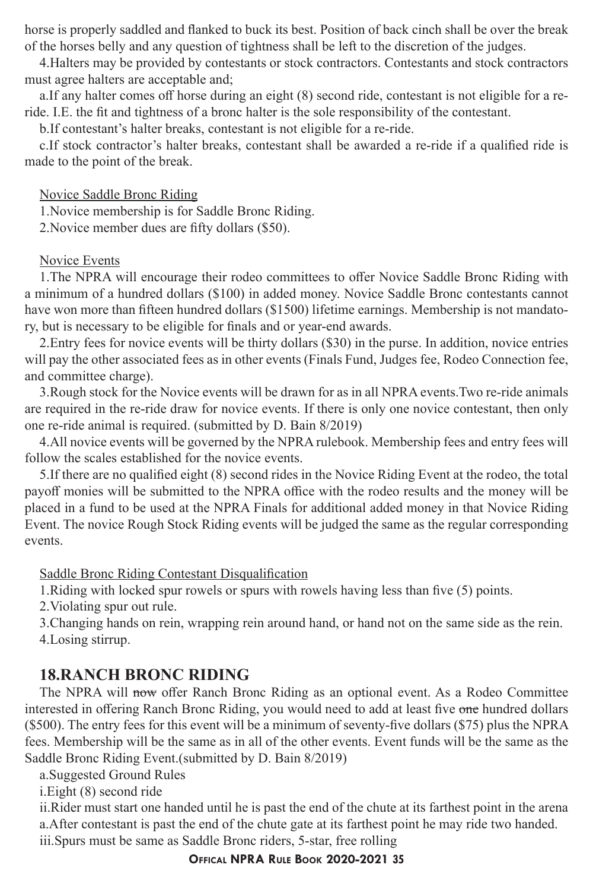horse is properly saddled and flanked to buck its best. Position of back cinch shall be over the break of the horses belly and any question of tightness shall be left to the discretion of the judges.

4.Halters may be provided by contestants or stock contractors. Contestants and stock contractors must agree halters are acceptable and;

a.If any halter comes off horse during an eight (8) second ride, contestant is not eligible for a re-ride. I.E. the fit and tightness of a bronc halter is the sole responsibility of the contestant.

b.If contestant's halter breaks, contestant is not eligible for a re-ride.

c.If stock contractor's halter breaks, contestant shall be awarded a re-ride if a qualified ride is made to the point of the break.

Novice Saddle Bronc Riding

1.Novice membership is for Saddle Bronc Riding.

2.Novice member dues are fifty dollars ($50).

Novice Events

1.The NPRA will encourage their rodeo committees to offer Novice Saddle Bronc Riding with a minimum of a hundred dollars ($100) in added money. Novice Saddle Bronc contestants cannot have won more than fifteen hundred dollars ($1500) lifetime earnings. Membership is not mandatory, but is necessary to be eligible for finals and or year-end awards.

2.Entry fees for novice events will be thirty dollars ($30) in the purse. In addition, novice entries will pay the other associated fees as in other events (Finals Fund, Judges fee, Rodeo Connection fee, and committee charge).

3.Rough stock for the Novice events will be drawn for as in all NPRA events.Two re-ride animals are required in the re-ride draw for novice events. If there is only one novice contestant, then only one re-ride animal is required. (submitted by D. Bain 8/2019)

4.All novice events will be governed by the NPRA rulebook. Membership fees and entry fees will follow the scales established for the novice events.

5.If there are no qualified eight (8) second rides in the Novice Riding Event at the rodeo, the total payoff monies will be submitted to the NPRA office with the rodeo results and the money will be placed in a fund to be used at the NPRA Finals for additional added money in that Novice Riding Event. The novice Rough Stock Riding events will be judged the same as the regular corresponding events.

Saddle Bronc Riding Contestant Disqualification

1.Riding with locked spur rowels or spurs with rowels having less than five (5) points.

2.Violating spur out rule.

3.Changing hands on rein, wrapping rein around hand, or hand not on the same side as the rein.

4.Losing stirrup.

## 18.RANCH BRONC RIDING

The NPRA will ~~now~~ offer Ranch Bronc Riding as an optional event. As a Rodeo Committee interested in offering Ranch Bronc Riding, you would need to add at least five ~~one~~ hundred dollars ($500). The entry fees for this event will be a minimum of seventy-five dollars ($75) plus the NPRA fees. Membership will be the same as in all of the other events. Event funds will be the same as the Saddle Bronc Riding Event.(submitted by D. Bain 8/2019)

a.Suggested Ground Rules

i.Eight (8) second ride

ii.Rider must start one handed until he is past the end of the chute at its farthest point in the arena

a.After contestant is past the end of the chute gate at its farthest point he may ride two handed.

iii.Spurs must be same as Saddle Bronc riders, 5-star, free rolling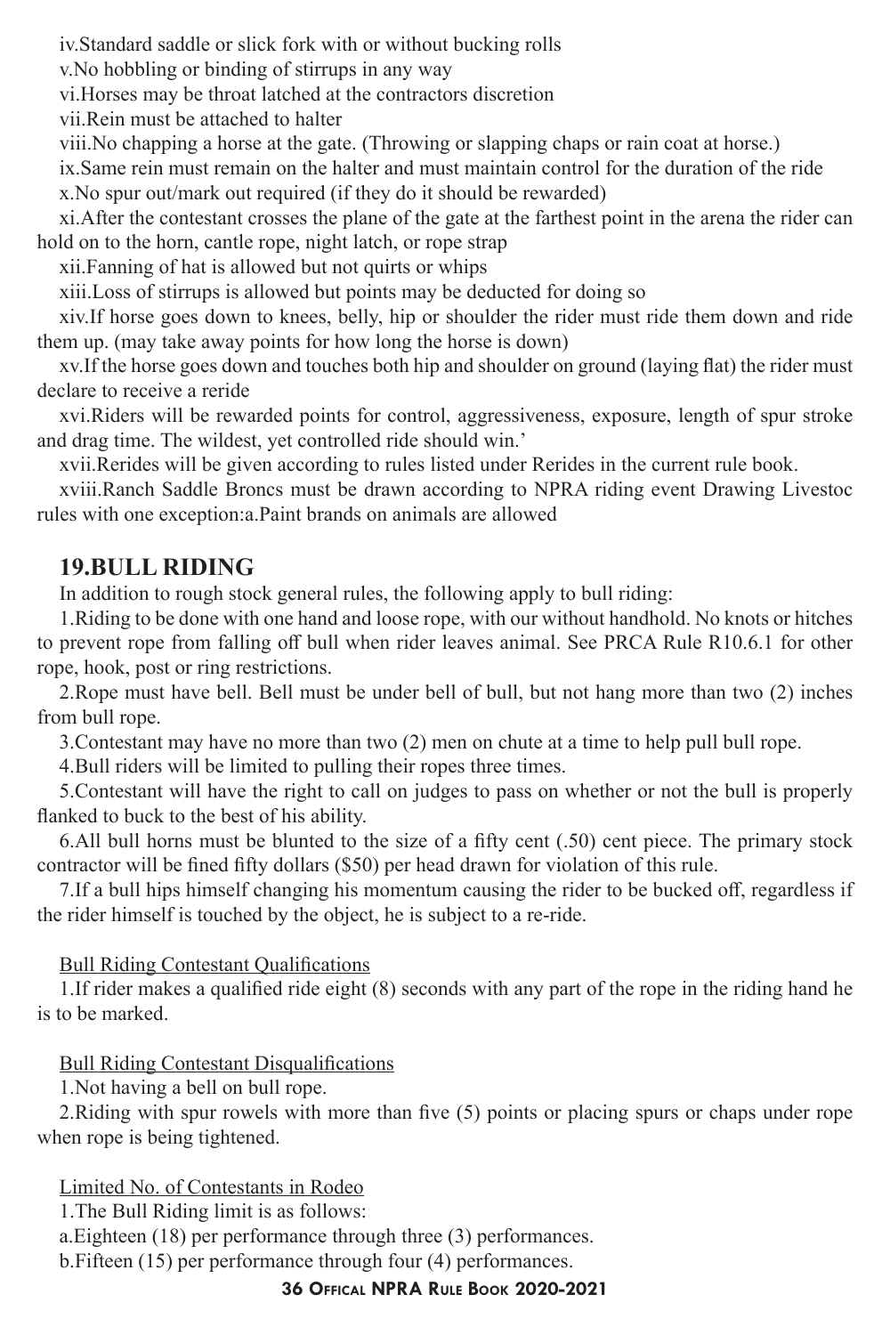iv.Standard saddle or slick fork with or without bucking rolls

v.No hobbling or binding of stirrups in any way

vi.Horses may be throat latched at the contractors discretion

vii.Rein must be attached to halter

viii.No chapping a horse at the gate. (Throwing or slapping chaps or rain coat at horse.)

ix.Same rein must remain on the halter and must maintain control for the duration of the ride

x.No spur out/mark out required (if they do it should be rewarded)

xi.After the contestant crosses the plane of the gate at the farthest point in the arena the rider can hold on to the horn, cantle rope, night latch, or rope strap

xii.Fanning of hat is allowed but not quirts or whips

xiii.Loss of stirrups is allowed but points may be deducted for doing so

xiv.If horse goes down to knees, belly, hip or shoulder the rider must ride them down and ride them up. (may take away points for how long the horse is down)

xv.If the horse goes down and touches both hip and shoulder on ground (laying flat) the rider must declare to receive a reride

xvi.Riders will be rewarded points for control, aggressiveness, exposure, length of spur stroke and drag time. The wildest, yet controlled ride should win.'

xvii.Rerides will be given according to rules listed under Rerides in the current rule book.

xviii.Ranch Saddle Broncs must be drawn according to NPRA riding event Drawing Livestoc rules with one exception:a.Paint brands on animals are allowed

## 19.BULL RIDING

In addition to rough stock general rules, the following apply to bull riding:

1.Riding to be done with one hand and loose rope, with our without handhold. No knots or hitches to prevent rope from falling off bull when rider leaves animal. See PRCA Rule R10.6.1 for other rope, hook, post or ring restrictions.

2.Rope must have bell. Bell must be under bell of bull, but not hang more than two (2) inches from bull rope.

3.Contestant may have no more than two (2) men on chute at a time to help pull bull rope.

4.Bull riders will be limited to pulling their ropes three times.

5.Contestant will have the right to call on judges to pass on whether or not the bull is properly flanked to buck to the best of his ability.

6.All bull horns must be blunted to the size of a fifty cent (.50) cent piece. The primary stock contractor will be fined fifty dollars ($50) per head drawn for violation of this rule.

7.If a bull hips himself changing his momentum causing the rider to be bucked off, regardless if the rider himself is touched by the object, he is subject to a re-ride.

Bull Riding Contestant Qualifications

1.If rider makes a qualified ride eight (8) seconds with any part of the rope in the riding hand he is to be marked.

Bull Riding Contestant Disqualifications

1.Not having a bell on bull rope.

2.Riding with spur rowels with more than five (5) points or placing spurs or chaps under rope when rope is being tightened.

Limited No. of Contestants in Rodeo

1.The Bull Riding limit is as follows:

a.Eighteen (18) per performance through three (3) performances.

b.Fifteen (15) per performance through four (4) performances.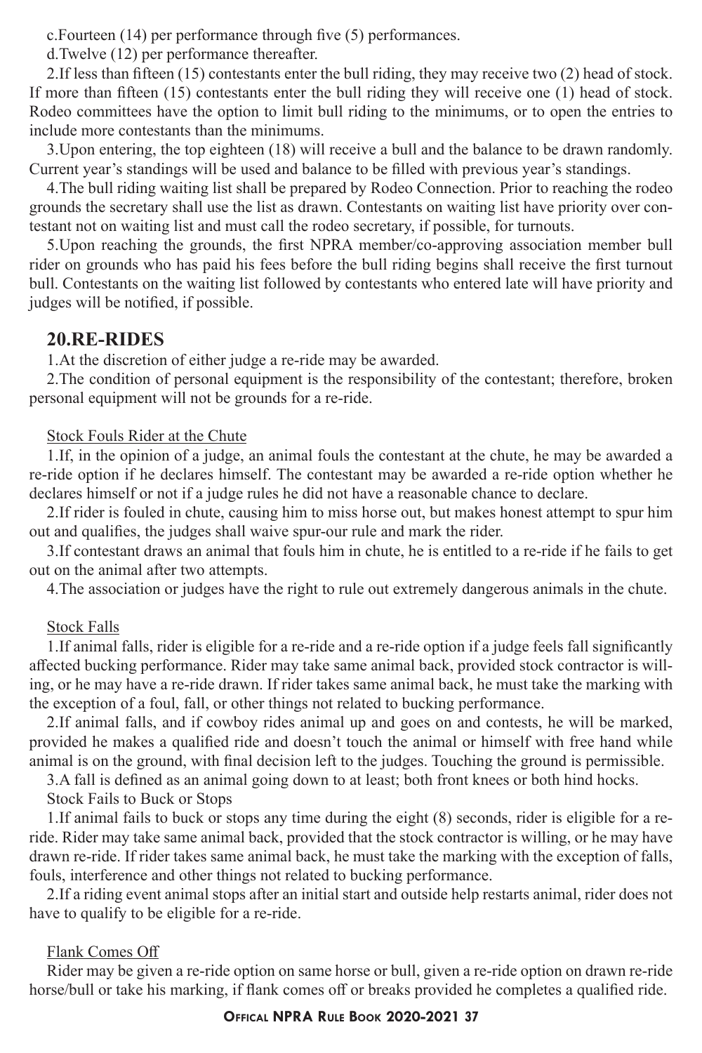c.Fourteen (14) per performance through five (5) performances.

d.Twelve (12) per performance thereafter.

2.If less than fifteen (15) contestants enter the bull riding, they may receive two (2) head of stock. If more than fifteen (15) contestants enter the bull riding they will receive one (1) head of stock. Rodeo committees have the option to limit bull riding to the minimums, or to open the entries to include more contestants than the minimums.

3.Upon entering, the top eighteen (18) will receive a bull and the balance to be drawn randomly. Current year's standings will be used and balance to be filled with previous year's standings.

4.The bull riding waiting list shall be prepared by Rodeo Connection. Prior to reaching the rodeo grounds the secretary shall use the list as drawn. Contestants on waiting list have priority over contestant not on waiting list and must call the rodeo secretary, if possible, for turnouts.

5.Upon reaching the grounds, the first NPRA member/co-approving association member bull rider on grounds who has paid his fees before the bull riding begins shall receive the first turnout bull. Contestants on the waiting list followed by contestants who entered late will have priority and judges will be notified, if possible.

## 20.RE-RIDES

1.At the discretion of either judge a re-ride may be awarded.

2.The condition of personal equipment is the responsibility of the contestant; therefore, broken personal equipment will not be grounds for a re-ride.

Stock Fouls Rider at the Chute

1.If, in the opinion of a judge, an animal fouls the contestant at the chute, he may be awarded a re-ride option if he declares himself. The contestant may be awarded a re-ride option whether he declares himself or not if a judge rules he did not have a reasonable chance to declare.

2.If rider is fouled in chute, causing him to miss horse out, but makes honest attempt to spur him out and qualifies, the judges shall waive spur-our rule and mark the rider.

3.If contestant draws an animal that fouls him in chute, he is entitled to a re-ride if he fails to get out on the animal after two attempts.

4.The association or judges have the right to rule out extremely dangerous animals in the chute.

Stock Falls

1.If animal falls, rider is eligible for a re-ride and a re-ride option if a judge feels fall significantly affected bucking performance. Rider may take same animal back, provided stock contractor is willing, or he may have a re-ride drawn. If rider takes same animal back, he must take the marking with the exception of a foul, fall, or other things not related to bucking performance.

2.If animal falls, and if cowboy rides animal up and goes on and contests, he will be marked, provided he makes a qualified ride and doesn't touch the animal or himself with free hand while animal is on the ground, with final decision left to the judges. Touching the ground is permissible.

3.A fall is defined as an animal going down to at least; both front knees or both hind hocks.

Stock Fails to Buck or Stops

1.If animal fails to buck or stops any time during the eight (8) seconds, rider is eligible for a re-ride. Rider may take same animal back, provided that the stock contractor is willing, or he may have drawn re-ride. If rider takes same animal back, he must take the marking with the exception of falls, fouls, interference and other things not related to bucking performance.

2.If a riding event animal stops after an initial start and outside help restarts animal, rider does not have to qualify to be eligible for a re-ride.

Flank Comes Off

Rider may be given a re-ride option on same horse or bull, given a re-ride option on drawn re-ride horse/bull or take his marking, if flank comes off or breaks provided he completes a qualified ride.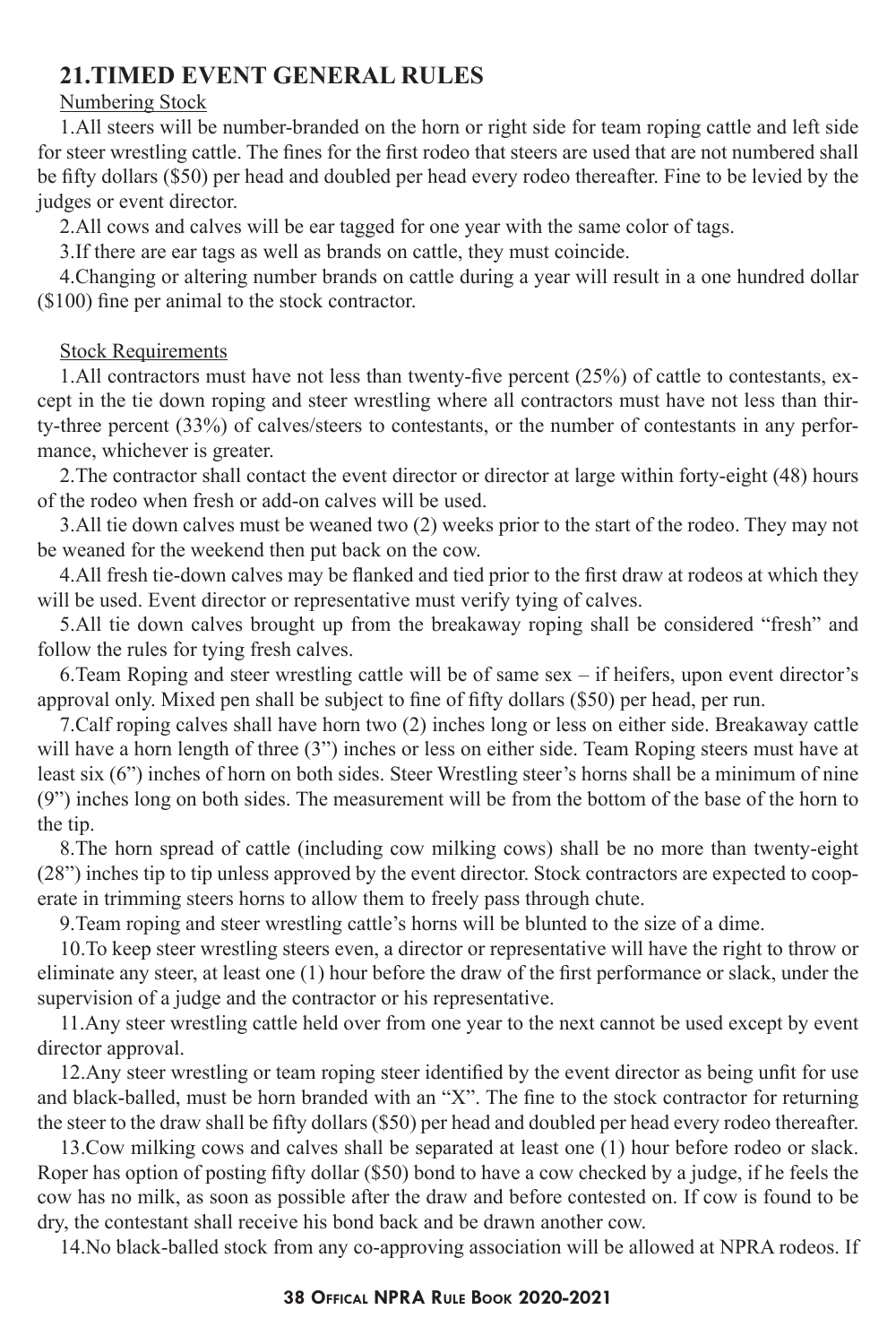## 21.TIMED EVENT GENERAL RULES

Numbering Stock

1.All steers will be number-branded on the horn or right side for team roping cattle and left side for steer wrestling cattle. The fines for the first rodeo that steers are used that are not numbered shall be fifty dollars ($50) per head and doubled per head every rodeo thereafter. Fine to be levied by the judges or event director.

2.All cows and calves will be ear tagged for one year with the same color of tags.

3.If there are ear tags as well as brands on cattle, they must coincide.

4.Changing or altering number brands on cattle during a year will result in a one hundred dollar ($100) fine per animal to the stock contractor.

Stock Requirements

1.All contractors must have not less than twenty-five percent (25%) of cattle to contestants, except in the tie down roping and steer wrestling where all contractors must have not less than thirty-three percent (33%) of calves/steers to contestants, or the number of contestants in any performance, whichever is greater.

2.The contractor shall contact the event director or director at large within forty-eight (48) hours of the rodeo when fresh or add-on calves will be used.

3.All tie down calves must be weaned two (2) weeks prior to the start of the rodeo. They may not be weaned for the weekend then put back on the cow.

4.All fresh tie-down calves may be flanked and tied prior to the first draw at rodeos at which they will be used. Event director or representative must verify tying of calves.

5.All tie down calves brought up from the breakaway roping shall be considered "fresh" and follow the rules for tying fresh calves.

6.Team Roping and steer wrestling cattle will be of same sex – if heifers, upon event director's approval only. Mixed pen shall be subject to fine of fifty dollars ($50) per head, per run.

7.Calf roping calves shall have horn two (2) inches long or less on either side. Breakaway cattle will have a horn length of three (3") inches or less on either side. Team Roping steers must have at least six (6") inches of horn on both sides. Steer Wrestling steer's horns shall be a minimum of nine (9") inches long on both sides. The measurement will be from the bottom of the base of the horn to the tip.

8.The horn spread of cattle (including cow milking cows) shall be no more than twenty-eight (28") inches tip to tip unless approved by the event director. Stock contractors are expected to cooperate in trimming steers horns to allow them to freely pass through chute.

9.Team roping and steer wrestling cattle's horns will be blunted to the size of a dime.

10.To keep steer wrestling steers even, a director or representative will have the right to throw or eliminate any steer, at least one (1) hour before the draw of the first performance or slack, under the supervision of a judge and the contractor or his representative.

11.Any steer wrestling cattle held over from one year to the next cannot be used except by event director approval.

12.Any steer wrestling or team roping steer identified by the event director as being unfit for use and black-balled, must be horn branded with an "X". The fine to the stock contractor for returning the steer to the draw shall be fifty dollars ($50) per head and doubled per head every rodeo thereafter.

13.Cow milking cows and calves shall be separated at least one (1) hour before rodeo or slack. Roper has option of posting fifty dollar ($50) bond to have a cow checked by a judge, if he feels the cow has no milk, as soon as possible after the draw and before contested on. If cow is found to be dry, the contestant shall receive his bond back and be drawn another cow.

14.No black-balled stock from any co-approving association will be allowed at NPRA rodeos. If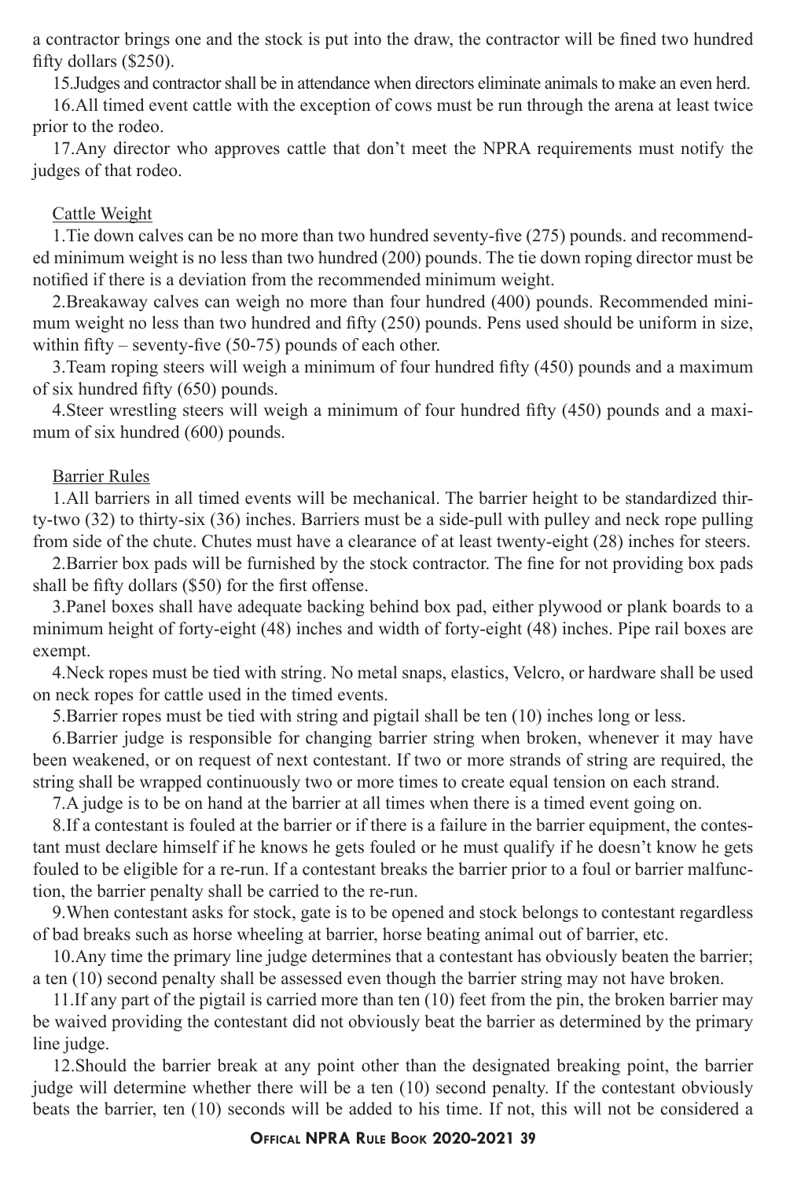a contractor brings one and the stock is put into the draw, the contractor will be fined two hundred fifty dollars ($250).

15.Judges and contractor shall be in attendance when directors eliminate animals to make an even herd.

16.All timed event cattle with the exception of cows must be run through the arena at least twice prior to the rodeo.

17.Any director who approves cattle that don't meet the NPRA requirements must notify the judges of that rodeo.

Cattle Weight

1.Tie down calves can be no more than two hundred seventy-five (275) pounds. and recommended minimum weight is no less than two hundred (200) pounds. The tie down roping director must be notified if there is a deviation from the recommended minimum weight.

2.Breakaway calves can weigh no more than four hundred (400) pounds. Recommended minimum weight no less than two hundred and fifty (250) pounds. Pens used should be uniform in size, within fifty – seventy-five (50-75) pounds of each other.

3.Team roping steers will weigh a minimum of four hundred fifty (450) pounds and a maximum of six hundred fifty (650) pounds.

4.Steer wrestling steers will weigh a minimum of four hundred fifty (450) pounds and a maximum of six hundred (600) pounds.

Barrier Rules

1.All barriers in all timed events will be mechanical. The barrier height to be standardized thirty-two (32) to thirty-six (36) inches. Barriers must be a side-pull with pulley and neck rope pulling from side of the chute. Chutes must have a clearance of at least twenty-eight (28) inches for steers.

2.Barrier box pads will be furnished by the stock contractor. The fine for not providing box pads shall be fifty dollars ($50) for the first offense.

3.Panel boxes shall have adequate backing behind box pad, either plywood or plank boards to a minimum height of forty-eight (48) inches and width of forty-eight (48) inches. Pipe rail boxes are exempt.

4.Neck ropes must be tied with string. No metal snaps, elastics, Velcro, or hardware shall be used on neck ropes for cattle used in the timed events.

5.Barrier ropes must be tied with string and pigtail shall be ten (10) inches long or less.

6.Barrier judge is responsible for changing barrier string when broken, whenever it may have been weakened, or on request of next contestant. If two or more strands of string are required, the string shall be wrapped continuously two or more times to create equal tension on each strand.

7.A judge is to be on hand at the barrier at all times when there is a timed event going on.

8.If a contestant is fouled at the barrier or if there is a failure in the barrier equipment, the contestant must declare himself if he knows he gets fouled or he must qualify if he doesn't know he gets fouled to be eligible for a re-run. If a contestant breaks the barrier prior to a foul or barrier malfunction, the barrier penalty shall be carried to the re-run.

9.When contestant asks for stock, gate is to be opened and stock belongs to contestant regardless of bad breaks such as horse wheeling at barrier, horse beating animal out of barrier, etc.

10.Any time the primary line judge determines that a contestant has obviously beaten the barrier; a ten (10) second penalty shall be assessed even though the barrier string may not have broken.

11.If any part of the pigtail is carried more than ten (10) feet from the pin, the broken barrier may be waived providing the contestant did not obviously beat the barrier as determined by the primary line judge.

12.Should the barrier break at any point other than the designated breaking point, the barrier judge will determine whether there will be a ten (10) second penalty. If the contestant obviously beats the barrier, ten (10) seconds will be added to his time. If not, this will not be considered a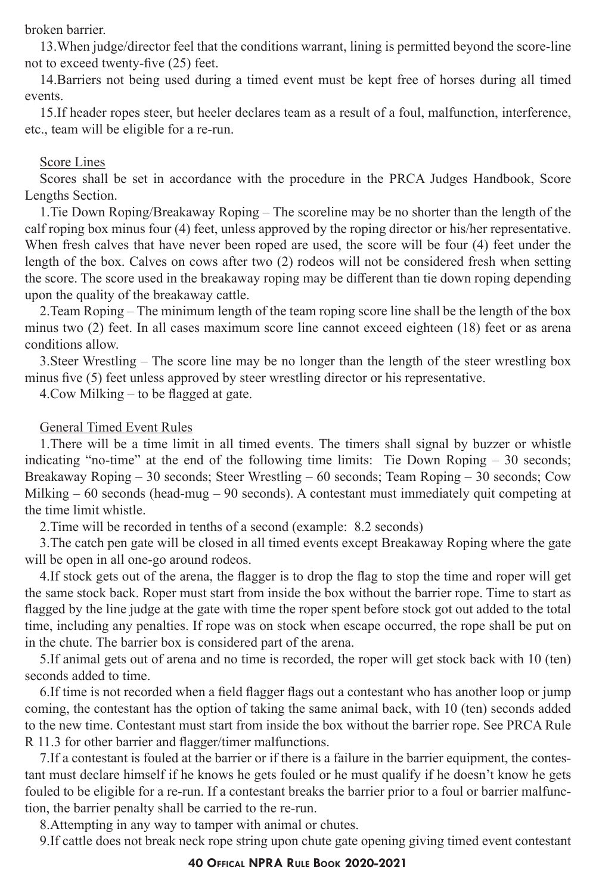broken barrier.

13.When judge/director feel that the conditions warrant, lining is permitted beyond the score-line not to exceed twenty-five (25) feet.

14.Barriers not being used during a timed event must be kept free of horses during all timed events.

15.If header ropes steer, but heeler declares team as a result of a foul, malfunction, interference, etc., team will be eligible for a re-run.

## Score Lines

Scores shall be set in accordance with the procedure in the PRCA Judges Handbook, Score Lengths Section.

1.Tie Down Roping/Breakaway Roping – The scoreline may be no shorter than the length of the calf roping box minus four (4) feet, unless approved by the roping director or his/her representative. When fresh calves that have never been roped are used, the score will be four (4) feet under the length of the box. Calves on cows after two (2) rodeos will not be considered fresh when setting the score. The score used in the breakaway roping may be different than tie down roping depending upon the quality of the breakaway cattle.

2.Team Roping – The minimum length of the team roping score line shall be the length of the box minus two (2) feet. In all cases maximum score line cannot exceed eighteen (18) feet or as arena conditions allow.

3.Steer Wrestling – The score line may be no longer than the length of the steer wrestling box minus five (5) feet unless approved by steer wrestling director or his representative.

4.Cow Milking – to be flagged at gate.

## General Timed Event Rules

1.There will be a time limit in all timed events. The timers shall signal by buzzer or whistle indicating "no-time" at the end of the following time limits: Tie Down Roping – 30 seconds; Breakaway Roping – 30 seconds; Steer Wrestling – 60 seconds; Team Roping – 30 seconds; Cow Milking – 60 seconds (head-mug – 90 seconds). A contestant must immediately quit competing at the time limit whistle.

2.Time will be recorded in tenths of a second (example: 8.2 seconds)

3.The catch pen gate will be closed in all timed events except Breakaway Roping where the gate will be open in all one-go around rodeos.

4.If stock gets out of the arena, the flagger is to drop the flag to stop the time and roper will get the same stock back. Roper must start from inside the box without the barrier rope. Time to start as flagged by the line judge at the gate with time the roper spent before stock got out added to the total time, including any penalties. If rope was on stock when escape occurred, the rope shall be put on in the chute. The barrier box is considered part of the arena.

5.If animal gets out of arena and no time is recorded, the roper will get stock back with 10 (ten) seconds added to time.

6.If time is not recorded when a field flagger flags out a contestant who has another loop or jump coming, the contestant has the option of taking the same animal back, with 10 (ten) seconds added to the new time. Contestant must start from inside the box without the barrier rope. See PRCA Rule R 11.3 for other barrier and flagger/timer malfunctions.

7.If a contestant is fouled at the barrier or if there is a failure in the barrier equipment, the contestant must declare himself if he knows he gets fouled or he must qualify if he doesn't know he gets fouled to be eligible for a re-run. If a contestant breaks the barrier prior to a foul or barrier malfunction, the barrier penalty shall be carried to the re-run.

8.Attempting in any way to tamper with animal or chutes.

9.If cattle does not break neck rope string upon chute gate opening giving timed event contestant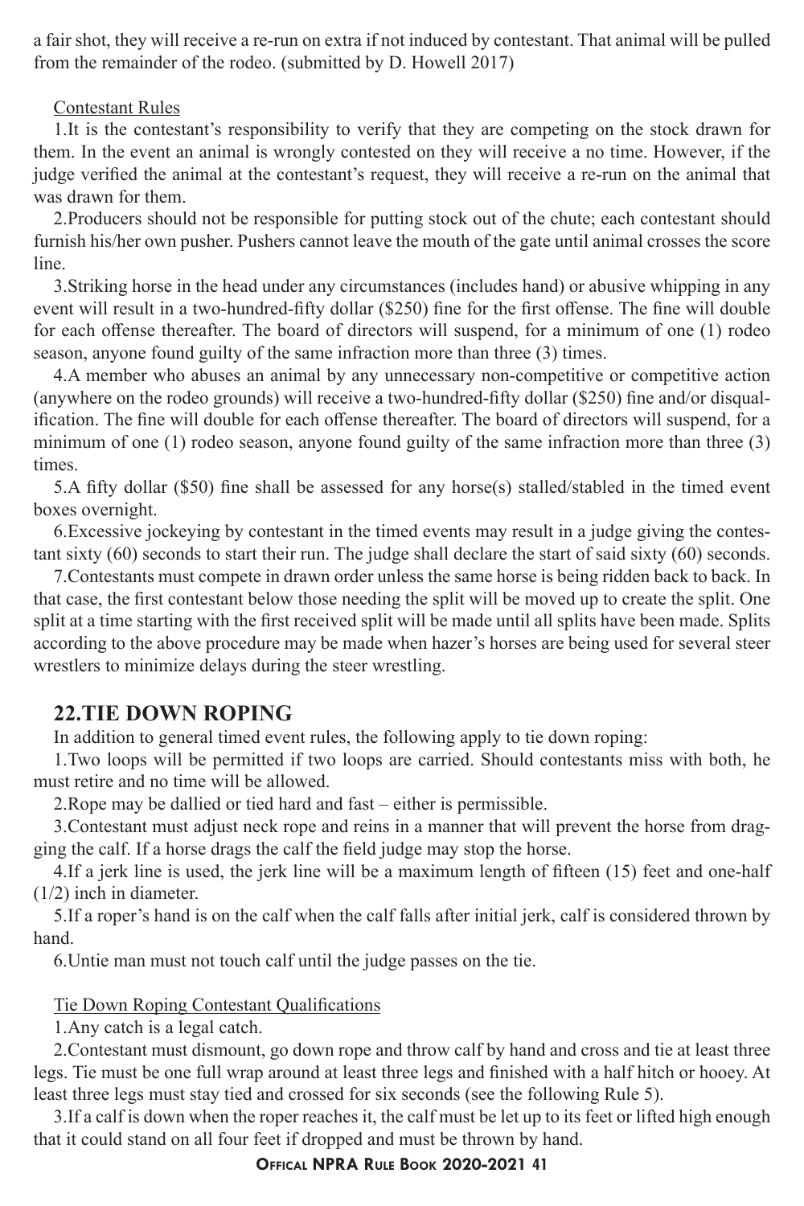a fair shot, they will receive a re-run on extra if not induced by contestant. That animal will be pulled from the remainder of the rodeo. (submitted by D. Howell 2017)

Contestant Rules

1.It is the contestant's responsibility to verify that they are competing on the stock drawn for them. In the event an animal is wrongly contested on they will receive a no time. However, if the judge verified the animal at the contestant's request, they will receive a re-run on the animal that was drawn for them.

2.Producers should not be responsible for putting stock out of the chute; each contestant should furnish his/her own pusher. Pushers cannot leave the mouth of the gate until animal crosses the score line.

3.Striking horse in the head under any circumstances (includes hand) or abusive whipping in any event will result in a two-hundred-fifty dollar ($250) fine for the first offense. The fine will double for each offense thereafter. The board of directors will suspend, for a minimum of one (1) rodeo season, anyone found guilty of the same infraction more than three (3) times.

4.A member who abuses an animal by any unnecessary non-competitive or competitive action (anywhere on the rodeo grounds) will receive a two-hundred-fifty dollar ($250) fine and/or disqualification. The fine will double for each offense thereafter. The board of directors will suspend, for a minimum of one (1) rodeo season, anyone found guilty of the same infraction more than three (3) times.

5.A fifty dollar ($50) fine shall be assessed for any horse(s) stalled/stabled in the timed event boxes overnight.

6.Excessive jockeying by contestant in the timed events may result in a judge giving the contestant sixty (60) seconds to start their run. The judge shall declare the start of said sixty (60) seconds.

7.Contestants must compete in drawn order unless the same horse is being ridden back to back. In that case, the first contestant below those needing the split will be moved up to create the split. One split at a time starting with the first received split will be made until all splits have been made. Splits according to the above procedure may be made when hazer's horses are being used for several steer wrestlers to minimize delays during the steer wrestling.

## 22.TIE DOWN ROPING

In addition to general timed event rules, the following apply to tie down roping:

1.Two loops will be permitted if two loops are carried. Should contestants miss with both, he must retire and no time will be allowed.

2.Rope may be dallied or tied hard and fast – either is permissible.

3.Contestant must adjust neck rope and reins in a manner that will prevent the horse from dragging the calf. If a horse drags the calf the field judge may stop the horse.

4.If a jerk line is used, the jerk line will be a maximum length of fifteen (15) feet and one-half (1/2) inch in diameter.

5.If a roper's hand is on the calf when the calf falls after initial jerk, calf is considered thrown by hand.

6.Untie man must not touch calf until the judge passes on the tie.

Tie Down Roping Contestant Qualifications

1.Any catch is a legal catch.

2.Contestant must dismount, go down rope and throw calf by hand and cross and tie at least three legs. Tie must be one full wrap around at least three legs and finished with a half hitch or hooey. At least three legs must stay tied and crossed for six seconds (see the following Rule 5).

3.If a calf is down when the roper reaches it, the calf must be let up to its feet or lifted high enough that it could stand on all four feet if dropped and must be thrown by hand.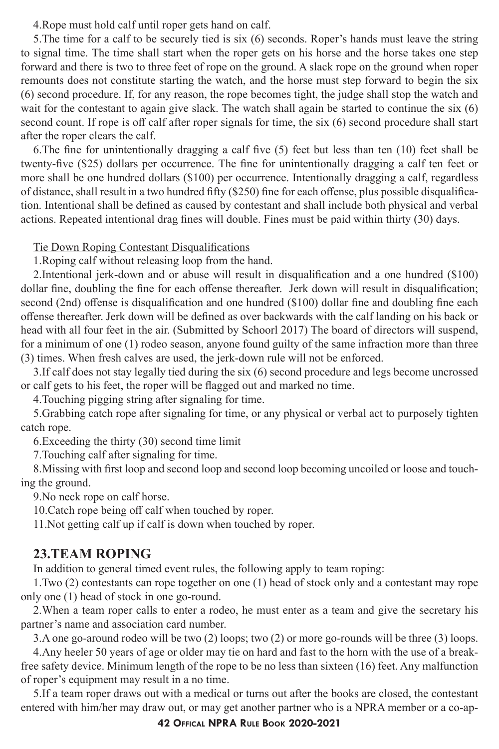4.Rope must hold calf until roper gets hand on calf.

5.The time for a calf to be securely tied is six (6) seconds. Roper's hands must leave the string to signal time. The time shall start when the roper gets on his horse and the horse takes one step forward and there is two to three feet of rope on the ground. A slack rope on the ground when roper remounts does not constitute starting the watch, and the horse must step forward to begin the six (6) second procedure. If, for any reason, the rope becomes tight, the judge shall stop the watch and wait for the contestant to again give slack. The watch shall again be started to continue the six (6) second count. If rope is off calf after roper signals for time, the six (6) second procedure shall start after the roper clears the calf.

6.The fine for unintentionally dragging a calf five (5) feet but less than ten (10) feet shall be twenty-five ($25) dollars per occurrence. The fine for unintentionally dragging a calf ten feet or more shall be one hundred dollars ($100) per occurrence. Intentionally dragging a calf, regardless of distance, shall result in a two hundred fifty ($250) fine for each offense, plus possible disqualification. Intentional shall be defined as caused by contestant and shall include both physical and verbal actions. Repeated intentional drag fines will double. Fines must be paid within thirty (30) days.

Tie Down Roping Contestant Disqualifications

1.Roping calf without releasing loop from the hand.

2.Intentional jerk-down and or abuse will result in disqualification and a one hundred ($100) dollar fine, doubling the fine for each offense thereafter. Jerk down will result in disqualification; second (2nd) offense is disqualification and one hundred ($100) dollar fine and doubling fine each offense thereafter. Jerk down will be defined as over backwards with the calf landing on his back or head with all four feet in the air. (Submitted by Schoorl 2017) The board of directors will suspend, for a minimum of one (1) rodeo season, anyone found guilty of the same infraction more than three (3) times. When fresh calves are used, the jerk-down rule will not be enforced.

3.If calf does not stay legally tied during the six (6) second procedure and legs become uncrossed or calf gets to his feet, the roper will be flagged out and marked no time.

4.Touching pigging string after signaling for time.

5.Grabbing catch rope after signaling for time, or any physical or verbal act to purposely tighten catch rope.

6.Exceeding the thirty (30) second time limit

7.Touching calf after signaling for time.

8.Missing with first loop and second loop and second loop becoming uncoiled or loose and touching the ground.

9.No neck rope on calf horse.

10.Catch rope being off calf when touched by roper.

11.Not getting calf up if calf is down when touched by roper.

## 23.TEAM ROPING

In addition to general timed event rules, the following apply to team roping:

1.Two (2) contestants can rope together on one (1) head of stock only and a contestant may rope only one (1) head of stock in one go-round.

2.When a team roper calls to enter a rodeo, he must enter as a team and give the secretary his partner's name and association card number.

3.A one go-around rodeo will be two (2) loops; two (2) or more go-rounds will be three (3) loops.

4.Any heeler 50 years of age or older may tie on hard and fast to the horn with the use of a breakfree safety device. Minimum length of the rope to be no less than sixteen (16) feet. Any malfunction of roper's equipment may result in a no time.

5.If a team roper draws out with a medical or turns out after the books are closed, the contestant entered with him/her may draw out, or may get another partner who is a NPRA member or a co-ap-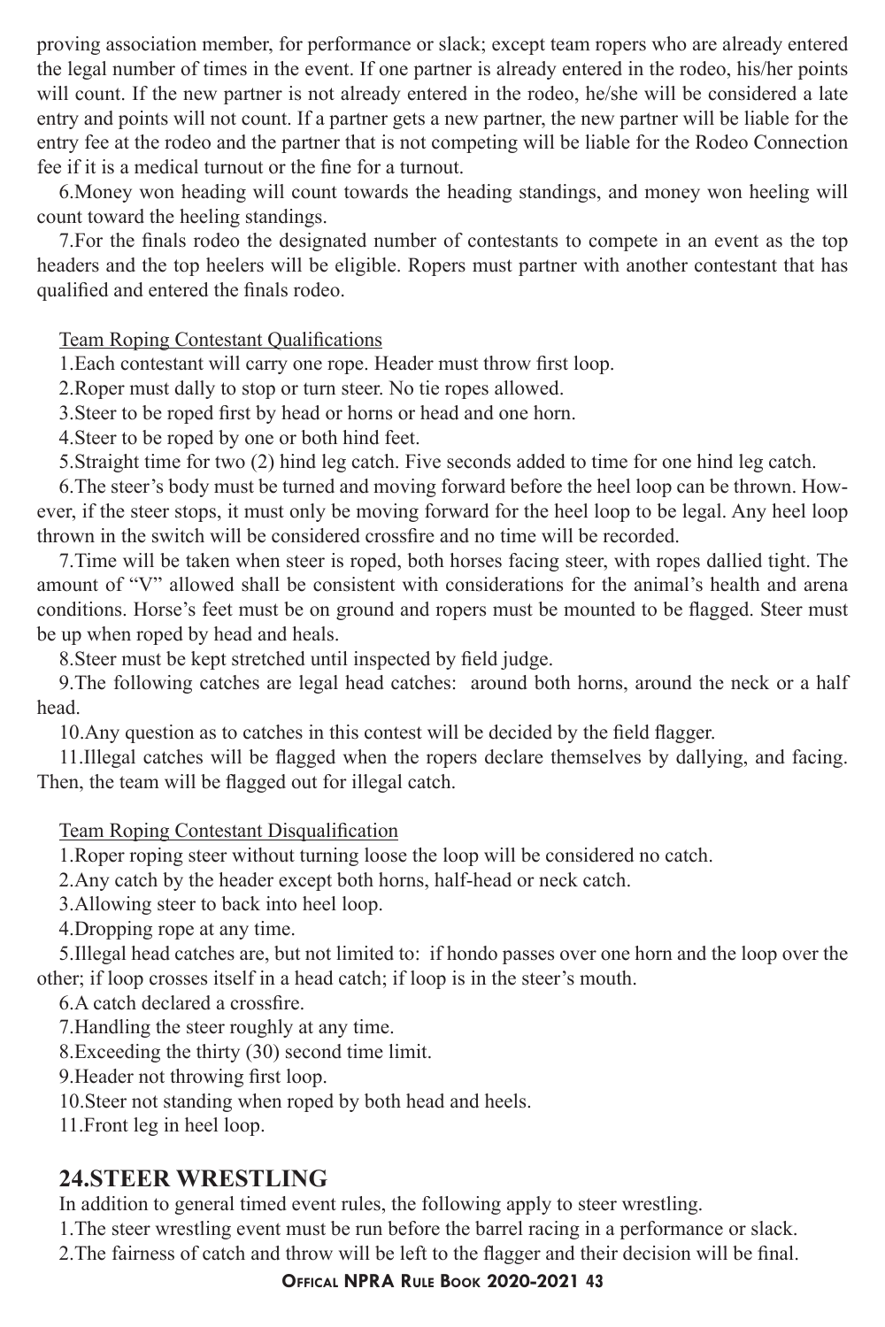proving association member, for performance or slack; except team ropers who are already entered the legal number of times in the event. If one partner is already entered in the rodeo, his/her points will count. If the new partner is not already entered in the rodeo, he/she will be considered a late entry and points will not count. If a partner gets a new partner, the new partner will be liable for the entry fee at the rodeo and the partner that is not competing will be liable for the Rodeo Connection fee if it is a medical turnout or the fine for a turnout.

6.Money won heading will count towards the heading standings, and money won heeling will count toward the heeling standings.

7.For the finals rodeo the designated number of contestants to compete in an event as the top headers and the top heelers will be eligible. Ropers must partner with another contestant that has qualified and entered the finals rodeo.

Team Roping Contestant Qualifications

1.Each contestant will carry one rope. Header must throw first loop.

2.Roper must dally to stop or turn steer. No tie ropes allowed.

3.Steer to be roped first by head or horns or head and one horn.

4.Steer to be roped by one or both hind feet.

5.Straight time for two (2) hind leg catch. Five seconds added to time for one hind leg catch.

6.The steer's body must be turned and moving forward before the heel loop can be thrown. However, if the steer stops, it must only be moving forward for the heel loop to be legal. Any heel loop thrown in the switch will be considered crossfire and no time will be recorded.

7.Time will be taken when steer is roped, both horses facing steer, with ropes dallied tight. The amount of "V" allowed shall be consistent with considerations for the animal's health and arena conditions. Horse's feet must be on ground and ropers must be mounted to be flagged. Steer must be up when roped by head and heals.

8.Steer must be kept stretched until inspected by field judge.

9.The following catches are legal head catches: around both horns, around the neck or a half head.

10.Any question as to catches in this contest will be decided by the field flagger.

11.Illegal catches will be flagged when the ropers declare themselves by dallying, and facing. Then, the team will be flagged out for illegal catch.

Team Roping Contestant Disqualification

1.Roper roping steer without turning loose the loop will be considered no catch.

2.Any catch by the header except both horns, half-head or neck catch.

3.Allowing steer to back into heel loop.

4.Dropping rope at any time.

5.Illegal head catches are, but not limited to: if hondo passes over one horn and the loop over the other; if loop crosses itself in a head catch; if loop is in the steer's mouth.

6.A catch declared a crossfire.

7.Handling the steer roughly at any time.

8.Exceeding the thirty (30) second time limit.

9.Header not throwing first loop.

10.Steer not standing when roped by both head and heels.

11.Front leg in heel loop.

## 24.STEER WRESTLING

In addition to general timed event rules, the following apply to steer wrestling.

1.The steer wrestling event must be run before the barrel racing in a performance or slack.

2.The fairness of catch and throw will be left to the flagger and their decision will be final.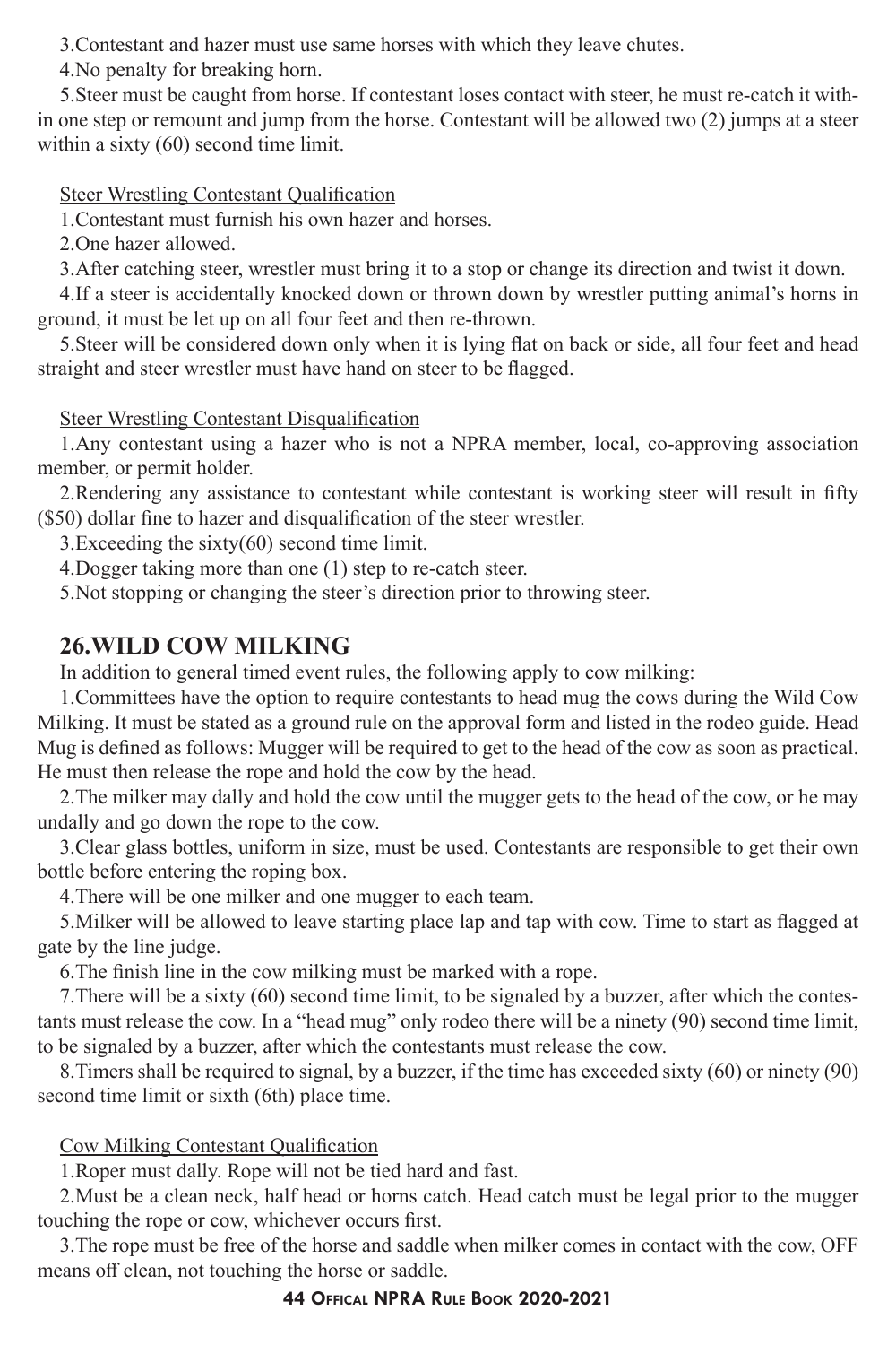3.Contestant and hazer must use same horses with which they leave chutes.

4.No penalty for breaking horn.

5.Steer must be caught from horse. If contestant loses contact with steer, he must re-catch it within one step or remount and jump from the horse. Contestant will be allowed two (2) jumps at a steer within a sixty (60) second time limit.

Steer Wrestling Contestant Qualification

1.Contestant must furnish his own hazer and horses.

2.One hazer allowed.

3.After catching steer, wrestler must bring it to a stop or change its direction and twist it down.

4.If a steer is accidentally knocked down or thrown down by wrestler putting animal's horns in ground, it must be let up on all four feet and then re-thrown.

5.Steer will be considered down only when it is lying flat on back or side, all four feet and head straight and steer wrestler must have hand on steer to be flagged.

Steer Wrestling Contestant Disqualification

1.Any contestant using a hazer who is not a NPRA member, local, co-approving association member, or permit holder.

2.Rendering any assistance to contestant while contestant is working steer will result in fifty ($50) dollar fine to hazer and disqualification of the steer wrestler.

3.Exceeding the sixty(60) second time limit.

4.Dogger taking more than one (1) step to re-catch steer.

5.Not stopping or changing the steer's direction prior to throwing steer.

## 26.WILD COW MILKING

In addition to general timed event rules, the following apply to cow milking:

1.Committees have the option to require contestants to head mug the cows during the Wild Cow Milking. It must be stated as a ground rule on the approval form and listed in the rodeo guide. Head Mug is defined as follows: Mugger will be required to get to the head of the cow as soon as practical. He must then release the rope and hold the cow by the head.

2.The milker may dally and hold the cow until the mugger gets to the head of the cow, or he may undally and go down the rope to the cow.

3.Clear glass bottles, uniform in size, must be used. Contestants are responsible to get their own bottle before entering the roping box.

4.There will be one milker and one mugger to each team.

5.Milker will be allowed to leave starting place lap and tap with cow. Time to start as flagged at gate by the line judge.

6.The finish line in the cow milking must be marked with a rope.

7.There will be a sixty (60) second time limit, to be signaled by a buzzer, after which the contestants must release the cow. In a "head mug" only rodeo there will be a ninety (90) second time limit, to be signaled by a buzzer, after which the contestants must release the cow.

8.Timers shall be required to signal, by a buzzer, if the time has exceeded sixty (60) or ninety (90) second time limit or sixth (6th) place time.

Cow Milking Contestant Qualification

1.Roper must dally. Rope will not be tied hard and fast.

2.Must be a clean neck, half head or horns catch. Head catch must be legal prior to the mugger touching the rope or cow, whichever occurs first.

3.The rope must be free of the horse and saddle when milker comes in contact with the cow, OFF means off clean, not touching the horse or saddle.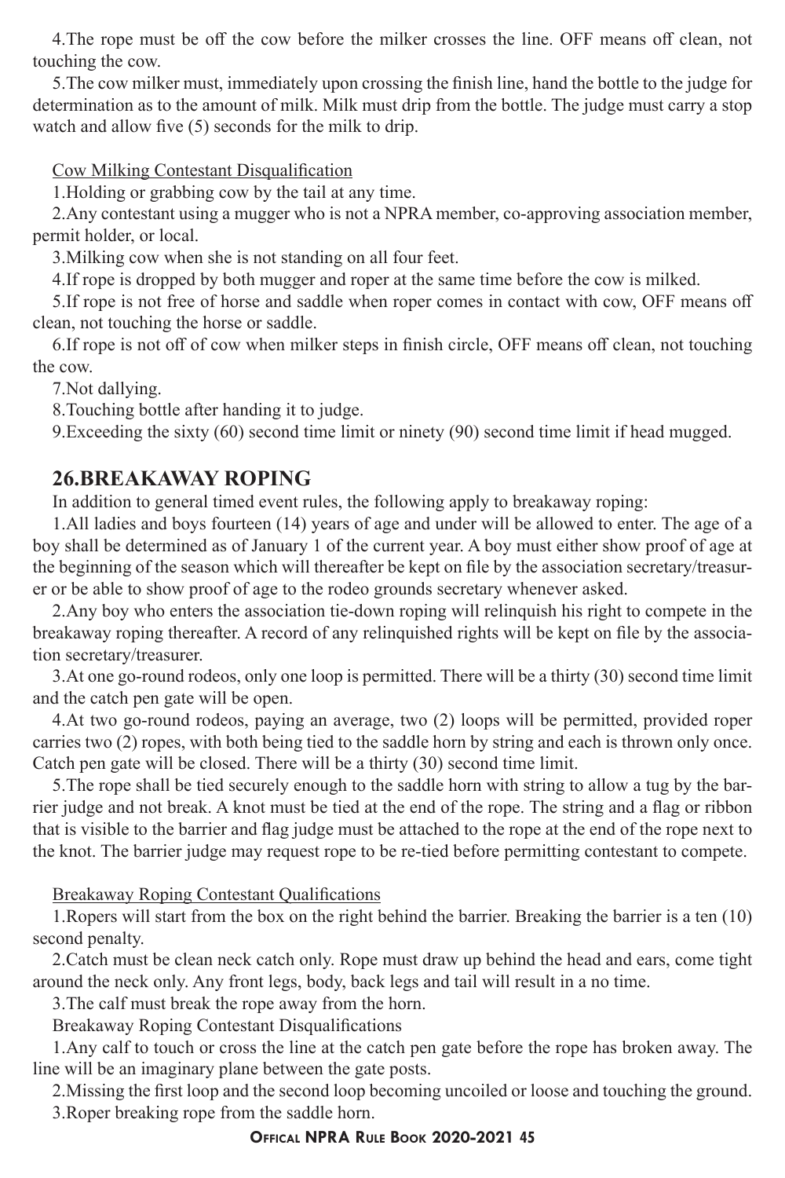4.The rope must be off the cow before the milker crosses the line. OFF means off clean, not touching the cow.

5.The cow milker must, immediately upon crossing the finish line, hand the bottle to the judge for determination as to the amount of milk. Milk must drip from the bottle. The judge must carry a stop watch and allow five (5) seconds for the milk to drip.

Cow Milking Contestant Disqualification

1.Holding or grabbing cow by the tail at any time.

2.Any contestant using a mugger who is not a NPRA member, co-approving association member, permit holder, or local.

3.Milking cow when she is not standing on all four feet.

4.If rope is dropped by both mugger and roper at the same time before the cow is milked.

5.If rope is not free of horse and saddle when roper comes in contact with cow, OFF means off clean, not touching the horse or saddle.

6.If rope is not off of cow when milker steps in finish circle, OFF means off clean, not touching the cow.

7.Not dallying.

8.Touching bottle after handing it to judge.

9.Exceeding the sixty (60) second time limit or ninety (90) second time limit if head mugged.

## 26.BREAKAWAY ROPING

In addition to general timed event rules, the following apply to breakaway roping:

1.All ladies and boys fourteen (14) years of age and under will be allowed to enter. The age of a boy shall be determined as of January 1 of the current year. A boy must either show proof of age at the beginning of the season which will thereafter be kept on file by the association secretary/treasurer or be able to show proof of age to the rodeo grounds secretary whenever asked.

2.Any boy who enters the association tie-down roping will relinquish his right to compete in the breakaway roping thereafter. A record of any relinquished rights will be kept on file by the association secretary/treasurer.

3.At one go-round rodeos, only one loop is permitted. There will be a thirty (30) second time limit and the catch pen gate will be open.

4.At two go-round rodeos, paying an average, two (2) loops will be permitted, provided roper carries two (2) ropes, with both being tied to the saddle horn by string and each is thrown only once. Catch pen gate will be closed. There will be a thirty (30) second time limit.

5.The rope shall be tied securely enough to the saddle horn with string to allow a tug by the barrier judge and not break. A knot must be tied at the end of the rope. The string and a flag or ribbon that is visible to the barrier and flag judge must be attached to the rope at the end of the rope next to the knot. The barrier judge may request rope to be re-tied before permitting contestant to compete.

Breakaway Roping Contestant Qualifications

1.Ropers will start from the box on the right behind the barrier. Breaking the barrier is a ten (10) second penalty.

2.Catch must be clean neck catch only. Rope must draw up behind the head and ears, come tight around the neck only. Any front legs, body, back legs and tail will result in a no time.

3.The calf must break the rope away from the horn.

Breakaway Roping Contestant Disqualifications

1.Any calf to touch or cross the line at the catch pen gate before the rope has broken away. The line will be an imaginary plane between the gate posts.

2.Missing the first loop and the second loop becoming uncoiled or loose and touching the ground.

3.Roper breaking rope from the saddle horn.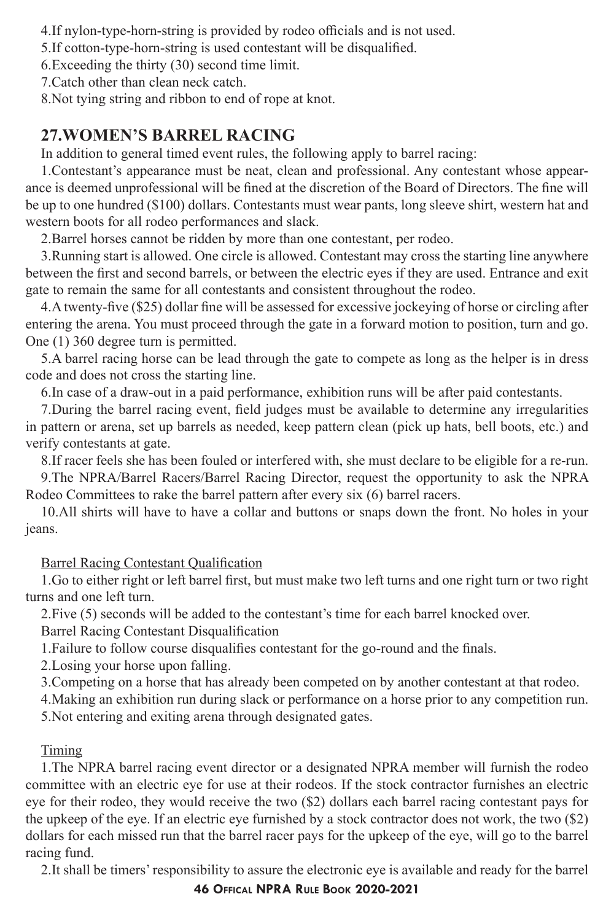4.If nylon-type-horn-string is provided by rodeo officials and is not used.

5.If cotton-type-horn-string is used contestant will be disqualified.

6.Exceeding the thirty (30) second time limit.

7.Catch other than clean neck catch.

8.Not tying string and ribbon to end of rope at knot.

## 27.WOMEN'S BARREL RACING

In addition to general timed event rules, the following apply to barrel racing:

1.Contestant's appearance must be neat, clean and professional. Any contestant whose appearance is deemed unprofessional will be fined at the discretion of the Board of Directors. The fine will be up to one hundred ($100) dollars. Contestants must wear pants, long sleeve shirt, western hat and western boots for all rodeo performances and slack.

2.Barrel horses cannot be ridden by more than one contestant, per rodeo.

3.Running start is allowed. One circle is allowed. Contestant may cross the starting line anywhere between the first and second barrels, or between the electric eyes if they are used. Entrance and exit gate to remain the same for all contestants and consistent throughout the rodeo.

4.A twenty-five ($25) dollar fine will be assessed for excessive jockeying of horse or circling after entering the arena. You must proceed through the gate in a forward motion to position, turn and go. One (1) 360 degree turn is permitted.

5.A barrel racing horse can be lead through the gate to compete as long as the helper is in dress code and does not cross the starting line.

6.In case of a draw-out in a paid performance, exhibition runs will be after paid contestants.

7.During the barrel racing event, field judges must be available to determine any irregularities in pattern or arena, set up barrels as needed, keep pattern clean (pick up hats, bell boots, etc.) and verify contestants at gate.

8.If racer feels she has been fouled or interfered with, she must declare to be eligible for a re-run.

9.The NPRA/Barrel Racers/Barrel Racing Director, request the opportunity to ask the NPRA Rodeo Committees to rake the barrel pattern after every six (6) barrel racers.

10.All shirts will have to have a collar and buttons or snaps down the front. No holes in your jeans.

Barrel Racing Contestant Qualification

1.Go to either right or left barrel first, but must make two left turns and one right turn or two right turns and one left turn.

2.Five (5) seconds will be added to the contestant's time for each barrel knocked over.

Barrel Racing Contestant Disqualification

1.Failure to follow course disqualifies contestant for the go-round and the finals.

2.Losing your horse upon falling.

3.Competing on a horse that has already been competed on by another contestant at that rodeo.

4.Making an exhibition run during slack or performance on a horse prior to any competition run.

5.Not entering and exiting arena through designated gates.

Timing

1.The NPRA barrel racing event director or a designated NPRA member will furnish the rodeo committee with an electric eye for use at their rodeos. If the stock contractor furnishes an electric eye for their rodeo, they would receive the two ($2) dollars each barrel racing contestant pays for the upkeep of the eye. If an electric eye furnished by a stock contractor does not work, the two ($2) dollars for each missed run that the barrel racer pays for the upkeep of the eye, will go to the barrel racing fund.

2.It shall be timers' responsibility to assure the electronic eye is available and ready for the barrel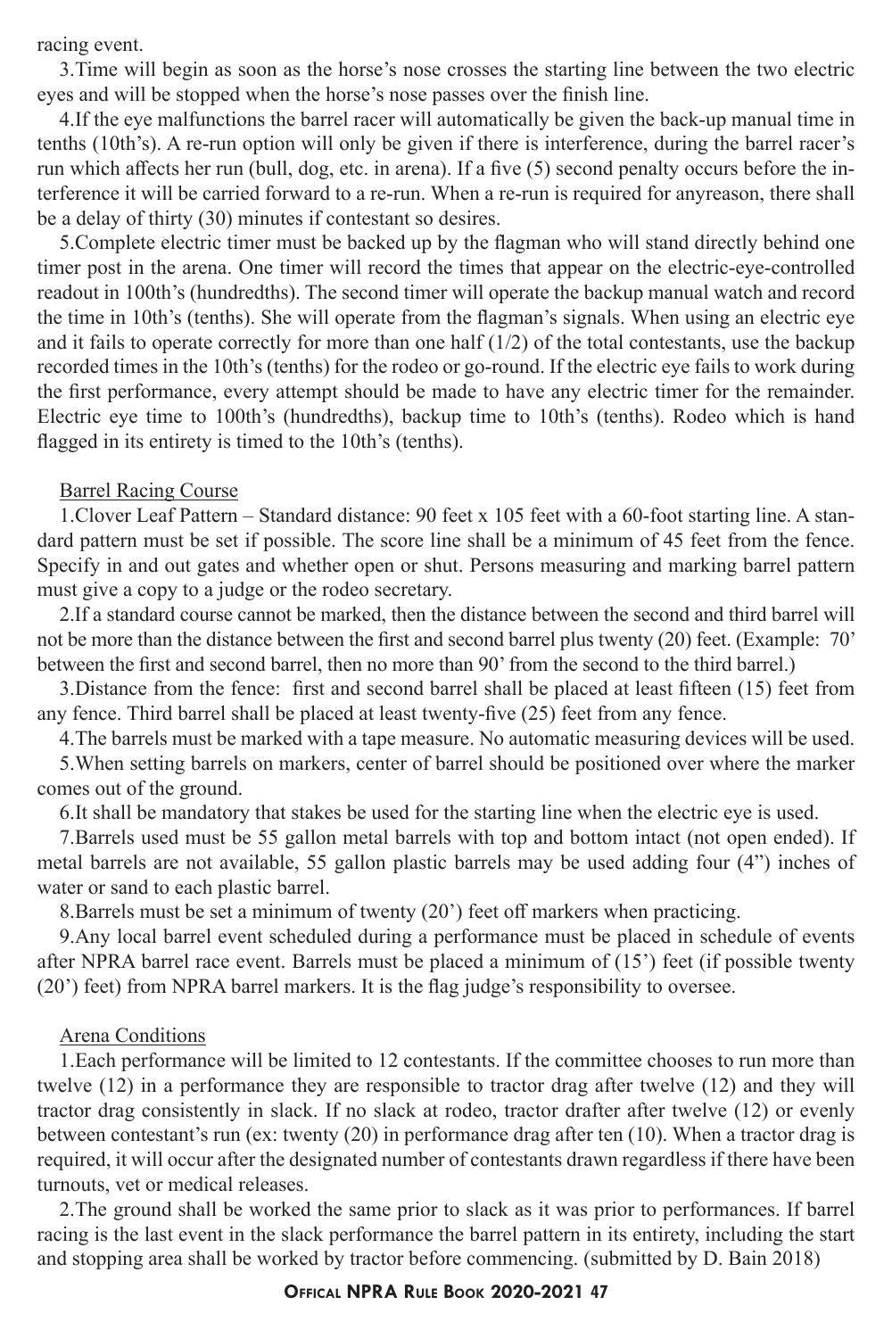racing event.

3.Time will begin as soon as the horse's nose crosses the starting line between the two electric eyes and will be stopped when the horse's nose passes over the finish line.

4.If the eye malfunctions the barrel racer will automatically be given the back-up manual time in tenths (10th's). A re-run option will only be given if there is interference, during the barrel racer's run which affects her run (bull, dog, etc. in arena). If a five (5) second penalty occurs before the interference it will be carried forward to a re-run. When a re-run is required for anyreason, there shall be a delay of thirty (30) minutes if contestant so desires.

5.Complete electric timer must be backed up by the flagman who will stand directly behind one timer post in the arena. One timer will record the times that appear on the electric-eye-controlled readout in 100th's (hundredths). The second timer will operate the backup manual watch and record the time in 10th's (tenths). She will operate from the flagman's signals. When using an electric eye and it fails to operate correctly for more than one half (1/2) of the total contestants, use the backup recorded times in the 10th's (tenths) for the rodeo or go-round. If the electric eye fails to work during the first performance, every attempt should be made to have any electric timer for the remainder. Electric eye time to 100th's (hundredths), backup time to 10th's (tenths). Rodeo which is hand flagged in its entirety is timed to the 10th's (tenths).

Barrel Racing Course

1.Clover Leaf Pattern – Standard distance: 90 feet x 105 feet with a 60-foot starting line. A standard pattern must be set if possible. The score line shall be a minimum of 45 feet from the fence. Specify in and out gates and whether open or shut. Persons measuring and marking barrel pattern must give a copy to a judge or the rodeo secretary.

2.If a standard course cannot be marked, then the distance between the second and third barrel will not be more than the distance between the first and second barrel plus twenty (20) feet. (Example: 70' between the first and second barrel, then no more than 90' from the second to the third barrel.)

3.Distance from the fence: first and second barrel shall be placed at least fifteen (15) feet from any fence. Third barrel shall be placed at least twenty-five (25) feet from any fence.

4.The barrels must be marked with a tape measure. No automatic measuring devices will be used.

5.When setting barrels on markers, center of barrel should be positioned over where the marker comes out of the ground.

6.It shall be mandatory that stakes be used for the starting line when the electric eye is used.

7.Barrels used must be 55 gallon metal barrels with top and bottom intact (not open ended). If metal barrels are not available, 55 gallon plastic barrels may be used adding four (4") inches of water or sand to each plastic barrel.

8.Barrels must be set a minimum of twenty (20') feet off markers when practicing.

9.Any local barrel event scheduled during a performance must be placed in schedule of events after NPRA barrel race event. Barrels must be placed a minimum of (15') feet (if possible twenty (20') feet) from NPRA barrel markers. It is the flag judge's responsibility to oversee.

Arena Conditions

1.Each performance will be limited to 12 contestants. If the committee chooses to run more than twelve (12) in a performance they are responsible to tractor drag after twelve (12) and they will tractor drag consistently in slack. If no slack at rodeo, tractor drafter after twelve (12) or evenly between contestant's run (ex: twenty (20) in performance drag after ten (10). When a tractor drag is required, it will occur after the designated number of contestants drawn regardless if there have been turnouts, vet or medical releases.

2.The ground shall be worked the same prior to slack as it was prior to performances. If barrel racing is the last event in the slack performance the barrel pattern in its entirety, including the start and stopping area shall be worked by tractor before commencing. (submitted by D. Bain 2018)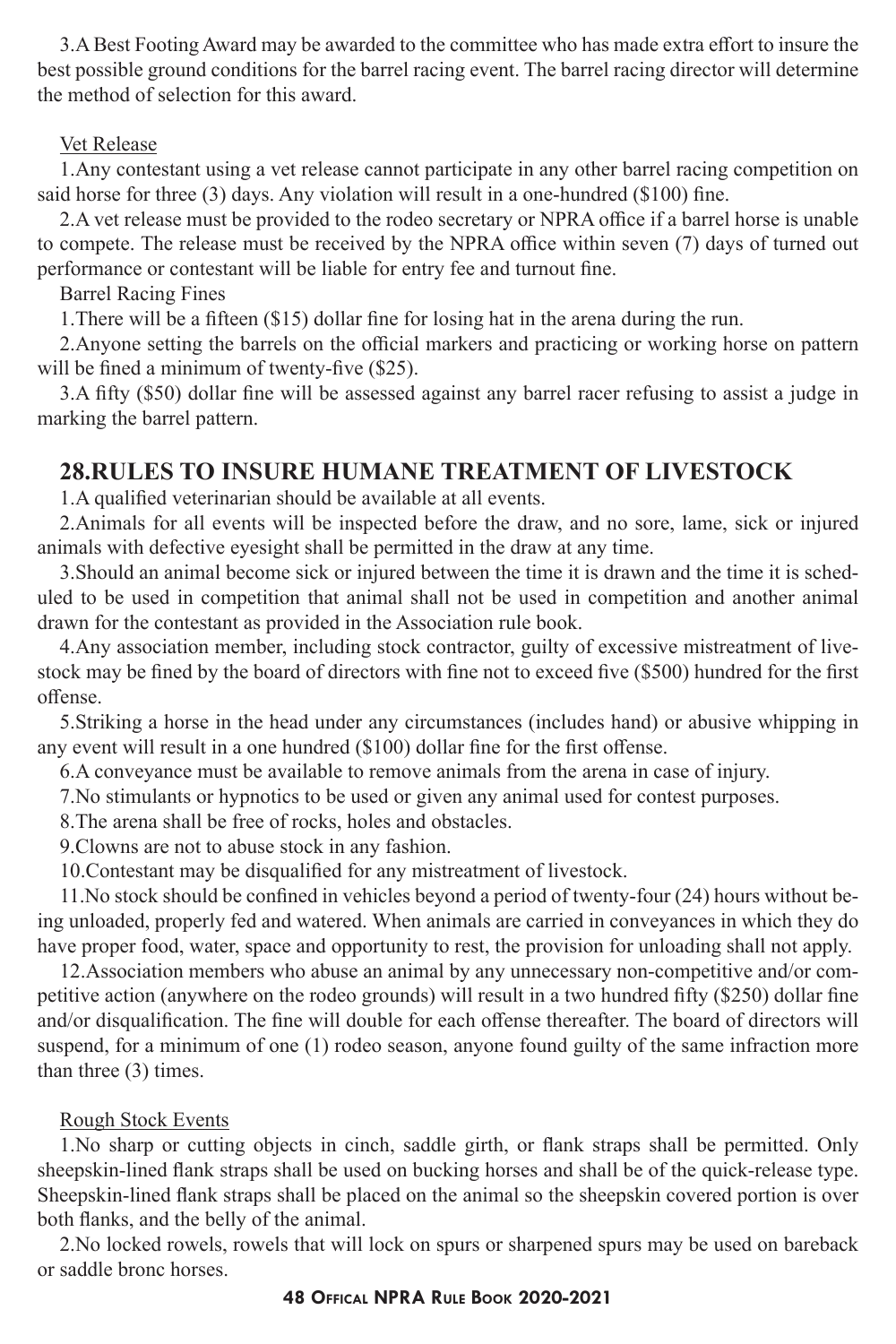3.A Best Footing Award may be awarded to the committee who has made extra effort to insure the best possible ground conditions for the barrel racing event. The barrel racing director will determine the method of selection for this award.

Vet Release

1.Any contestant using a vet release cannot participate in any other barrel racing competition on said horse for three (3) days. Any violation will result in a one-hundred ($100) fine.

2.A vet release must be provided to the rodeo secretary or NPRA office if a barrel horse is unable to compete. The release must be received by the NPRA office within seven (7) days of turned out performance or contestant will be liable for entry fee and turnout fine.

Barrel Racing Fines

1.There will be a fifteen ($15) dollar fine for losing hat in the arena during the run.

2.Anyone setting the barrels on the official markers and practicing or working horse on pattern will be fined a minimum of twenty-five ($25).

3.A fifty ($50) dollar fine will be assessed against any barrel racer refusing to assist a judge in marking the barrel pattern.

## 28.RULES TO INSURE HUMANE TREATMENT OF LIVESTOCK

1.A qualified veterinarian should be available at all events.

2.Animals for all events will be inspected before the draw, and no sore, lame, sick or injured animals with defective eyesight shall be permitted in the draw at any time.

3.Should an animal become sick or injured between the time it is drawn and the time it is scheduled to be used in competition that animal shall not be used in competition and another animal drawn for the contestant as provided in the Association rule book.

4.Any association member, including stock contractor, guilty of excessive mistreatment of livestock may be fined by the board of directors with fine not to exceed five ($500) hundred for the first offense.

5.Striking a horse in the head under any circumstances (includes hand) or abusive whipping in any event will result in a one hundred ($100) dollar fine for the first offense.

6.A conveyance must be available to remove animals from the arena in case of injury.

7.No stimulants or hypnotics to be used or given any animal used for contest purposes.

8.The arena shall be free of rocks, holes and obstacles.

9.Clowns are not to abuse stock in any fashion.

10.Contestant may be disqualified for any mistreatment of livestock.

11.No stock should be confined in vehicles beyond a period of twenty-four (24) hours without being unloaded, properly fed and watered. When animals are carried in conveyances in which they do have proper food, water, space and opportunity to rest, the provision for unloading shall not apply.

12.Association members who abuse an animal by any unnecessary non-competitive and/or competitive action (anywhere on the rodeo grounds) will result in a two hundred fifty ($250) dollar fine and/or disqualification. The fine will double for each offense thereafter. The board of directors will suspend, for a minimum of one (1) rodeo season, anyone found guilty of the same infraction more than three (3) times.

Rough Stock Events

1.No sharp or cutting objects in cinch, saddle girth, or flank straps shall be permitted. Only sheepskin-lined flank straps shall be used on bucking horses and shall be of the quick-release type. Sheepskin-lined flank straps shall be placed on the animal so the sheepskin covered portion is over both flanks, and the belly of the animal.

2.No locked rowels, rowels that will lock on spurs or sharpened spurs may be used on bareback or saddle bronc horses.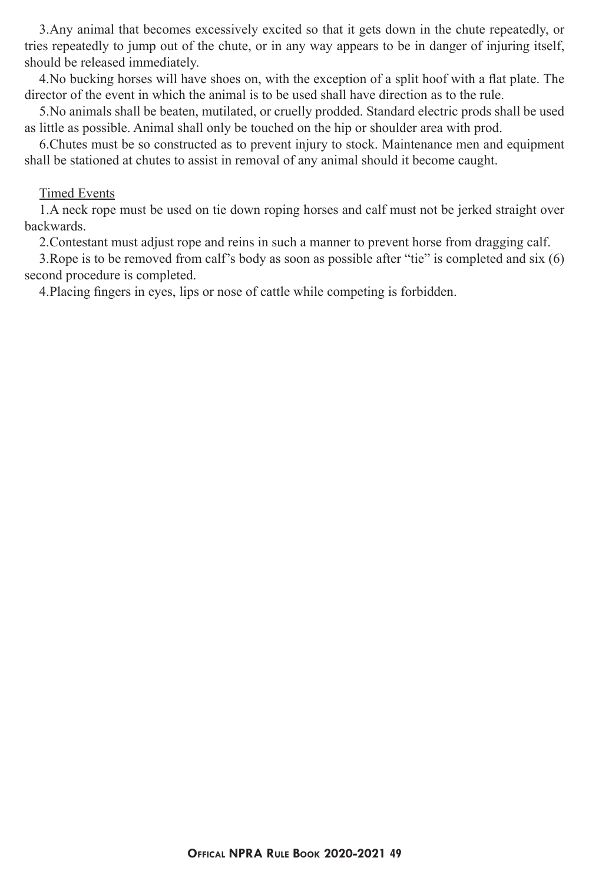3.Any animal that becomes excessively excited so that it gets down in the chute repeatedly, or tries repeatedly to jump out of the chute, or in any way appears to be in danger of injuring itself, should be released immediately.

4.No bucking horses will have shoes on, with the exception of a split hoof with a flat plate. The director of the event in which the animal is to be used shall have direction as to the rule.

5.No animals shall be beaten, mutilated, or cruelly prodded. Standard electric prods shall be used as little as possible. Animal shall only be touched on the hip or shoulder area with prod.

6.Chutes must be so constructed as to prevent injury to stock. Maintenance men and equipment shall be stationed at chutes to assist in removal of any animal should it become caught.

Timed Events

1.A neck rope must be used on tie down roping horses and calf must not be jerked straight over backwards.

2.Contestant must adjust rope and reins in such a manner to prevent horse from dragging calf.

3.Rope is to be removed from calf's body as soon as possible after "tie" is completed and six (6) second procedure is completed.

4.Placing fingers in eyes, lips or nose of cattle while competing is forbidden.